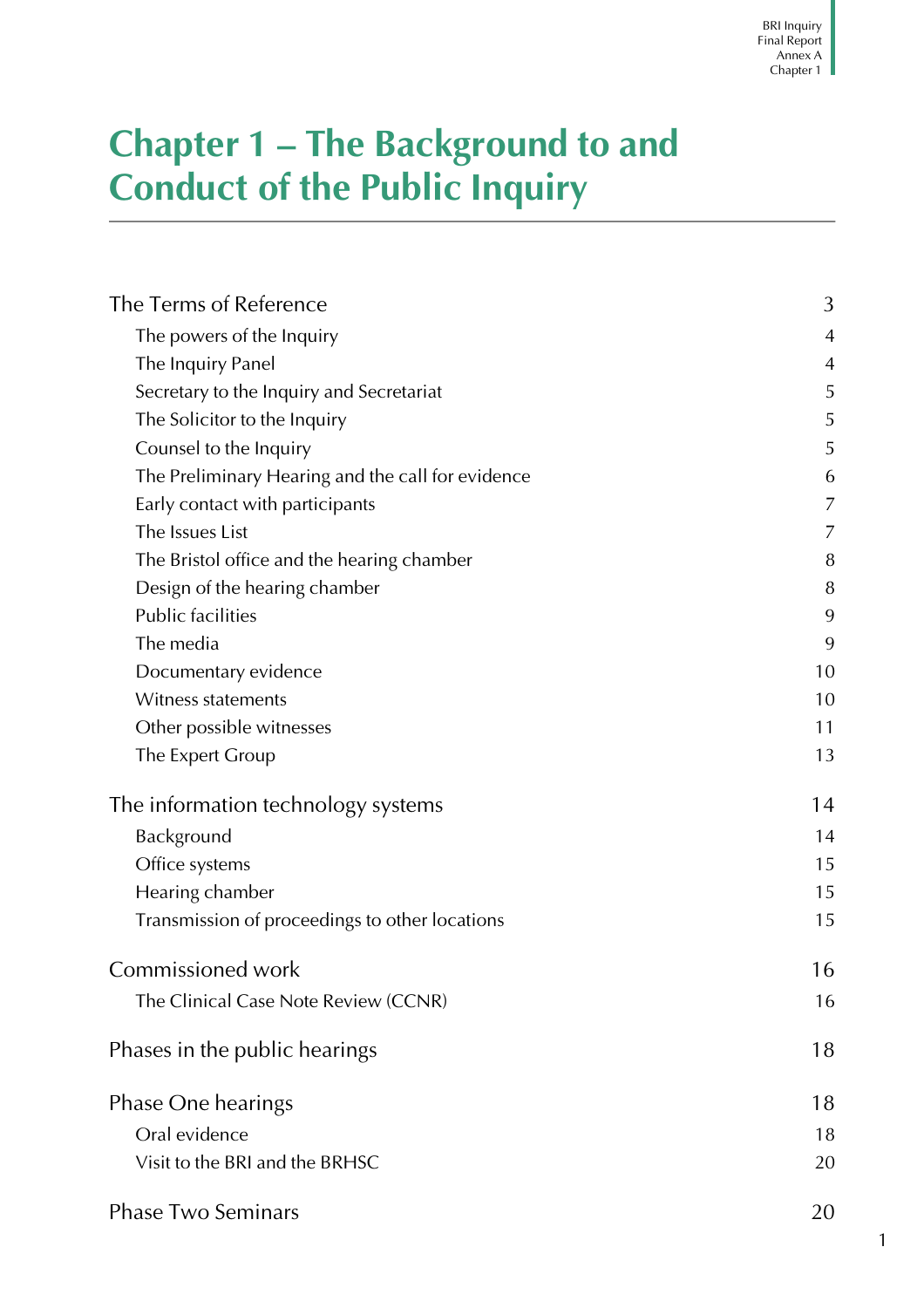# Chapter 1 – The Background to and Conduct of the Public Inquiry

| | |
|---|---|
| The Terms of Reference | 3 |
| The powers of the Inquiry | 4 |
| The Inquiry Panel | 4 |
| Secretary to the Inquiry and Secretariat | 5 |
| The Solicitor to the Inquiry | 5 |
| Counsel to the Inquiry | 5 |
| The Preliminary Hearing and the call for evidence | 6 |
| Early contact with participants | 7 |
| The Issues List | 7 |
| The Bristol office and the hearing chamber | 8 |
| Design of the hearing chamber | 8 |
| Public facilities | 9 |
| The media | 9 |
| Documentary evidence | 10 |
| Witness statements | 10 |
| Other possible witnesses | 11 |
| The Expert Group | 13 |
| The information technology systems | 14 |
| Background | 14 |
| Office systems | 15 |
| Hearing chamber | 15 |
| Transmission of proceedings to other locations | 15 |
| Commissioned work | 16 |
| The Clinical Case Note Review (CCNR) | 16 |
| Phases in the public hearings | 18 |
| Phase One hearings | 18 |
| Oral evidence | 18 |
| Visit to the BRI and the BRHSC | 20 |
| Phase Two Seminars | 20 |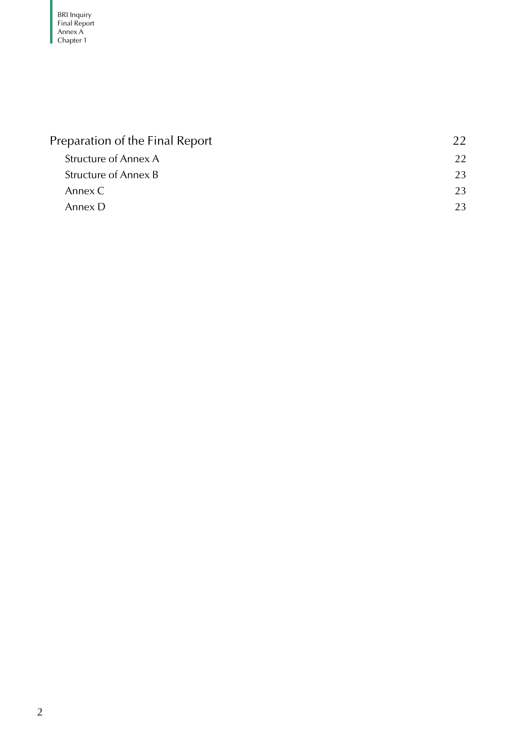| | |
|---|---|
| Preparation of the Final Report | 22 |
| Structure of Annex A | 22 |
| Structure of Annex B | 23 |
| Annex C | 23 |
| Annex D | 23 |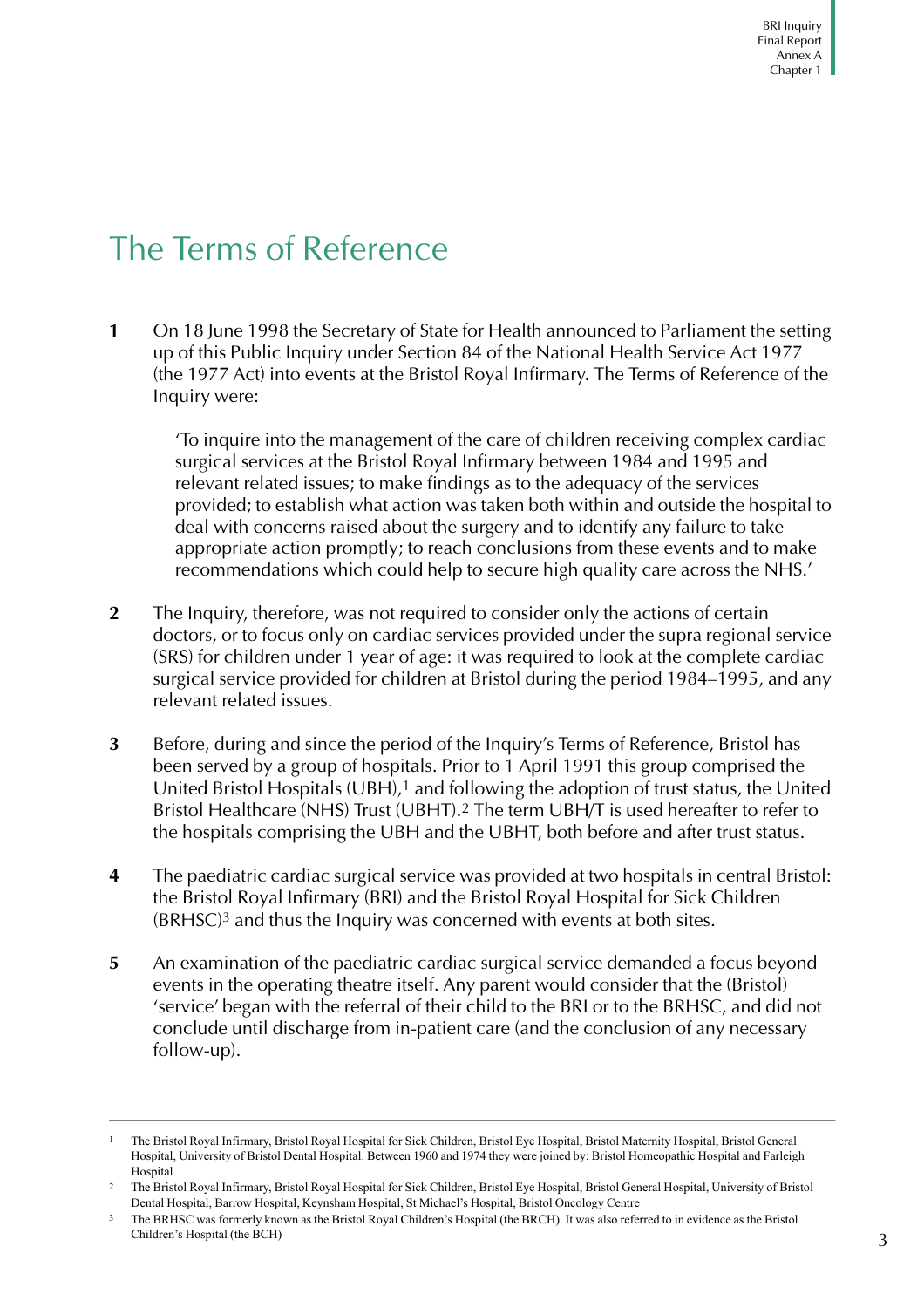# The Terms of Reference

**1** On 18 June 1998 the Secretary of State for Health announced to Parliament the setting up of this Public Inquiry under Section 84 of the National Health Service Act 1977 (the 1977 Act) into events at the Bristol Royal Infirmary. The Terms of Reference of the Inquiry were:

> 'To inquire into the management of the care of children receiving complex cardiac surgical services at the Bristol Royal Infirmary between 1984 and 1995 and relevant related issues; to make findings as to the adequacy of the services provided; to establish what action was taken both within and outside the hospital to deal with concerns raised about the surgery and to identify any failure to take appropriate action promptly; to reach conclusions from these events and to make recommendations which could help to secure high quality care across the NHS.'

**2** The Inquiry, therefore, was not required to consider only the actions of certain doctors, or to focus only on cardiac services provided under the supra regional service (SRS) for children under 1 year of age: it was required to look at the complete cardiac surgical service provided for children at Bristol during the period 1984–1995, and any relevant related issues.

**3** Before, during and since the period of the Inquiry's Terms of Reference, Bristol has been served by a group of hospitals. Prior to 1 April 1991 this group comprised the United Bristol Hospitals (UBH),[1] and following the adoption of trust status, the United Bristol Healthcare (NHS) Trust (UBHT).[2] The term UBH/T is used hereafter to refer to the hospitals comprising the UBH and the UBHT, both before and after trust status.

**4** The paediatric cardiac surgical service was provided at two hospitals in central Bristol: the Bristol Royal Infirmary (BRI) and the Bristol Royal Hospital for Sick Children (BRHSC)[3] and thus the Inquiry was concerned with events at both sites.

**5** An examination of the paediatric cardiac surgical service demanded a focus beyond events in the operating theatre itself. Any parent would consider that the (Bristol) 'service' began with the referral of their child to the BRI or to the BRHSC, and did not conclude until discharge from in-patient care (and the conclusion of any necessary follow-up).

---

[1] The Bristol Royal Infirmary, Bristol Royal Hospital for Sick Children, Bristol Eye Hospital, Bristol Maternity Hospital, Bristol General Hospital, University of Bristol Dental Hospital. Between 1960 and 1974 they were joined by: Bristol Homeopathic Hospital and Farleigh Hospital

[2] The Bristol Royal Infirmary, Bristol Royal Hospital for Sick Children, Bristol Eye Hospital, Bristol General Hospital, University of Bristol Dental Hospital, Barrow Hospital, Keynsham Hospital, St Michael's Hospital, Bristol Oncology Centre

[3] The BRHSC was formerly known as the Bristol Royal Children's Hospital (the BRCH). It was also referred to in evidence as the Bristol Children's Hospital (the BCH)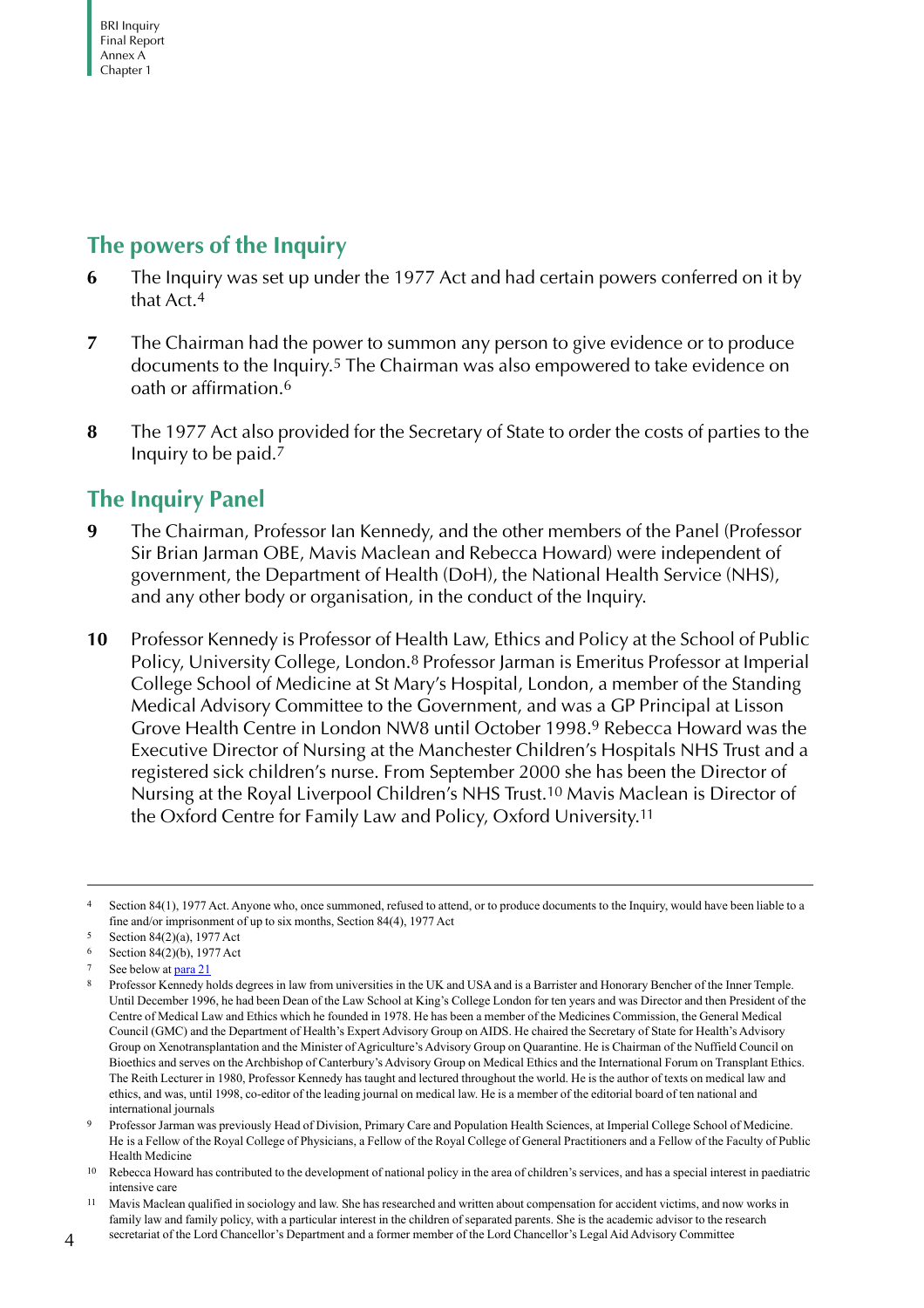## The powers of the Inquiry

**6** The Inquiry was set up under the 1977 Act and had certain powers conferred on it by that Act.[4]

**7** The Chairman had the power to summon any person to give evidence or to produce documents to the Inquiry.[5] The Chairman was also empowered to take evidence on oath or affirmation.[6]

**8** The 1977 Act also provided for the Secretary of State to order the costs of parties to the Inquiry to be paid.[7]

## The Inquiry Panel

**9** The Chairman, Professor Ian Kennedy, and the other members of the Panel (Professor Sir Brian Jarman OBE, Mavis Maclean and Rebecca Howard) were independent of government, the Department of Health (DoH), the National Health Service (NHS), and any other body or organisation, in the conduct of the Inquiry.

**10** Professor Kennedy is Professor of Health Law, Ethics and Policy at the School of Public Policy, University College, London.[8] Professor Jarman is Emeritus Professor at Imperial College School of Medicine at St Mary's Hospital, London, a member of the Standing Medical Advisory Committee to the Government, and was a GP Principal at Lisson Grove Health Centre in London NW8 until October 1998.[9] Rebecca Howard was the Executive Director of Nursing at the Manchester Children's Hospitals NHS Trust and a registered sick children's nurse. From September 2000 she has been the Director of Nursing at the Royal Liverpool Children's NHS Trust.[10] Mavis Maclean is Director of the Oxford Centre for Family Law and Policy, Oxford University.[11]

---

[4] Section 84(1), 1977 Act. Anyone who, once summoned, refused to attend, or to produce documents to the Inquiry, would have been liable to a fine and/or imprisonment of up to six months, Section 84(4), 1977 Act

[5] Section 84(2)(a), 1977 Act

[6] Section 84(2)(b), 1977 Act

[7] See below at para 21

[8] Professor Kennedy holds degrees in law from universities in the UK and USA and is a Barrister and Honorary Bencher of the Inner Temple. Until December 1996, he had been Dean of the Law School at King's College London for ten years and was Director and then President of the Centre of Medical Law and Ethics which he founded in 1978. He has been a member of the Medicines Commission, the General Medical Council (GMC) and the Department of Health's Expert Advisory Group on AIDS. He chaired the Secretary of State for Health's Advisory Group on Xenotransplantation and the Minister of Agriculture's Advisory Group on Quarantine. He is Chairman of the Nuffield Council on Bioethics and serves on the Archbishop of Canterbury's Advisory Group on Medical Ethics and the International Forum on Transplant Ethics. The Reith Lecturer in 1980, Professor Kennedy has taught and lectured throughout the world. He is the author of texts on medical law and ethics, and was, until 1998, co-editor of the leading journal on medical law. He is a member of the editorial board of ten national and international journals

[9] Professor Jarman was previously Head of Division, Primary Care and Population Health Sciences, at Imperial College School of Medicine. He is a Fellow of the Royal College of Physicians, a Fellow of the Royal College of General Practitioners and a Fellow of the Faculty of Public Health Medicine

[10] Rebecca Howard has contributed to the development of national policy in the area of children's services, and has a special interest in paediatric intensive care

[11] Mavis Maclean qualified in sociology and law. She has researched and written about compensation for accident victims, and now works in family law and family policy, with a particular interest in the children of separated parents. She is the academic advisor to the research secretariat of the Lord Chancellor's Department and a former member of the Lord Chancellor's Legal Aid Advisory Committee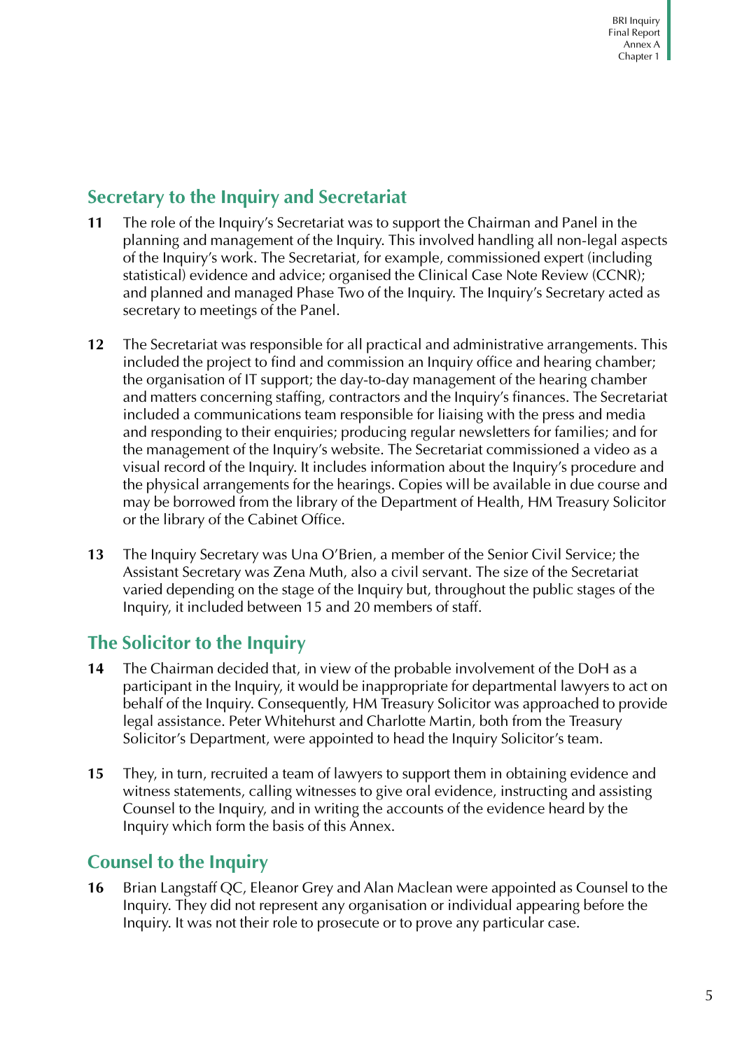## Secretary to the Inquiry and Secretariat

**11** The role of the Inquiry's Secretariat was to support the Chairman and Panel in the planning and management of the Inquiry. This involved handling all non-legal aspects of the Inquiry's work. The Secretariat, for example, commissioned expert (including statistical) evidence and advice; organised the Clinical Case Note Review (CCNR); and planned and managed Phase Two of the Inquiry. The Inquiry's Secretary acted as secretary to meetings of the Panel.

**12** The Secretariat was responsible for all practical and administrative arrangements. This included the project to find and commission an Inquiry office and hearing chamber; the organisation of IT support; the day-to-day management of the hearing chamber and matters concerning staffing, contractors and the Inquiry's finances. The Secretariat included a communications team responsible for liaising with the press and media and responding to their enquiries; producing regular newsletters for families; and for the management of the Inquiry's website. The Secretariat commissioned a video as a visual record of the Inquiry. It includes information about the Inquiry's procedure and the physical arrangements for the hearings. Copies will be available in due course and may be borrowed from the library of the Department of Health, HM Treasury Solicitor or the library of the Cabinet Office.

**13** The Inquiry Secretary was Una O'Brien, a member of the Senior Civil Service; the Assistant Secretary was Zena Muth, also a civil servant. The size of the Secretariat varied depending on the stage of the Inquiry but, throughout the public stages of the Inquiry, it included between 15 and 20 members of staff.

## The Solicitor to the Inquiry

**14** The Chairman decided that, in view of the probable involvement of the DoH as a participant in the Inquiry, it would be inappropriate for departmental lawyers to act on behalf of the Inquiry. Consequently, HM Treasury Solicitor was approached to provide legal assistance. Peter Whitehurst and Charlotte Martin, both from the Treasury Solicitor's Department, were appointed to head the Inquiry Solicitor's team.

**15** They, in turn, recruited a team of lawyers to support them in obtaining evidence and witness statements, calling witnesses to give oral evidence, instructing and assisting Counsel to the Inquiry, and in writing the accounts of the evidence heard by the Inquiry which form the basis of this Annex.

## Counsel to the Inquiry

**16** Brian Langstaff QC, Eleanor Grey and Alan Maclean were appointed as Counsel to the Inquiry. They did not represent any organisation or individual appearing before the Inquiry. It was not their role to prosecute or to prove any particular case.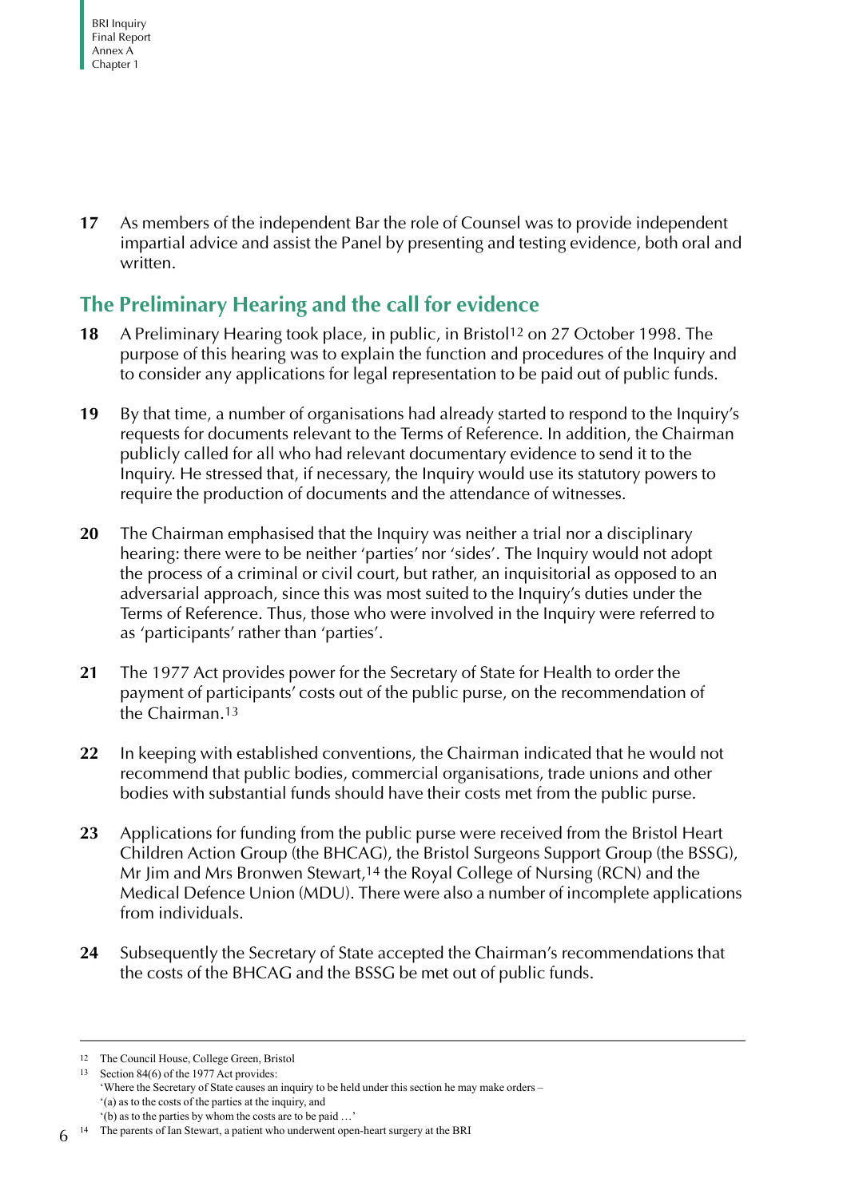17 As members of the independent Bar the role of Counsel was to provide independent impartial advice and assist the Panel by presenting and testing evidence, both oral and written.

## The Preliminary Hearing and the call for evidence

18 A Preliminary Hearing took place, in public, in Bristol[12] on 27 October 1998. The purpose of this hearing was to explain the function and procedures of the Inquiry and to consider any applications for legal representation to be paid out of public funds.

19 By that time, a number of organisations had already started to respond to the Inquiry's requests for documents relevant to the Terms of Reference. In addition, the Chairman publicly called for all who had relevant documentary evidence to send it to the Inquiry. He stressed that, if necessary, the Inquiry would use its statutory powers to require the production of documents and the attendance of witnesses.

20 The Chairman emphasised that the Inquiry was neither a trial nor a disciplinary hearing: there were to be neither 'parties' nor 'sides'. The Inquiry would not adopt the process of a criminal or civil court, but rather, an inquisitorial as opposed to an adversarial approach, since this was most suited to the Inquiry's duties under the Terms of Reference. Thus, those who were involved in the Inquiry were referred to as 'participants' rather than 'parties'.

21 The 1977 Act provides power for the Secretary of State for Health to order the payment of participants' costs out of the public purse, on the recommendation of the Chairman.[13]

22 In keeping with established conventions, the Chairman indicated that he would not recommend that public bodies, commercial organisations, trade unions and other bodies with substantial funds should have their costs met from the public purse.

23 Applications for funding from the public purse were received from the Bristol Heart Children Action Group (the BHCAG), the Bristol Surgeons Support Group (the BSSG), Mr Jim and Mrs Bronwen Stewart,[14] the Royal College of Nursing (RCN) and the Medical Defence Union (MDU). There were also a number of incomplete applications from individuals.

24 Subsequently the Secretary of State accepted the Chairman's recommendations that the costs of the BHCAG and the BSSG be met out of public funds.

---

[12] The Council House, College Green, Bristol

[13] Section 84(6) of the 1977 Act provides:
'Where the Secretary of State causes an inquiry to be held under this section he may make orders –
'(a) as to the costs of the parties at the inquiry, and
'(b) as to the parties by whom the costs are to be paid …'

[14] The parents of Ian Stewart, a patient who underwent open-heart surgery at the BRI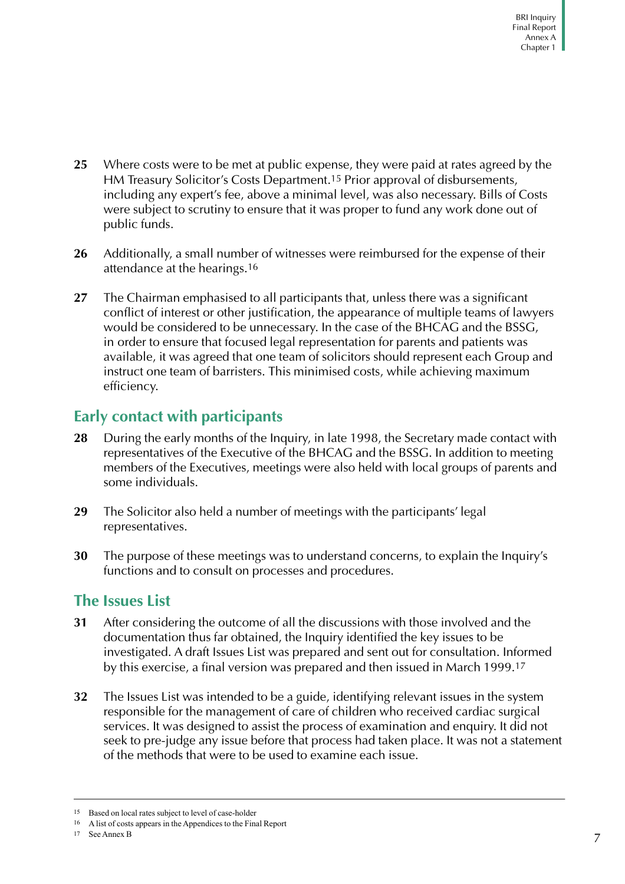**25** Where costs were to be met at public expense, they were paid at rates agreed by the HM Treasury Solicitor's Costs Department.[15] Prior approval of disbursements, including any expert's fee, above a minimal level, was also necessary. Bills of Costs were subject to scrutiny to ensure that it was proper to fund any work done out of public funds.

**26** Additionally, a small number of witnesses were reimbursed for the expense of their attendance at the hearings.[16]

**27** The Chairman emphasised to all participants that, unless there was a significant conflict of interest or other justification, the appearance of multiple teams of lawyers would be considered to be unnecessary. In the case of the BHCAG and the BSSG, in order to ensure that focused legal representation for parents and patients was available, it was agreed that one team of solicitors should represent each Group and instruct one team of barristers. This minimised costs, while achieving maximum efficiency.

## Early contact with participants

**28** During the early months of the Inquiry, in late 1998, the Secretary made contact with representatives of the Executive of the BHCAG and the BSSG. In addition to meeting members of the Executives, meetings were also held with local groups of parents and some individuals.

**29** The Solicitor also held a number of meetings with the participants' legal representatives.

**30** The purpose of these meetings was to understand concerns, to explain the Inquiry's functions and to consult on processes and procedures.

## The Issues List

**31** After considering the outcome of all the discussions with those involved and the documentation thus far obtained, the Inquiry identified the key issues to be investigated. A draft Issues List was prepared and sent out for consultation. Informed by this exercise, a final version was prepared and then issued in March 1999.[17]

**32** The Issues List was intended to be a guide, identifying relevant issues in the system responsible for the management of care of children who received cardiac surgical services. It was designed to assist the process of examination and enquiry. It did not seek to pre-judge any issue before that process had taken place. It was not a statement of the methods that were to be used to examine each issue.

---

[15] Based on local rates subject to level of case-holder

[16] A list of costs appears in the Appendices to the Final Report

[17] See Annex B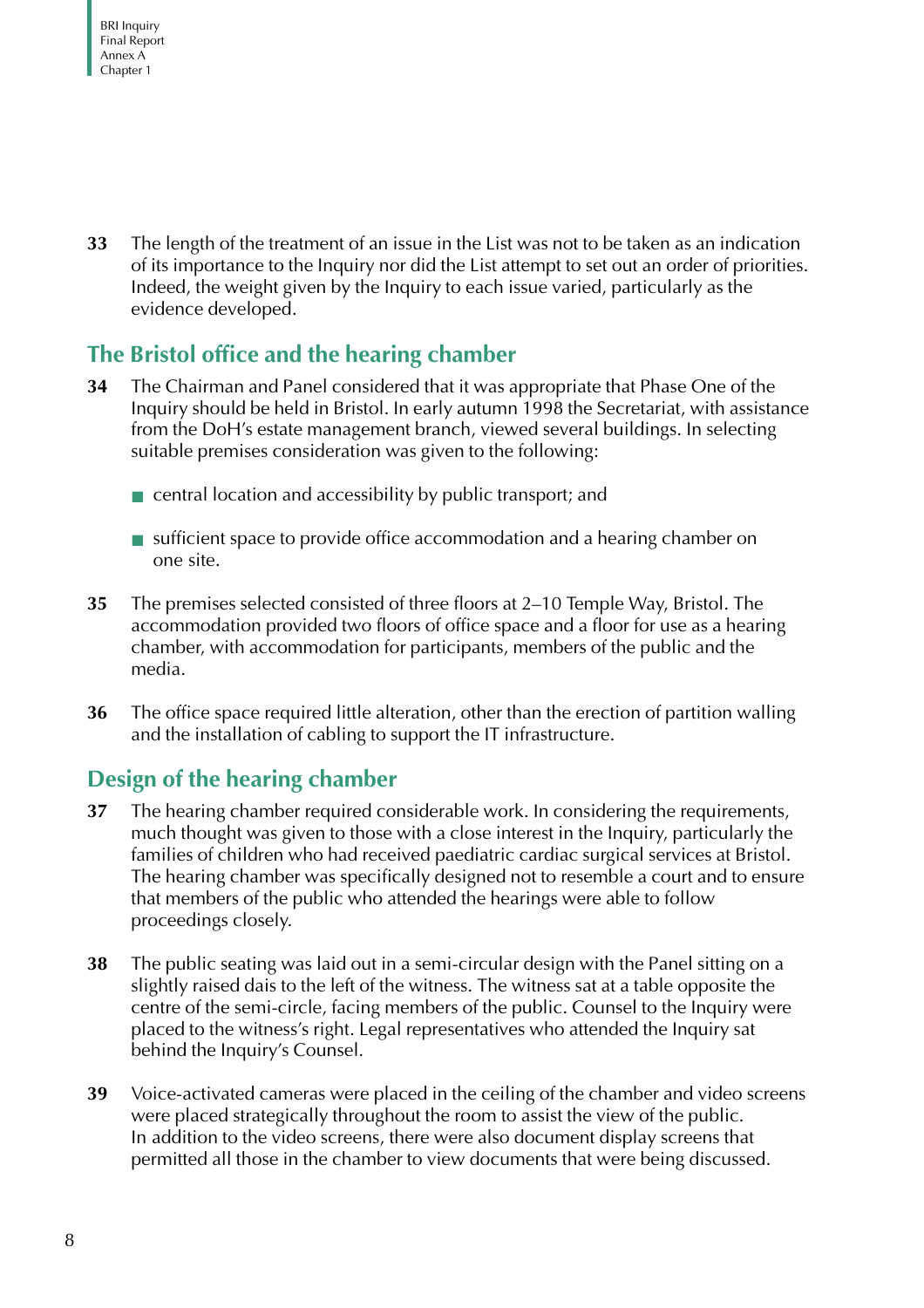33 The length of the treatment of an issue in the List was not to be taken as an indication of its importance to the Inquiry nor did the List attempt to set out an order of priorities. Indeed, the weight given by the Inquiry to each issue varied, particularly as the evidence developed.

## The Bristol office and the hearing chamber

34 The Chairman and Panel considered that it was appropriate that Phase One of the Inquiry should be held in Bristol. In early autumn 1998 the Secretariat, with assistance from the DoH's estate management branch, viewed several buildings. In selecting suitable premises consideration was given to the following:

- central location and accessibility by public transport; and
- sufficient space to provide office accommodation and a hearing chamber on one site.

35 The premises selected consisted of three floors at 2–10 Temple Way, Bristol. The accommodation provided two floors of office space and a floor for use as a hearing chamber, with accommodation for participants, members of the public and the media.

36 The office space required little alteration, other than the erection of partition walling and the installation of cabling to support the IT infrastructure.

## Design of the hearing chamber

37 The hearing chamber required considerable work. In considering the requirements, much thought was given to those with a close interest in the Inquiry, particularly the families of children who had received paediatric cardiac surgical services at Bristol. The hearing chamber was specifically designed not to resemble a court and to ensure that members of the public who attended the hearings were able to follow proceedings closely.

38 The public seating was laid out in a semi-circular design with the Panel sitting on a slightly raised dais to the left of the witness. The witness sat at a table opposite the centre of the semi-circle, facing members of the public. Counsel to the Inquiry were placed to the witness's right. Legal representatives who attended the Inquiry sat behind the Inquiry's Counsel.

39 Voice-activated cameras were placed in the ceiling of the chamber and video screens were placed strategically throughout the room to assist the view of the public. In addition to the video screens, there were also document display screens that permitted all those in the chamber to view documents that were being discussed.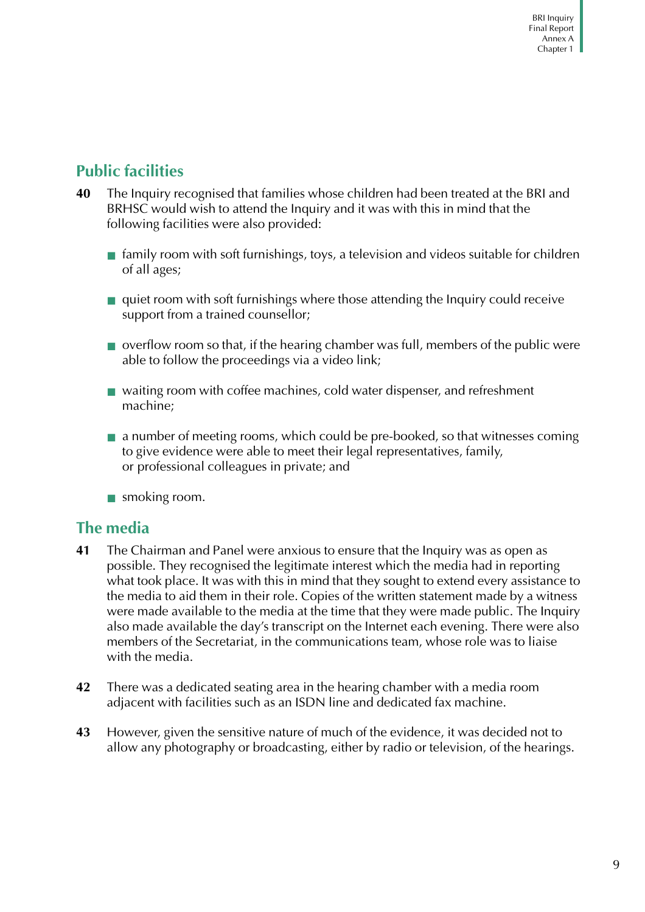## Public facilities

**40** The Inquiry recognised that families whose children had been treated at the BRI and BRHSC would wish to attend the Inquiry and it was with this in mind that the following facilities were also provided:

- family room with soft furnishings, toys, a television and videos suitable for children of all ages;
- quiet room with soft furnishings where those attending the Inquiry could receive support from a trained counsellor;
- overflow room so that, if the hearing chamber was full, members of the public were able to follow the proceedings via a video link;
- waiting room with coffee machines, cold water dispenser, and refreshment machine;
- a number of meeting rooms, which could be pre-booked, so that witnesses coming to give evidence were able to meet their legal representatives, family, or professional colleagues in private; and
- smoking room.

## The media

**41** The Chairman and Panel were anxious to ensure that the Inquiry was as open as possible. They recognised the legitimate interest which the media had in reporting what took place. It was with this in mind that they sought to extend every assistance to the media to aid them in their role. Copies of the written statement made by a witness were made available to the media at the time that they were made public. The Inquiry also made available the day's transcript on the Internet each evening. There were also members of the Secretariat, in the communications team, whose role was to liaise with the media.

**42** There was a dedicated seating area in the hearing chamber with a media room adjacent with facilities such as an ISDN line and dedicated fax machine.

**43** However, given the sensitive nature of much of the evidence, it was decided not to allow any photography or broadcasting, either by radio or television, of the hearings.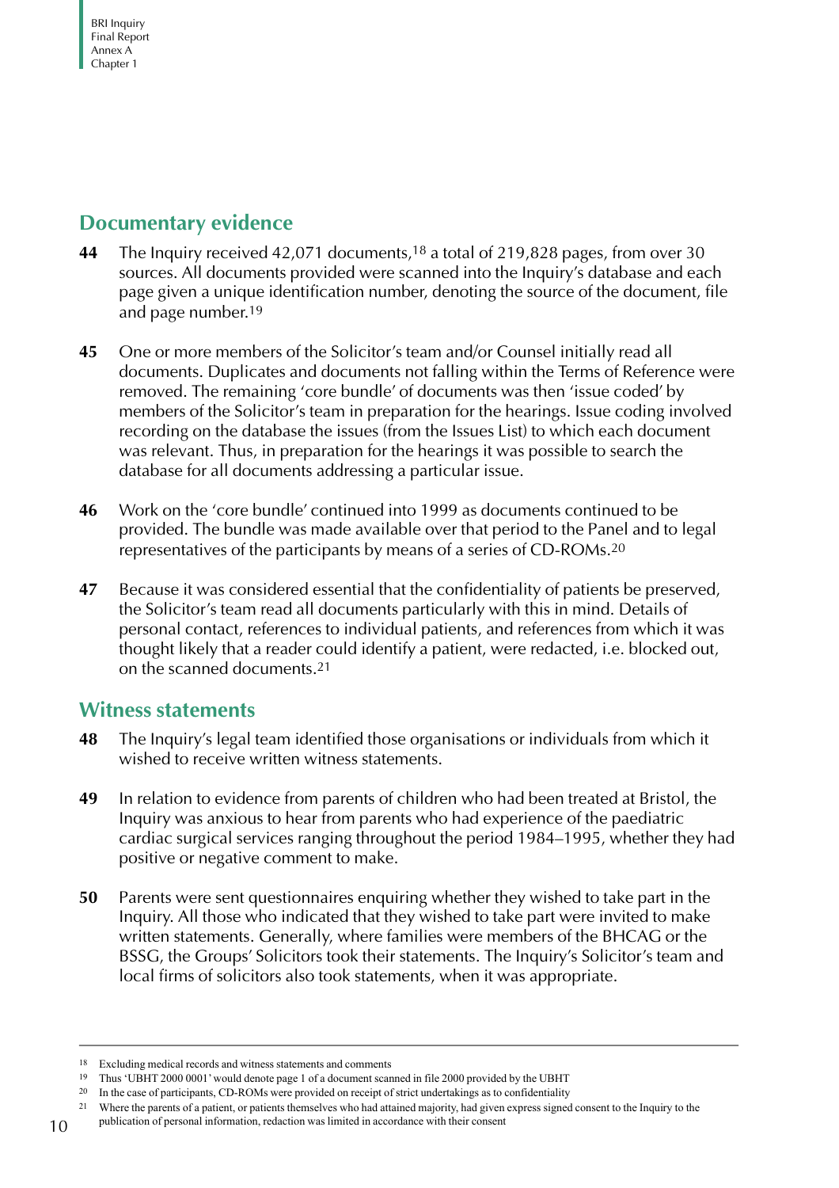## Documentary evidence

**44** The Inquiry received 42,071 documents,[18] a total of 219,828 pages, from over 30 sources. All documents provided were scanned into the Inquiry's database and each page given a unique identification number, denoting the source of the document, file and page number.[19]

**45** One or more members of the Solicitor's team and/or Counsel initially read all documents. Duplicates and documents not falling within the Terms of Reference were removed. The remaining 'core bundle' of documents was then 'issue coded' by members of the Solicitor's team in preparation for the hearings. Issue coding involved recording on the database the issues (from the Issues List) to which each document was relevant. Thus, in preparation for the hearings it was possible to search the database for all documents addressing a particular issue.

**46** Work on the 'core bundle' continued into 1999 as documents continued to be provided. The bundle was made available over that period to the Panel and to legal representatives of the participants by means of a series of CD-ROMs.[20]

**47** Because it was considered essential that the confidentiality of patients be preserved, the Solicitor's team read all documents particularly with this in mind. Details of personal contact, references to individual patients, and references from which it was thought likely that a reader could identify a patient, were redacted, i.e. blocked out, on the scanned documents.[21]

## Witness statements

**48** The Inquiry's legal team identified those organisations or individuals from which it wished to receive written witness statements.

**49** In relation to evidence from parents of children who had been treated at Bristol, the Inquiry was anxious to hear from parents who had experience of the paediatric cardiac surgical services ranging throughout the period 1984–1995, whether they had positive or negative comment to make.

**50** Parents were sent questionnaires enquiring whether they wished to take part in the Inquiry. All those who indicated that they wished to take part were invited to make written statements. Generally, where families were members of the BHCAG or the BSSG, the Groups' Solicitors took their statements. The Inquiry's Solicitor's team and local firms of solicitors also took statements, when it was appropriate.

---

[18] Excluding medical records and witness statements and comments

[19] Thus 'UBHT 2000 0001' would denote page 1 of a document scanned in file 2000 provided by the UBHT

[20] In the case of participants, CD-ROMs were provided on receipt of strict undertakings as to confidentiality

[21] Where the parents of a patient, or patients themselves who had attained majority, had given express signed consent to the Inquiry to the publication of personal information, redaction was limited in accordance with their consent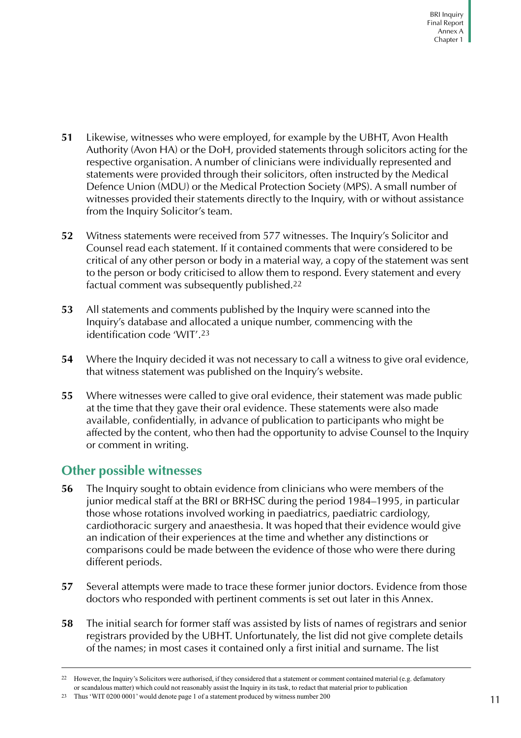**51** Likewise, witnesses who were employed, for example by the UBHT, Avon Health Authority (Avon HA) or the DoH, provided statements through solicitors acting for the respective organisation. A number of clinicians were individually represented and statements were provided through their solicitors, often instructed by the Medical Defence Union (MDU) or the Medical Protection Society (MPS). A small number of witnesses provided their statements directly to the Inquiry, with or without assistance from the Inquiry Solicitor's team.

**52** Witness statements were received from 577 witnesses. The Inquiry's Solicitor and Counsel read each statement. If it contained comments that were considered to be critical of any other person or body in a material way, a copy of the statement was sent to the person or body criticised to allow them to respond. Every statement and every factual comment was subsequently published.[22]

**53** All statements and comments published by the Inquiry were scanned into the Inquiry's database and allocated a unique number, commencing with the identification code 'WIT'.[23]

**54** Where the Inquiry decided it was not necessary to call a witness to give oral evidence, that witness statement was published on the Inquiry's website.

**55** Where witnesses were called to give oral evidence, their statement was made public at the time that they gave their oral evidence. These statements were also made available, confidentially, in advance of publication to participants who might be affected by the content, who then had the opportunity to advise Counsel to the Inquiry or comment in writing.

## Other possible witnesses

**56** The Inquiry sought to obtain evidence from clinicians who were members of the junior medical staff at the BRI or BRHSC during the period 1984–1995, in particular those whose rotations involved working in paediatrics, paediatric cardiology, cardiothoracic surgery and anaesthesia. It was hoped that their evidence would give an indication of their experiences at the time and whether any distinctions or comparisons could be made between the evidence of those who were there during different periods.

**57** Several attempts were made to trace these former junior doctors. Evidence from those doctors who responded with pertinent comments is set out later in this Annex.

**58** The initial search for former staff was assisted by lists of names of registrars and senior registrars provided by the UBHT. Unfortunately, the list did not give complete details of the names; in most cases it contained only a first initial and surname. The list

---

[22] However, the Inquiry's Solicitors were authorised, if they considered that a statement or comment contained material (e.g. defamatory or scandalous matter) which could not reasonably assist the Inquiry in its task, to redact that material prior to publication

[23] Thus 'WIT 0200 0001' would denote page 1 of a statement produced by witness number 200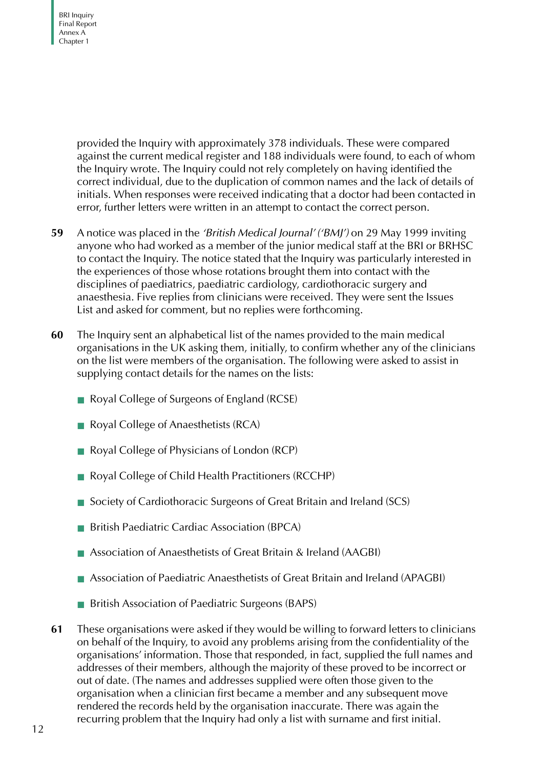provided the Inquiry with approximately 378 individuals. These were compared against the current medical register and 188 individuals were found, to each of whom the Inquiry wrote. The Inquiry could not rely completely on having identified the correct individual, due to the duplication of common names and the lack of details of initials. When responses were received indicating that a doctor had been contacted in error, further letters were written in an attempt to contact the correct person.

**59** A notice was placed in the *'British Medical Journal' ('BMJ')* on 29 May 1999 inviting anyone who had worked as a member of the junior medical staff at the BRI or BRHSC to contact the Inquiry. The notice stated that the Inquiry was particularly interested in the experiences of those whose rotations brought them into contact with the disciplines of paediatrics, paediatric cardiology, cardiothoracic surgery and anaesthesia. Five replies from clinicians were received. They were sent the Issues List and asked for comment, but no replies were forthcoming.

**60** The Inquiry sent an alphabetical list of the names provided to the main medical organisations in the UK asking them, initially, to confirm whether any of the clinicians on the list were members of the organisation. The following were asked to assist in supplying contact details for the names on the lists:

- Royal College of Surgeons of England (RCSE)
- Royal College of Anaesthetists (RCA)
- Royal College of Physicians of London (RCP)
- Royal College of Child Health Practitioners (RCCHP)
- Society of Cardiothoracic Surgeons of Great Britain and Ireland (SCS)
- British Paediatric Cardiac Association (BPCA)
- Association of Anaesthetists of Great Britain & Ireland (AAGBI)
- Association of Paediatric Anaesthetists of Great Britain and Ireland (APAGBI)
- British Association of Paediatric Surgeons (BAPS)

**61** These organisations were asked if they would be willing to forward letters to clinicians on behalf of the Inquiry, to avoid any problems arising from the confidentiality of the organisations' information. Those that responded, in fact, supplied the full names and addresses of their members, although the majority of these proved to be incorrect or out of date. (The names and addresses supplied were often those given to the organisation when a clinician first became a member and any subsequent move rendered the records held by the organisation inaccurate. There was again the recurring problem that the Inquiry had only a list with surname and first initial.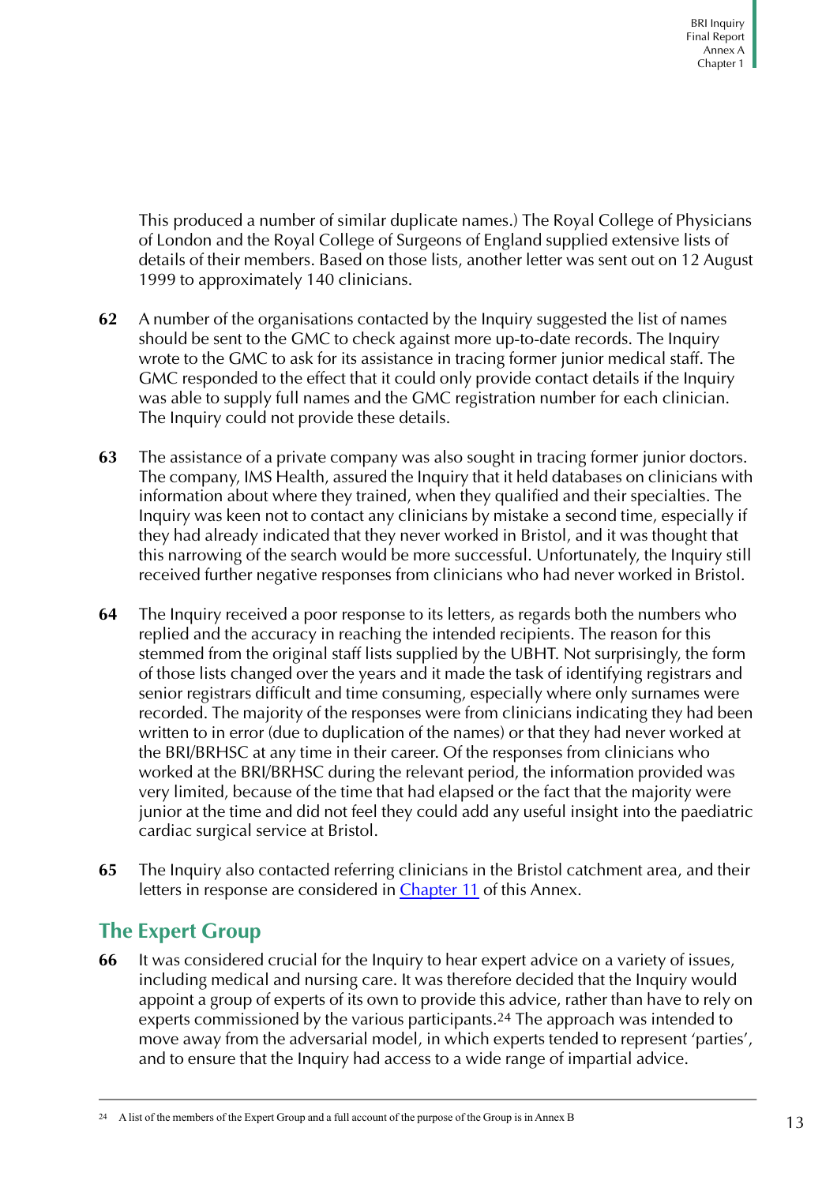This produced a number of similar duplicate names.) The Royal College of Physicians of London and the Royal College of Surgeons of England supplied extensive lists of details of their members. Based on those lists, another letter was sent out on 12 August 1999 to approximately 140 clinicians.

**62** A number of the organisations contacted by the Inquiry suggested the list of names should be sent to the GMC to check against more up-to-date records. The Inquiry wrote to the GMC to ask for its assistance in tracing former junior medical staff. The GMC responded to the effect that it could only provide contact details if the Inquiry was able to supply full names and the GMC registration number for each clinician. The Inquiry could not provide these details.

**63** The assistance of a private company was also sought in tracing former junior doctors. The company, IMS Health, assured the Inquiry that it held databases on clinicians with information about where they trained, when they qualified and their specialties. The Inquiry was keen not to contact any clinicians by mistake a second time, especially if they had already indicated that they never worked in Bristol, and it was thought that this narrowing of the search would be more successful. Unfortunately, the Inquiry still received further negative responses from clinicians who had never worked in Bristol.

**64** The Inquiry received a poor response to its letters, as regards both the numbers who replied and the accuracy in reaching the intended recipients. The reason for this stemmed from the original staff lists supplied by the UBHT. Not surprisingly, the form of those lists changed over the years and it made the task of identifying registrars and senior registrars difficult and time consuming, especially where only surnames were recorded. The majority of the responses were from clinicians indicating they had been written to in error (due to duplication of the names) or that they had never worked at the BRI/BRHSC at any time in their career. Of the responses from clinicians who worked at the BRI/BRHSC during the relevant period, the information provided was very limited, because of the time that had elapsed or the fact that the majority were junior at the time and did not feel they could add any useful insight into the paediatric cardiac surgical service at Bristol.

**65** The Inquiry also contacted referring clinicians in the Bristol catchment area, and their letters in response are considered in Chapter 11 of this Annex.

## The Expert Group

**66** It was considered crucial for the Inquiry to hear expert advice on a variety of issues, including medical and nursing care. It was therefore decided that the Inquiry would appoint a group of experts of its own to provide this advice, rather than have to rely on experts commissioned by the various participants.[24] The approach was intended to move away from the adversarial model, in which experts tended to represent 'parties', and to ensure that the Inquiry had access to a wide range of impartial advice.

[24] A list of the members of the Expert Group and a full account of the purpose of the Group is in Annex B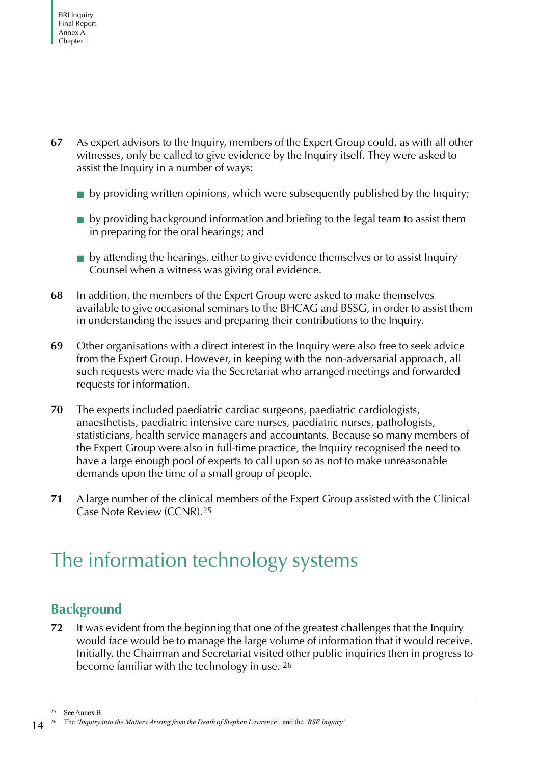**67** As expert advisors to the Inquiry, members of the Expert Group could, as with all other witnesses, only be called to give evidence by the Inquiry itself. They were asked to assist the Inquiry in a number of ways:

- by providing written opinions, which were subsequently published by the Inquiry;
- by providing background information and briefing to the legal team to assist them in preparing for the oral hearings; and
- by attending the hearings, either to give evidence themselves or to assist Inquiry Counsel when a witness was giving oral evidence.

**68** In addition, the members of the Expert Group were asked to make themselves available to give occasional seminars to the BHCAG and BSSG, in order to assist them in understanding the issues and preparing their contributions to the Inquiry.

**69** Other organisations with a direct interest in the Inquiry were also free to seek advice from the Expert Group. However, in keeping with the non-adversarial approach, all such requests were made via the Secretariat who arranged meetings and forwarded requests for information.

**70** The experts included paediatric cardiac surgeons, paediatric cardiologists, anaesthetists, paediatric intensive care nurses, paediatric nurses, pathologists, statisticians, health service managers and accountants. Because so many members of the Expert Group were also in full-time practice, the Inquiry recognised the need to have a large enough pool of experts to call upon so as not to make unreasonable demands upon the time of a small group of people.

**71** A large number of the clinical members of the Expert Group assisted with the Clinical Case Note Review (CCNR).[25]

# The information technology systems

## Background

**72** It was evident from the beginning that one of the greatest challenges that the Inquiry would face would be to manage the large volume of information that it would receive. Initially, the Chairman and Secretariat visited other public inquiries then in progress to become familiar with the technology in use. [26]

---

[25] See Annex B

[26] The *'Inquiry into the Matters Arising from the Death of Stephen Lawrence'*, and the *'BSE Inquiry'*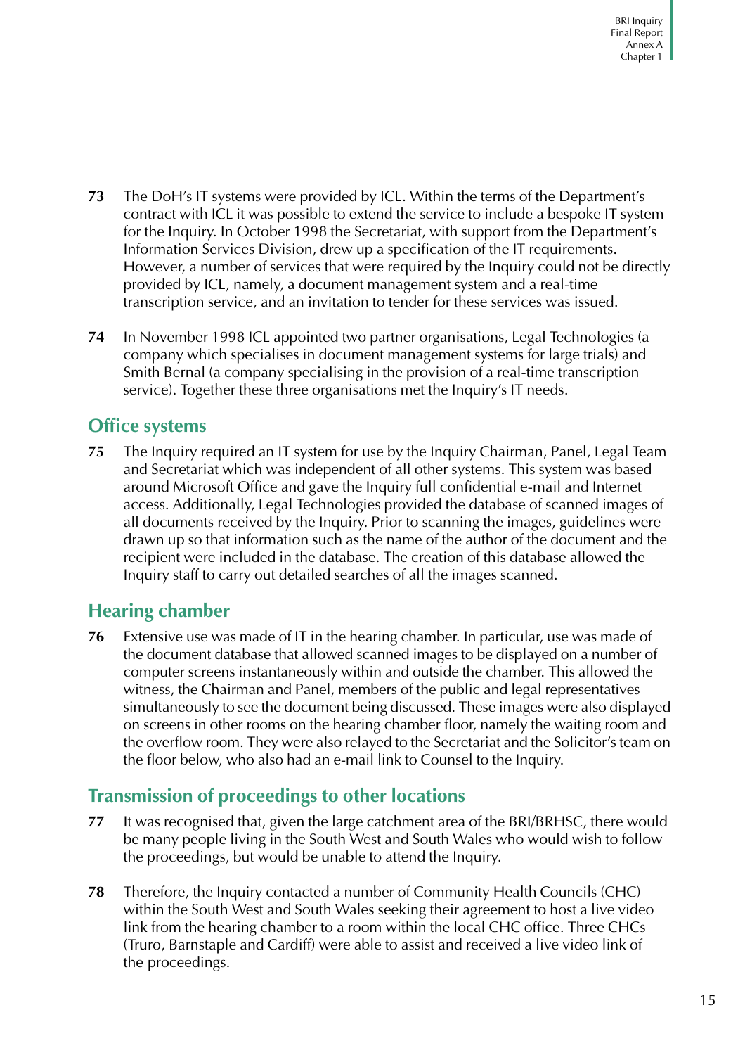73 The DoH's IT systems were provided by ICL. Within the terms of the Department's contract with ICL it was possible to extend the service to include a bespoke IT system for the Inquiry. In October 1998 the Secretariat, with support from the Department's Information Services Division, drew up a specification of the IT requirements. However, a number of services that were required by the Inquiry could not be directly provided by ICL, namely, a document management system and a real-time transcription service, and an invitation to tender for these services was issued.

74 In November 1998 ICL appointed two partner organisations, Legal Technologies (a company which specialises in document management systems for large trials) and Smith Bernal (a company specialising in the provision of a real-time transcription service). Together these three organisations met the Inquiry's IT needs.

## Office systems

75 The Inquiry required an IT system for use by the Inquiry Chairman, Panel, Legal Team and Secretariat which was independent of all other systems. This system was based around Microsoft Office and gave the Inquiry full confidential e-mail and Internet access. Additionally, Legal Technologies provided the database of scanned images of all documents received by the Inquiry. Prior to scanning the images, guidelines were drawn up so that information such as the name of the author of the document and the recipient were included in the database. The creation of this database allowed the Inquiry staff to carry out detailed searches of all the images scanned.

## Hearing chamber

76 Extensive use was made of IT in the hearing chamber. In particular, use was made of the document database that allowed scanned images to be displayed on a number of computer screens instantaneously within and outside the chamber. This allowed the witness, the Chairman and Panel, members of the public and legal representatives simultaneously to see the document being discussed. These images were also displayed on screens in other rooms on the hearing chamber floor, namely the waiting room and the overflow room. They were also relayed to the Secretariat and the Solicitor's team on the floor below, who also had an e-mail link to Counsel to the Inquiry.

## Transmission of proceedings to other locations

77 It was recognised that, given the large catchment area of the BRI/BRHSC, there would be many people living in the South West and South Wales who would wish to follow the proceedings, but would be unable to attend the Inquiry.

78 Therefore, the Inquiry contacted a number of Community Health Councils (CHC) within the South West and South Wales seeking their agreement to host a live video link from the hearing chamber to a room within the local CHC office. Three CHCs (Truro, Barnstaple and Cardiff) were able to assist and received a live video link of the proceedings.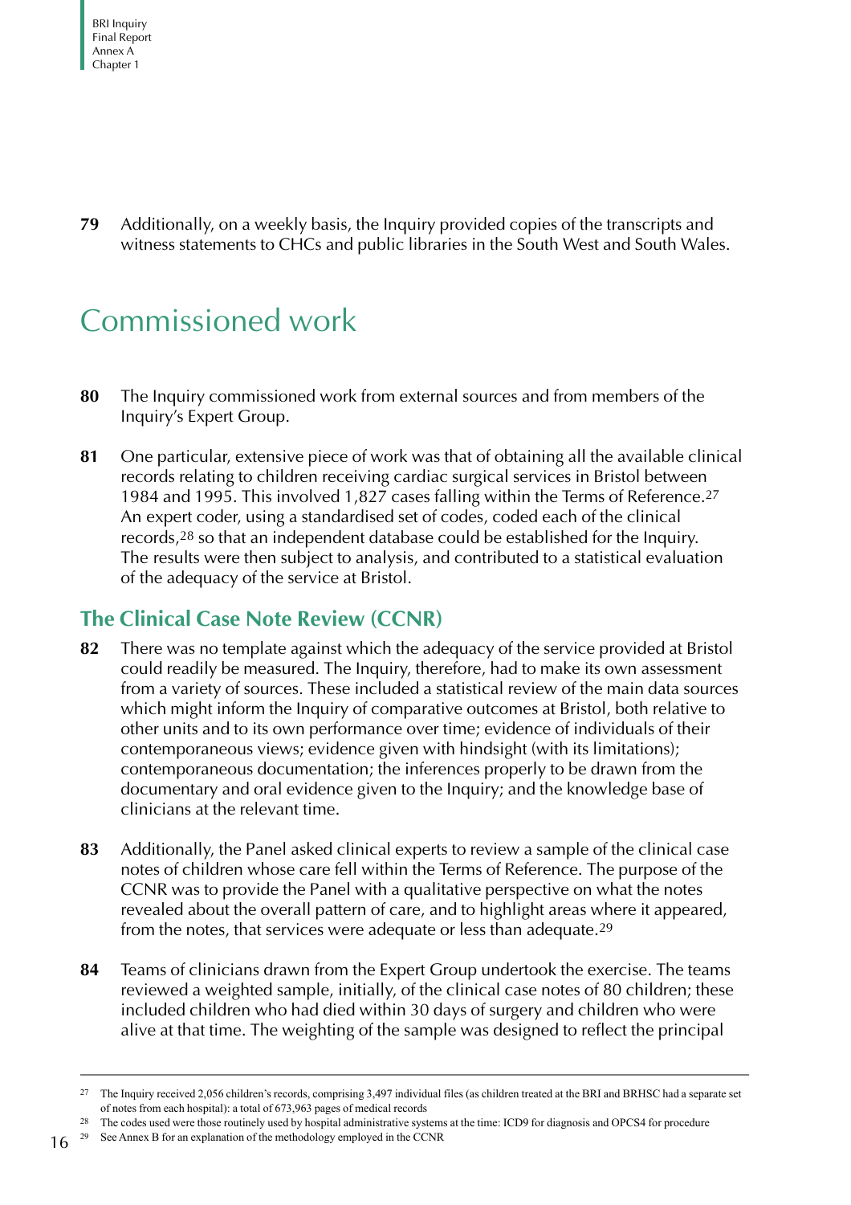**79** Additionally, on a weekly basis, the Inquiry provided copies of the transcripts and witness statements to CHCs and public libraries in the South West and South Wales.

# Commissioned work

**80** The Inquiry commissioned work from external sources and from members of the Inquiry's Expert Group.

**81** One particular, extensive piece of work was that of obtaining all the available clinical records relating to children receiving cardiac surgical services in Bristol between 1984 and 1995. This involved 1,827 cases falling within the Terms of Reference.[27] An expert coder, using a standardised set of codes, coded each of the clinical records,[28] so that an independent database could be established for the Inquiry. The results were then subject to analysis, and contributed to a statistical evaluation of the adequacy of the service at Bristol.

## The Clinical Case Note Review (CCNR)

**82** There was no template against which the adequacy of the service provided at Bristol could readily be measured. The Inquiry, therefore, had to make its own assessment from a variety of sources. These included a statistical review of the main data sources which might inform the Inquiry of comparative outcomes at Bristol, both relative to other units and to its own performance over time; evidence of individuals of their contemporaneous views; evidence given with hindsight (with its limitations); contemporaneous documentation; the inferences properly to be drawn from the documentary and oral evidence given to the Inquiry; and the knowledge base of clinicians at the relevant time.

**83** Additionally, the Panel asked clinical experts to review a sample of the clinical case notes of children whose care fell within the Terms of Reference. The purpose of the CCNR was to provide the Panel with a qualitative perspective on what the notes revealed about the overall pattern of care, and to highlight areas where it appeared, from the notes, that services were adequate or less than adequate.[29]

**84** Teams of clinicians drawn from the Expert Group undertook the exercise. The teams reviewed a weighted sample, initially, of the clinical case notes of 80 children; these included children who had died within 30 days of surgery and children who were alive at that time. The weighting of the sample was designed to reflect the principal

---

[27] The Inquiry received 2,056 children's records, comprising 3,497 individual files (as children treated at the BRI and BRHSC had a separate set of notes from each hospital): a total of 673,963 pages of medical records

[28] The codes used were those routinely used by hospital administrative systems at the time: ICD9 for diagnosis and OPCS4 for procedure

[29] See Annex B for an explanation of the methodology employed in the CCNR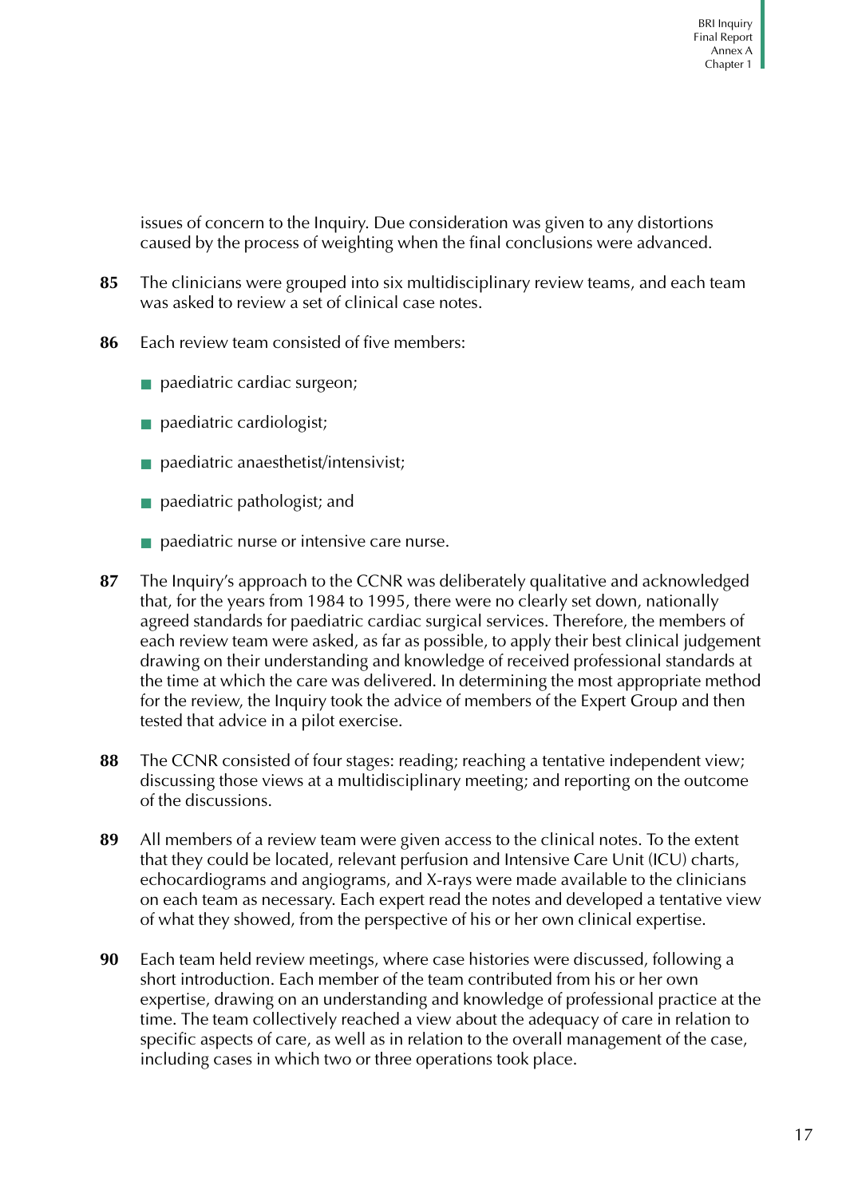issues of concern to the Inquiry. Due consideration was given to any distortions caused by the process of weighting when the final conclusions were advanced.

**85** The clinicians were grouped into six multidisciplinary review teams, and each team was asked to review a set of clinical case notes.

**86** Each review team consisted of five members:

- paediatric cardiac surgeon;
- paediatric cardiologist;
- paediatric anaesthetist/intensivist;
- paediatric pathologist; and
- paediatric nurse or intensive care nurse.

**87** The Inquiry's approach to the CCNR was deliberately qualitative and acknowledged that, for the years from 1984 to 1995, there were no clearly set down, nationally agreed standards for paediatric cardiac surgical services. Therefore, the members of each review team were asked, as far as possible, to apply their best clinical judgement drawing on their understanding and knowledge of received professional standards at the time at which the care was delivered. In determining the most appropriate method for the review, the Inquiry took the advice of members of the Expert Group and then tested that advice in a pilot exercise.

**88** The CCNR consisted of four stages: reading; reaching a tentative independent view; discussing those views at a multidisciplinary meeting; and reporting on the outcome of the discussions.

**89** All members of a review team were given access to the clinical notes. To the extent that they could be located, relevant perfusion and Intensive Care Unit (ICU) charts, echocardiograms and angiograms, and X-rays were made available to the clinicians on each team as necessary. Each expert read the notes and developed a tentative view of what they showed, from the perspective of his or her own clinical expertise.

**90** Each team held review meetings, where case histories were discussed, following a short introduction. Each member of the team contributed from his or her own expertise, drawing on an understanding and knowledge of professional practice at the time. The team collectively reached a view about the adequacy of care in relation to specific aspects of care, as well as in relation to the overall management of the case, including cases in which two or three operations took place.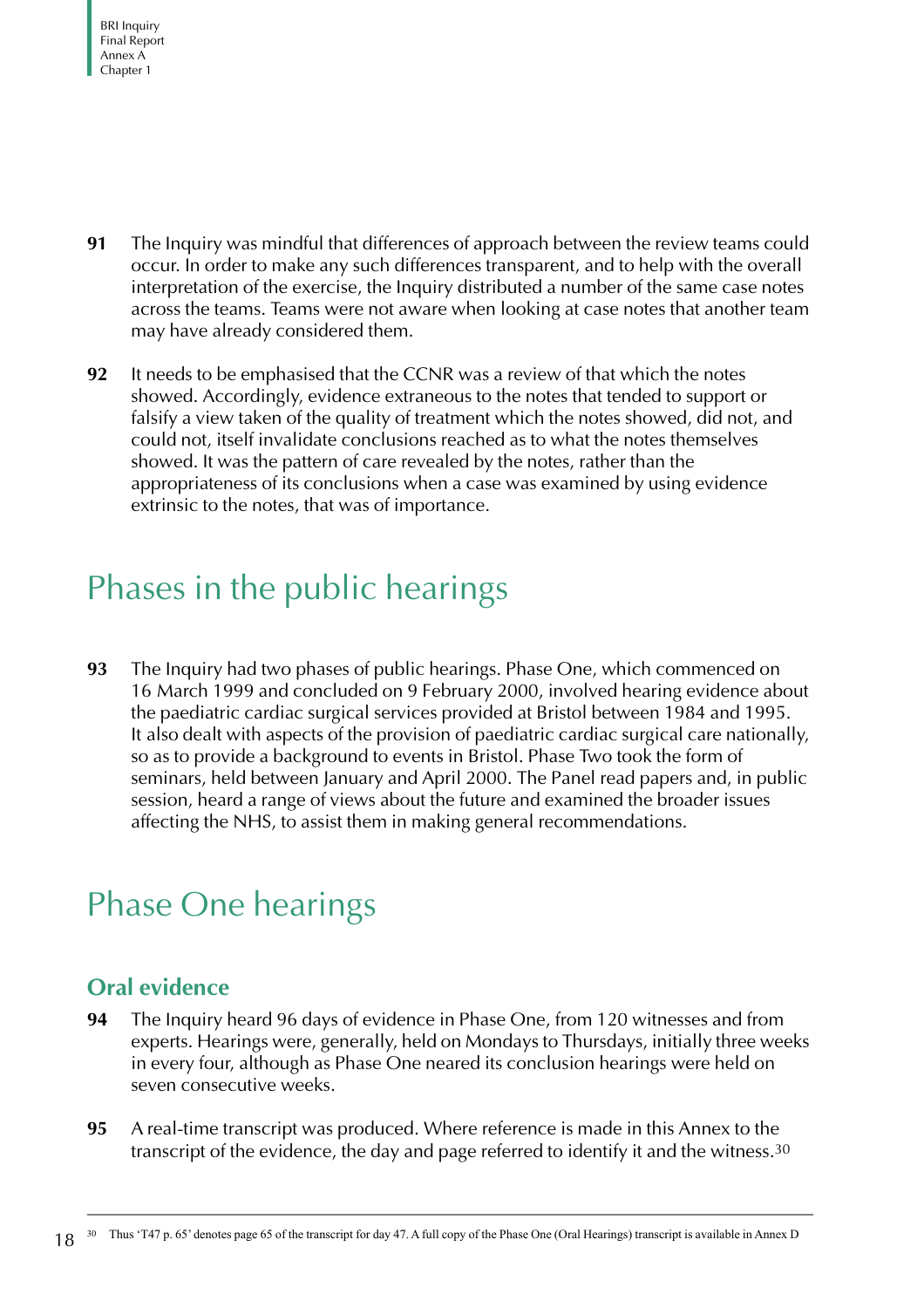**91** The Inquiry was mindful that differences of approach between the review teams could occur. In order to make any such differences transparent, and to help with the overall interpretation of the exercise, the Inquiry distributed a number of the same case notes across the teams. Teams were not aware when looking at case notes that another team may have already considered them.

**92** It needs to be emphasised that the CCNR was a review of that which the notes showed. Accordingly, evidence extraneous to the notes that tended to support or falsify a view taken of the quality of treatment which the notes showed, did not, and could not, itself invalidate conclusions reached as to what the notes themselves showed. It was the pattern of care revealed by the notes, rather than the appropriateness of its conclusions when a case was examined by using evidence extrinsic to the notes, that was of importance.

# Phases in the public hearings

**93** The Inquiry had two phases of public hearings. Phase One, which commenced on 16 March 1999 and concluded on 9 February 2000, involved hearing evidence about the paediatric cardiac surgical services provided at Bristol between 1984 and 1995. It also dealt with aspects of the provision of paediatric cardiac surgical care nationally, so as to provide a background to events in Bristol. Phase Two took the form of seminars, held between January and April 2000. The Panel read papers and, in public session, heard a range of views about the future and examined the broader issues affecting the NHS, to assist them in making general recommendations.

# Phase One hearings

## Oral evidence

**94** The Inquiry heard 96 days of evidence in Phase One, from 120 witnesses and from experts. Hearings were, generally, held on Mondays to Thursdays, initially three weeks in every four, although as Phase One neared its conclusion hearings were held on seven consecutive weeks.

**95** A real-time transcript was produced. Where reference is made in this Annex to the transcript of the evidence, the day and page referred to identify it and the witness.[30]

[30] Thus 'T47 p. 65' denotes page 65 of the transcript for day 47. A full copy of the Phase One (Oral Hearings) transcript is available in Annex D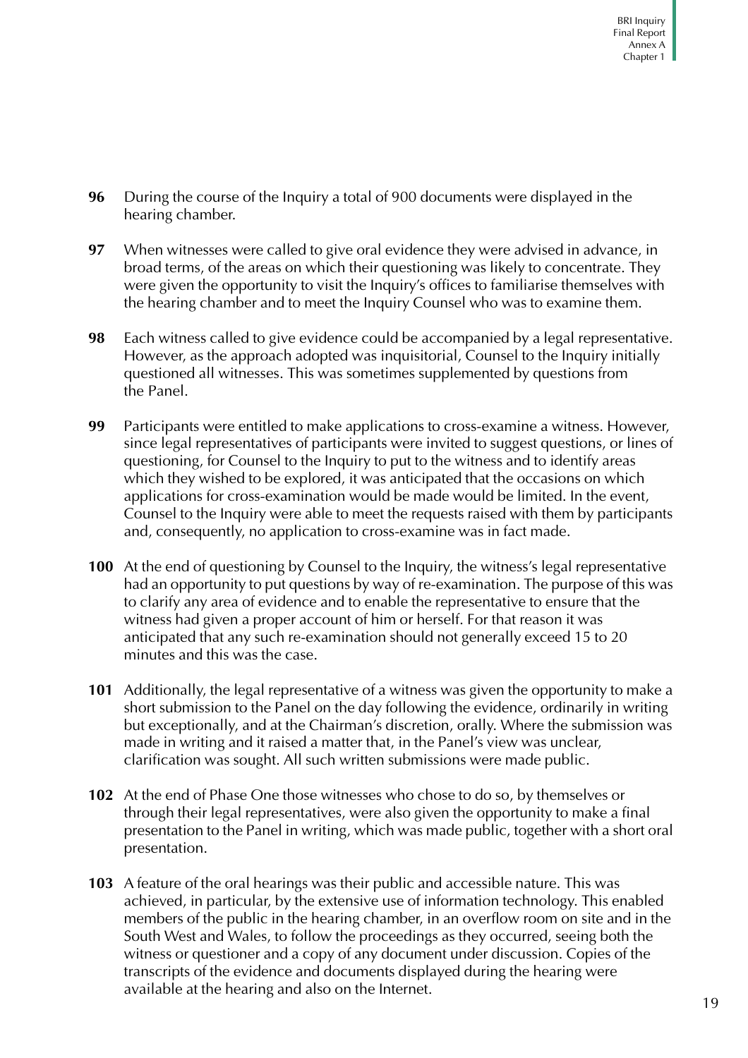**96** During the course of the Inquiry a total of 900 documents were displayed in the hearing chamber.

**97** When witnesses were called to give oral evidence they were advised in advance, in broad terms, of the areas on which their questioning was likely to concentrate. They were given the opportunity to visit the Inquiry's offices to familiarise themselves with the hearing chamber and to meet the Inquiry Counsel who was to examine them.

**98** Each witness called to give evidence could be accompanied by a legal representative. However, as the approach adopted was inquisitorial, Counsel to the Inquiry initially questioned all witnesses. This was sometimes supplemented by questions from the Panel.

**99** Participants were entitled to make applications to cross-examine a witness. However, since legal representatives of participants were invited to suggest questions, or lines of questioning, for Counsel to the Inquiry to put to the witness and to identify areas which they wished to be explored, it was anticipated that the occasions on which applications for cross-examination would be made would be limited. In the event, Counsel to the Inquiry were able to meet the requests raised with them by participants and, consequently, no application to cross-examine was in fact made.

**100** At the end of questioning by Counsel to the Inquiry, the witness's legal representative had an opportunity to put questions by way of re-examination. The purpose of this was to clarify any area of evidence and to enable the representative to ensure that the witness had given a proper account of him or herself. For that reason it was anticipated that any such re-examination should not generally exceed 15 to 20 minutes and this was the case.

**101** Additionally, the legal representative of a witness was given the opportunity to make a short submission to the Panel on the day following the evidence, ordinarily in writing but exceptionally, and at the Chairman's discretion, orally. Where the submission was made in writing and it raised a matter that, in the Panel's view was unclear, clarification was sought. All such written submissions were made public.

**102** At the end of Phase One those witnesses who chose to do so, by themselves or through their legal representatives, were also given the opportunity to make a final presentation to the Panel in writing, which was made public, together with a short oral presentation.

**103** A feature of the oral hearings was their public and accessible nature. This was achieved, in particular, by the extensive use of information technology. This enabled members of the public in the hearing chamber, in an overflow room on site and in the South West and Wales, to follow the proceedings as they occurred, seeing both the witness or questioner and a copy of any document under discussion. Copies of the transcripts of the evidence and documents displayed during the hearing were available at the hearing and also on the Internet.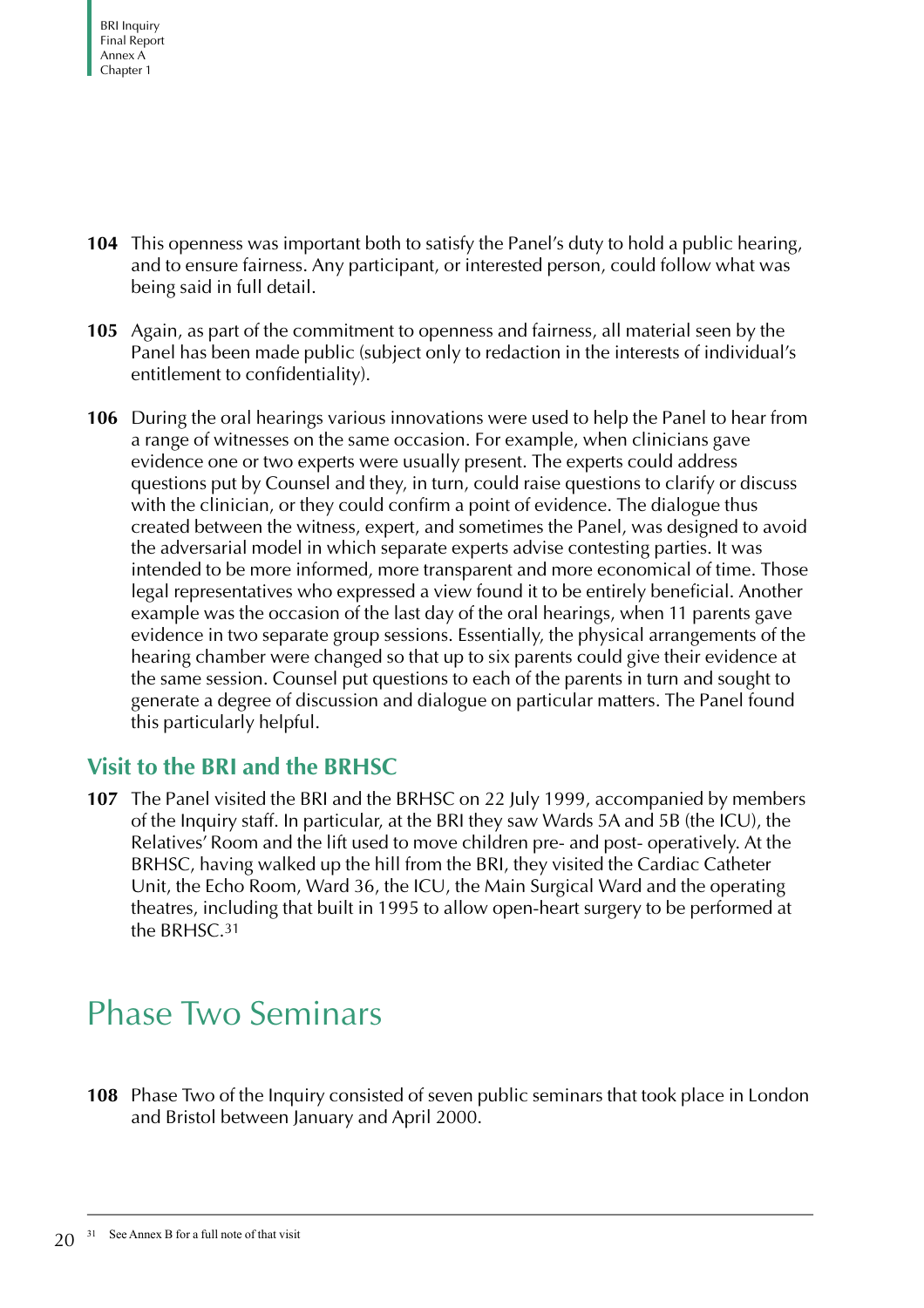**104** This openness was important both to satisfy the Panel's duty to hold a public hearing, and to ensure fairness. Any participant, or interested person, could follow what was being said in full detail.

**105** Again, as part of the commitment to openness and fairness, all material seen by the Panel has been made public (subject only to redaction in the interests of individual's entitlement to confidentiality).

**106** During the oral hearings various innovations were used to help the Panel to hear from a range of witnesses on the same occasion. For example, when clinicians gave evidence one or two experts were usually present. The experts could address questions put by Counsel and they, in turn, could raise questions to clarify or discuss with the clinician, or they could confirm a point of evidence. The dialogue thus created between the witness, expert, and sometimes the Panel, was designed to avoid the adversarial model in which separate experts advise contesting parties. It was intended to be more informed, more transparent and more economical of time. Those legal representatives who expressed a view found it to be entirely beneficial. Another example was the occasion of the last day of the oral hearings, when 11 parents gave evidence in two separate group sessions. Essentially, the physical arrangements of the hearing chamber were changed so that up to six parents could give their evidence at the same session. Counsel put questions to each of the parents in turn and sought to generate a degree of discussion and dialogue on particular matters. The Panel found this particularly helpful.

## Visit to the BRI and the BRHSC

**107** The Panel visited the BRI and the BRHSC on 22 July 1999, accompanied by members of the Inquiry staff. In particular, at the BRI they saw Wards 5A and 5B (the ICU), the Relatives' Room and the lift used to move children pre- and post- operatively. At the BRHSC, having walked up the hill from the BRI, they visited the Cardiac Catheter Unit, the Echo Room, Ward 36, the ICU, the Main Surgical Ward and the operating theatres, including that built in 1995 to allow open-heart surgery to be performed at the BRHSC.[31]

# Phase Two Seminars

**108** Phase Two of the Inquiry consisted of seven public seminars that took place in London and Bristol between January and April 2000.

---

[31] See Annex B for a full note of that visit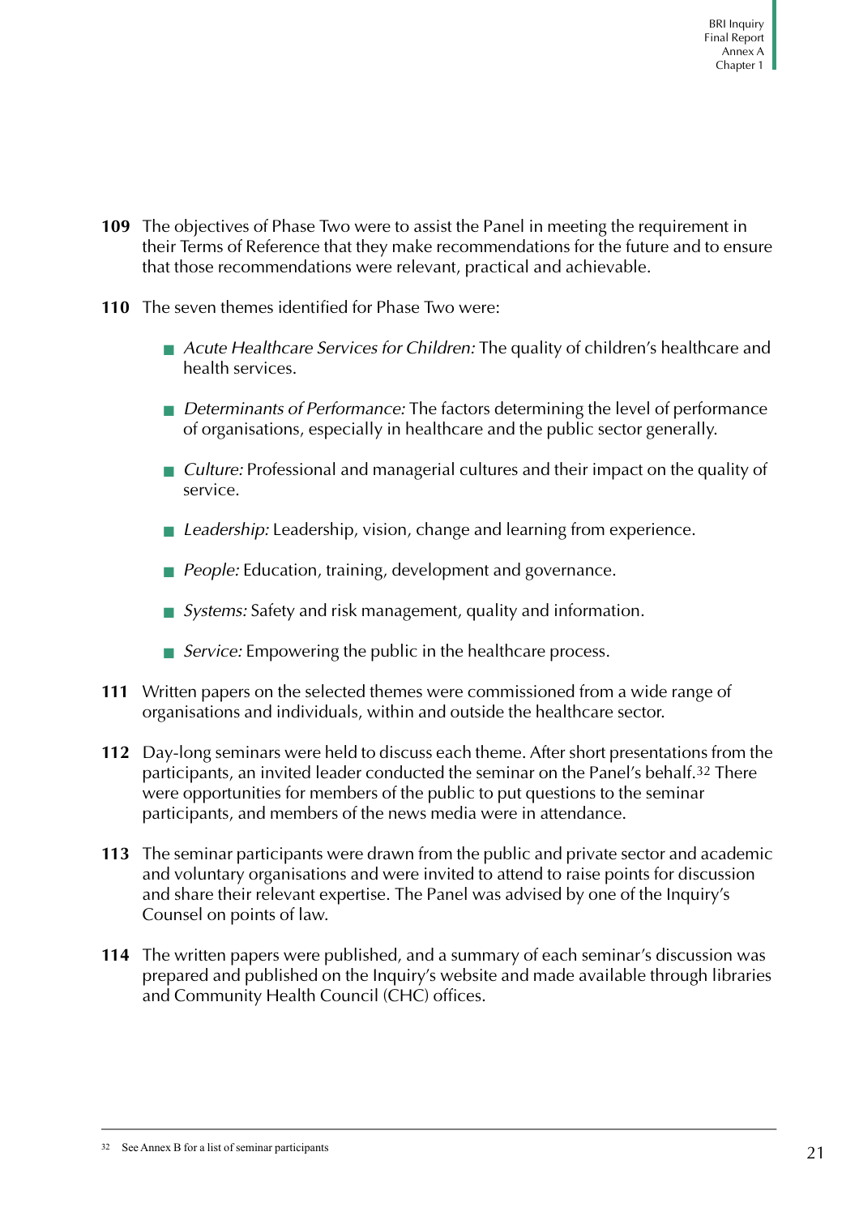**109** The objectives of Phase Two were to assist the Panel in meeting the requirement in their Terms of Reference that they make recommendations for the future and to ensure that those recommendations were relevant, practical and achievable.

**110** The seven themes identified for Phase Two were:

- *Acute Healthcare Services for Children:* The quality of children's healthcare and health services.
- *Determinants of Performance:* The factors determining the level of performance of organisations, especially in healthcare and the public sector generally.
- *Culture:* Professional and managerial cultures and their impact on the quality of service.
- *Leadership:* Leadership, vision, change and learning from experience.
- *People:* Education, training, development and governance.
- *Systems:* Safety and risk management, quality and information.
- *Service:* Empowering the public in the healthcare process.

**111** Written papers on the selected themes were commissioned from a wide range of organisations and individuals, within and outside the healthcare sector.

**112** Day-long seminars were held to discuss each theme. After short presentations from the participants, an invited leader conducted the seminar on the Panel's behalf.[32] There were opportunities for members of the public to put questions to the seminar participants, and members of the news media were in attendance.

**113** The seminar participants were drawn from the public and private sector and academic and voluntary organisations and were invited to attend to raise points for discussion and share their relevant expertise. The Panel was advised by one of the Inquiry's Counsel on points of law.

**114** The written papers were published, and a summary of each seminar's discussion was prepared and published on the Inquiry's website and made available through libraries and Community Health Council (CHC) offices.

[32] See Annex B for a list of seminar participants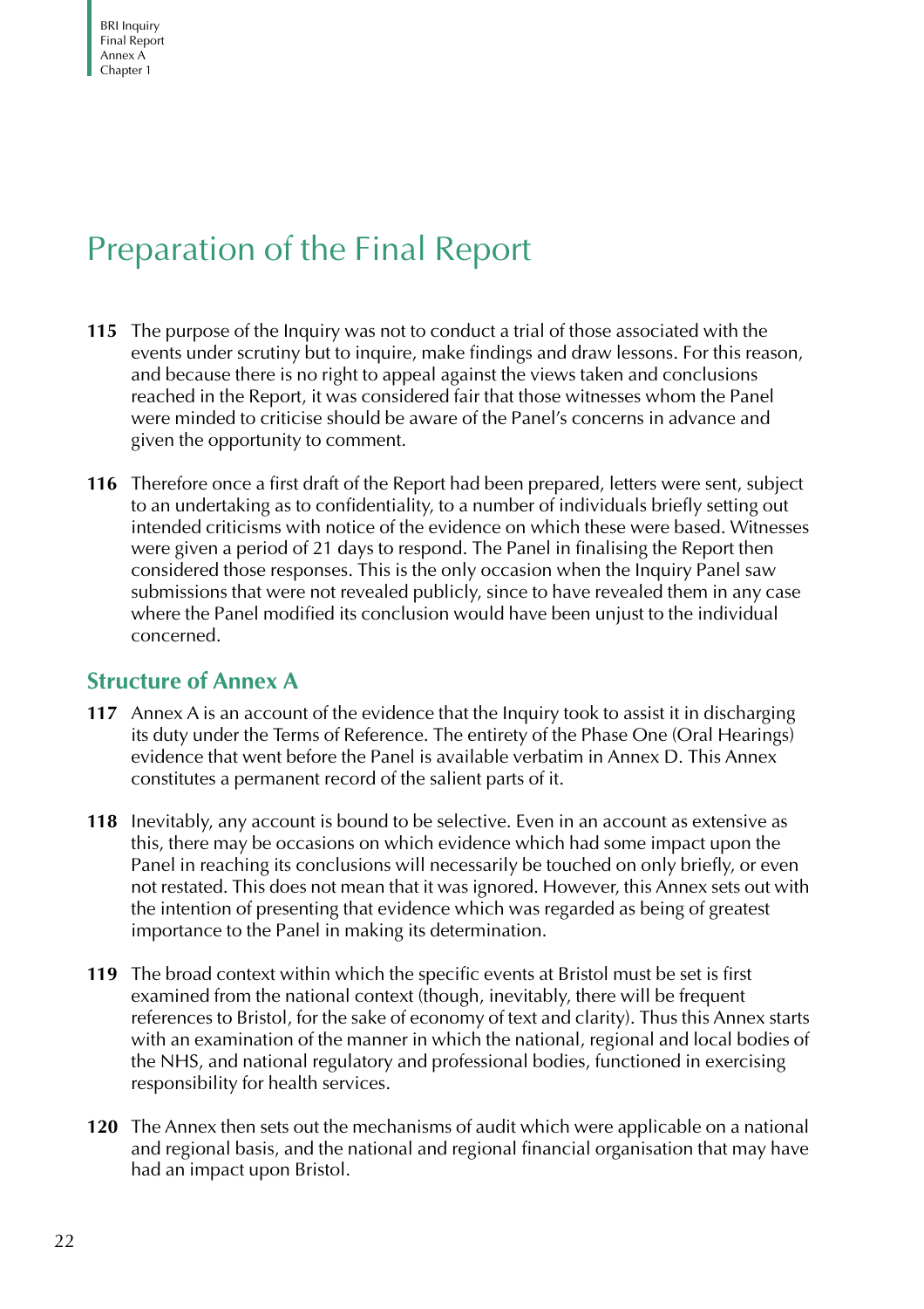# Preparation of the Final Report

**115** The purpose of the Inquiry was not to conduct a trial of those associated with the events under scrutiny but to inquire, make findings and draw lessons. For this reason, and because there is no right to appeal against the views taken and conclusions reached in the Report, it was considered fair that those witnesses whom the Panel were minded to criticise should be aware of the Panel's concerns in advance and given the opportunity to comment.

**116** Therefore once a first draft of the Report had been prepared, letters were sent, subject to an undertaking as to confidentiality, to a number of individuals briefly setting out intended criticisms with notice of the evidence on which these were based. Witnesses were given a period of 21 days to respond. The Panel in finalising the Report then considered those responses. This is the only occasion when the Inquiry Panel saw submissions that were not revealed publicly, since to have revealed them in any case where the Panel modified its conclusion would have been unjust to the individual concerned.

## Structure of Annex A

**117** Annex A is an account of the evidence that the Inquiry took to assist it in discharging its duty under the Terms of Reference. The entirety of the Phase One (Oral Hearings) evidence that went before the Panel is available verbatim in Annex D. This Annex constitutes a permanent record of the salient parts of it.

**118** Inevitably, any account is bound to be selective. Even in an account as extensive as this, there may be occasions on which evidence which had some impact upon the Panel in reaching its conclusions will necessarily be touched on only briefly, or even not restated. This does not mean that it was ignored. However, this Annex sets out with the intention of presenting that evidence which was regarded as being of greatest importance to the Panel in making its determination.

**119** The broad context within which the specific events at Bristol must be set is first examined from the national context (though, inevitably, there will be frequent references to Bristol, for the sake of economy of text and clarity). Thus this Annex starts with an examination of the manner in which the national, regional and local bodies of the NHS, and national regulatory and professional bodies, functioned in exercising responsibility for health services.

**120** The Annex then sets out the mechanisms of audit which were applicable on a national and regional basis, and the national and regional financial organisation that may have had an impact upon Bristol.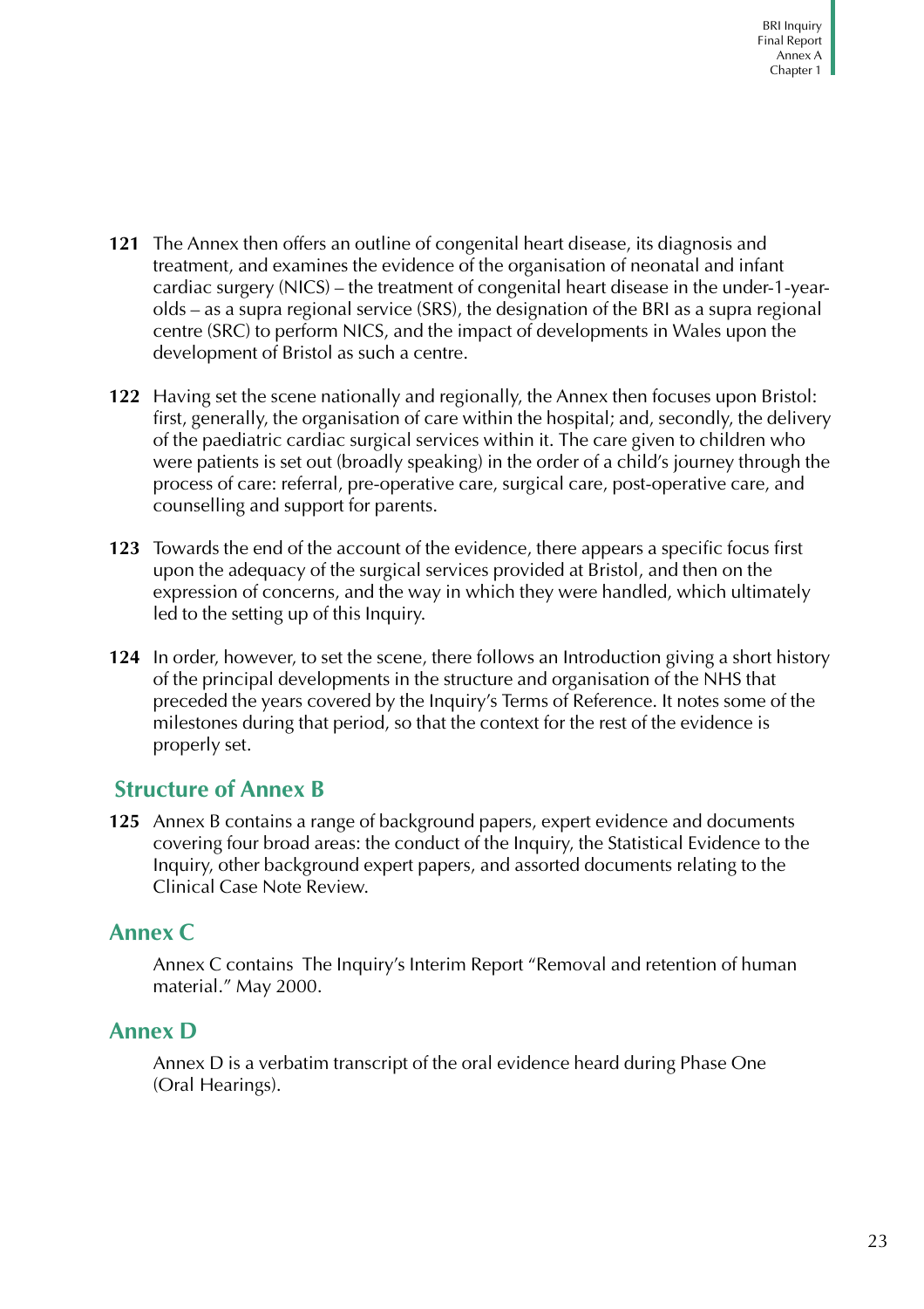**121** The Annex then offers an outline of congenital heart disease, its diagnosis and treatment, and examines the evidence of the organisation of neonatal and infant cardiac surgery (NICS) – the treatment of congenital heart disease in the under-1-year-olds – as a supra regional service (SRS), the designation of the BRI as a supra regional centre (SRC) to perform NICS, and the impact of developments in Wales upon the development of Bristol as such a centre.

**122** Having set the scene nationally and regionally, the Annex then focuses upon Bristol: first, generally, the organisation of care within the hospital; and, secondly, the delivery of the paediatric cardiac surgical services within it. The care given to children who were patients is set out (broadly speaking) in the order of a child's journey through the process of care: referral, pre-operative care, surgical care, post-operative care, and counselling and support for parents.

**123** Towards the end of the account of the evidence, there appears a specific focus first upon the adequacy of the surgical services provided at Bristol, and then on the expression of concerns, and the way in which they were handled, which ultimately led to the setting up of this Inquiry.

**124** In order, however, to set the scene, there follows an Introduction giving a short history of the principal developments in the structure and organisation of the NHS that preceded the years covered by the Inquiry's Terms of Reference. It notes some of the milestones during that period, so that the context for the rest of the evidence is properly set.

## Structure of Annex B

**125** Annex B contains a range of background papers, expert evidence and documents covering four broad areas: the conduct of the Inquiry, the Statistical Evidence to the Inquiry, other background expert papers, and assorted documents relating to the Clinical Case Note Review.

## Annex C

Annex C contains The Inquiry's Interim Report "Removal and retention of human material." May 2000.

## Annex D

Annex D is a verbatim transcript of the oral evidence heard during Phase One (Oral Hearings).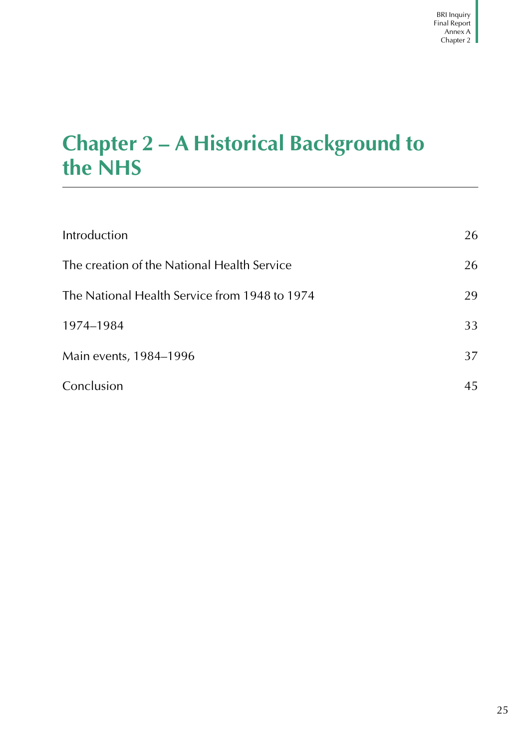# Chapter 2 – A Historical Background to the NHS

| | |
|---|---|
| Introduction | 26 |
| The creation of the National Health Service | 26 |
| The National Health Service from 1948 to 1974 | 29 |
| 1974–1984 | 33 |
| Main events, 1984–1996 | 37 |
| Conclusion | 45 |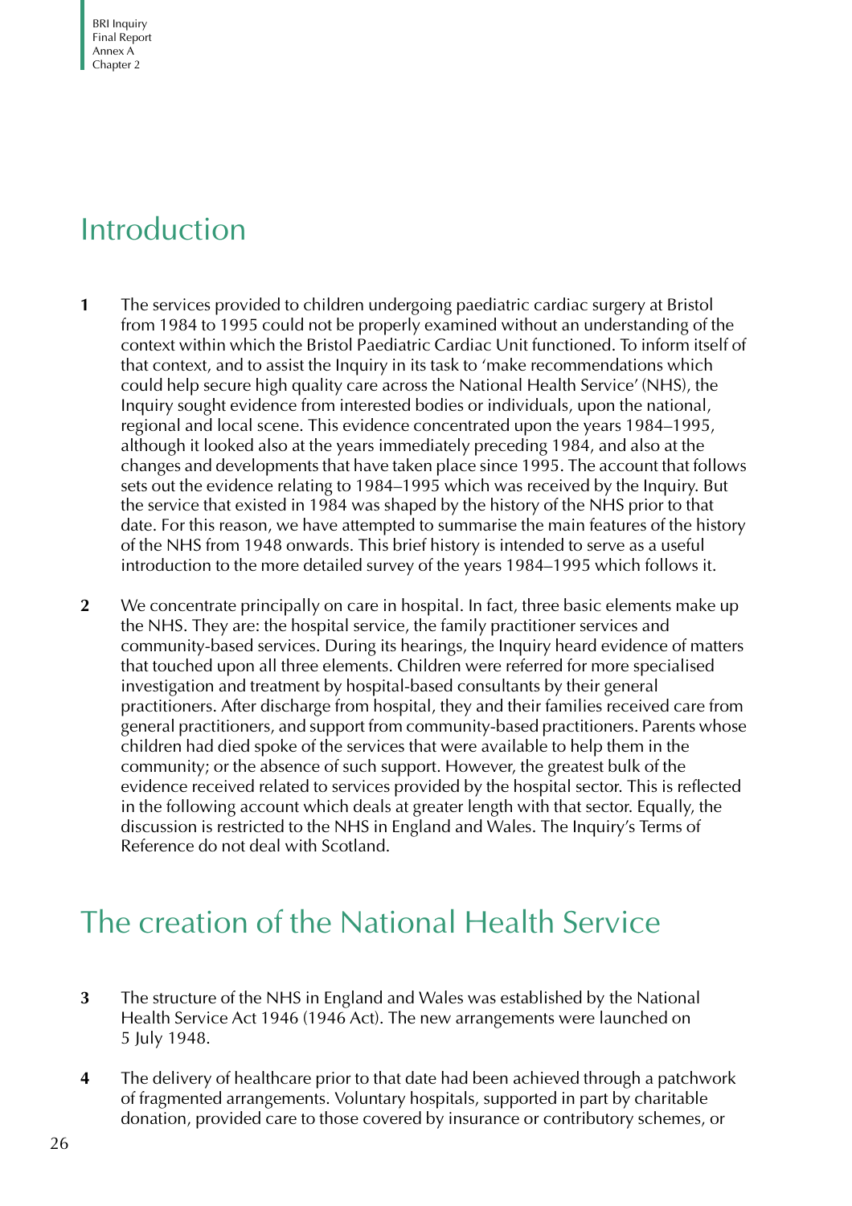## Introduction

**1** The services provided to children undergoing paediatric cardiac surgery at Bristol from 1984 to 1995 could not be properly examined without an understanding of the context within which the Bristol Paediatric Cardiac Unit functioned. To inform itself of that context, and to assist the Inquiry in its task to 'make recommendations which could help secure high quality care across the National Health Service' (NHS), the Inquiry sought evidence from interested bodies or individuals, upon the national, regional and local scene. This evidence concentrated upon the years 1984–1995, although it looked also at the years immediately preceding 1984, and also at the changes and developments that have taken place since 1995. The account that follows sets out the evidence relating to 1984–1995 which was received by the Inquiry. But the service that existed in 1984 was shaped by the history of the NHS prior to that date. For this reason, we have attempted to summarise the main features of the history of the NHS from 1948 onwards. This brief history is intended to serve as a useful introduction to the more detailed survey of the years 1984–1995 which follows it.

**2** We concentrate principally on care in hospital. In fact, three basic elements make up the NHS. They are: the hospital service, the family practitioner services and community-based services. During its hearings, the Inquiry heard evidence of matters that touched upon all three elements. Children were referred for more specialised investigation and treatment by hospital-based consultants by their general practitioners. After discharge from hospital, they and their families received care from general practitioners, and support from community-based practitioners. Parents whose children had died spoke of the services that were available to help them in the community; or the absence of such support. However, the greatest bulk of the evidence received related to services provided by the hospital sector. This is reflected in the following account which deals at greater length with that sector. Equally, the discussion is restricted to the NHS in England and Wales. The Inquiry's Terms of Reference do not deal with Scotland.

## The creation of the National Health Service

**3** The structure of the NHS in England and Wales was established by the National Health Service Act 1946 (1946 Act). The new arrangements were launched on 5 July 1948.

**4** The delivery of healthcare prior to that date had been achieved through a patchwork of fragmented arrangements. Voluntary hospitals, supported in part by charitable donation, provided care to those covered by insurance or contributory schemes, or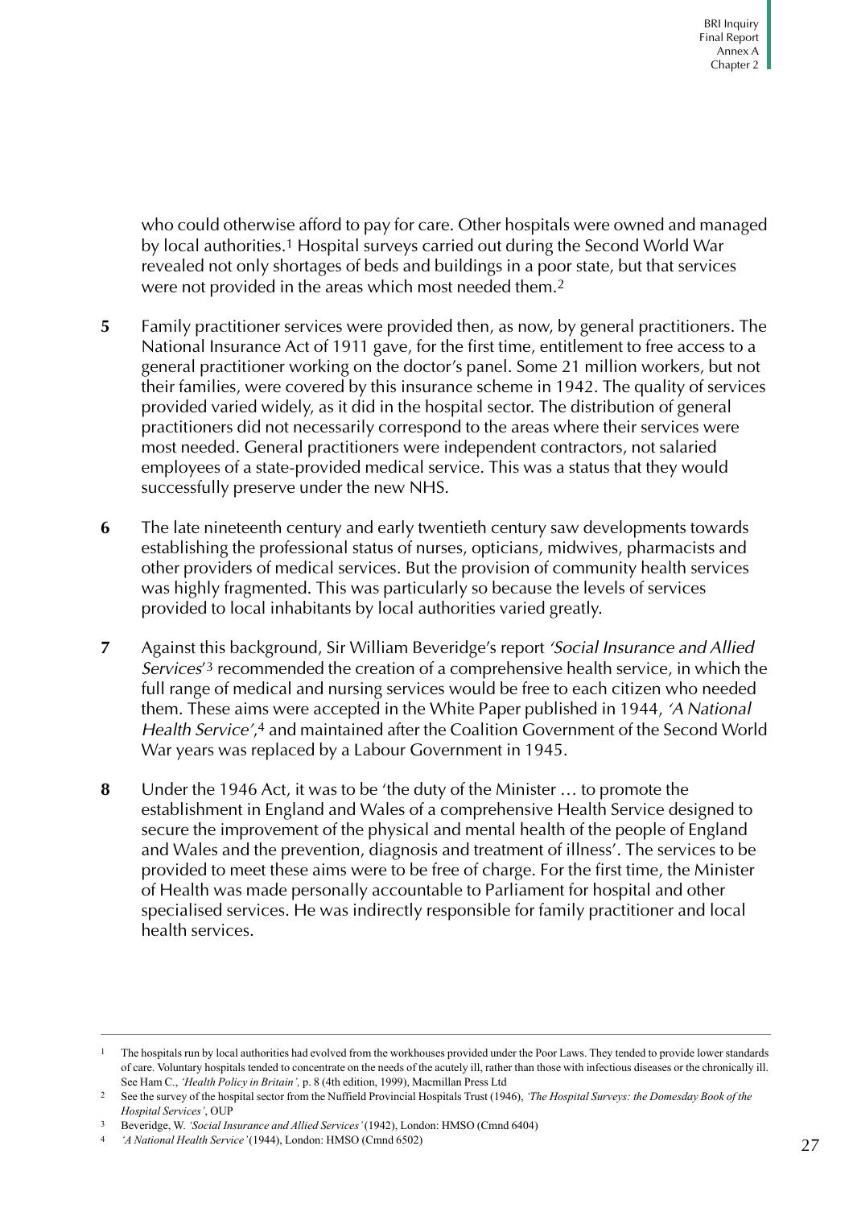who could otherwise afford to pay for care. Other hospitals were owned and managed by local authorities.[1] Hospital surveys carried out during the Second World War revealed not only shortages of beds and buildings in a poor state, but that services were not provided in the areas which most needed them.[2]

**5** Family practitioner services were provided then, as now, by general practitioners. The National Insurance Act of 1911 gave, for the first time, entitlement to free access to a general practitioner working on the doctor's panel. Some 21 million workers, but not their families, were covered by this insurance scheme in 1942. The quality of services provided varied widely, as it did in the hospital sector. The distribution of general practitioners did not necessarily correspond to the areas where their services were most needed. General practitioners were independent contractors, not salaried employees of a state-provided medical service. This was a status that they would successfully preserve under the new NHS.

**6** The late nineteenth century and early twentieth century saw developments towards establishing the professional status of nurses, opticians, midwives, pharmacists and other providers of medical services. But the provision of community health services was highly fragmented. This was particularly so because the levels of services provided to local inhabitants by local authorities varied greatly.

**7** Against this background, Sir William Beveridge's report *'Social Insurance and Allied Services'*[3] recommended the creation of a comprehensive health service, in which the full range of medical and nursing services would be free to each citizen who needed them. These aims were accepted in the White Paper published in 1944, *'A National Health Service'*,[4] and maintained after the Coalition Government of the Second World War years was replaced by a Labour Government in 1945.

**8** Under the 1946 Act, it was to be 'the duty of the Minister … to promote the establishment in England and Wales of a comprehensive Health Service designed to secure the improvement of the physical and mental health of the people of England and Wales and the prevention, diagnosis and treatment of illness'. The services to be provided to meet these aims were to be free of charge. For the first time, the Minister of Health was made personally accountable to Parliament for hospital and other specialised services. He was indirectly responsible for family practitioner and local health services.

---

[1] The hospitals run by local authorities had evolved from the workhouses provided under the Poor Laws. They tended to provide lower standards of care. Voluntary hospitals tended to concentrate on the needs of the acutely ill, rather than those with infectious diseases or the chronically ill. See Ham C., *'Health Policy in Britain'*, p. 8 (4th edition, 1999), Macmillan Press Ltd

[2] See the survey of the hospital sector from the Nuffield Provincial Hospitals Trust (1946), *'The Hospital Surveys: the Domesday Book of the Hospital Services'*, OUP

[3] Beveridge, W. *'Social Insurance and Allied Services'* (1942), London: HMSO (Cmnd 6404)

[4] *'A National Health Service'* (1944), London: HMSO (Cmnd 6502)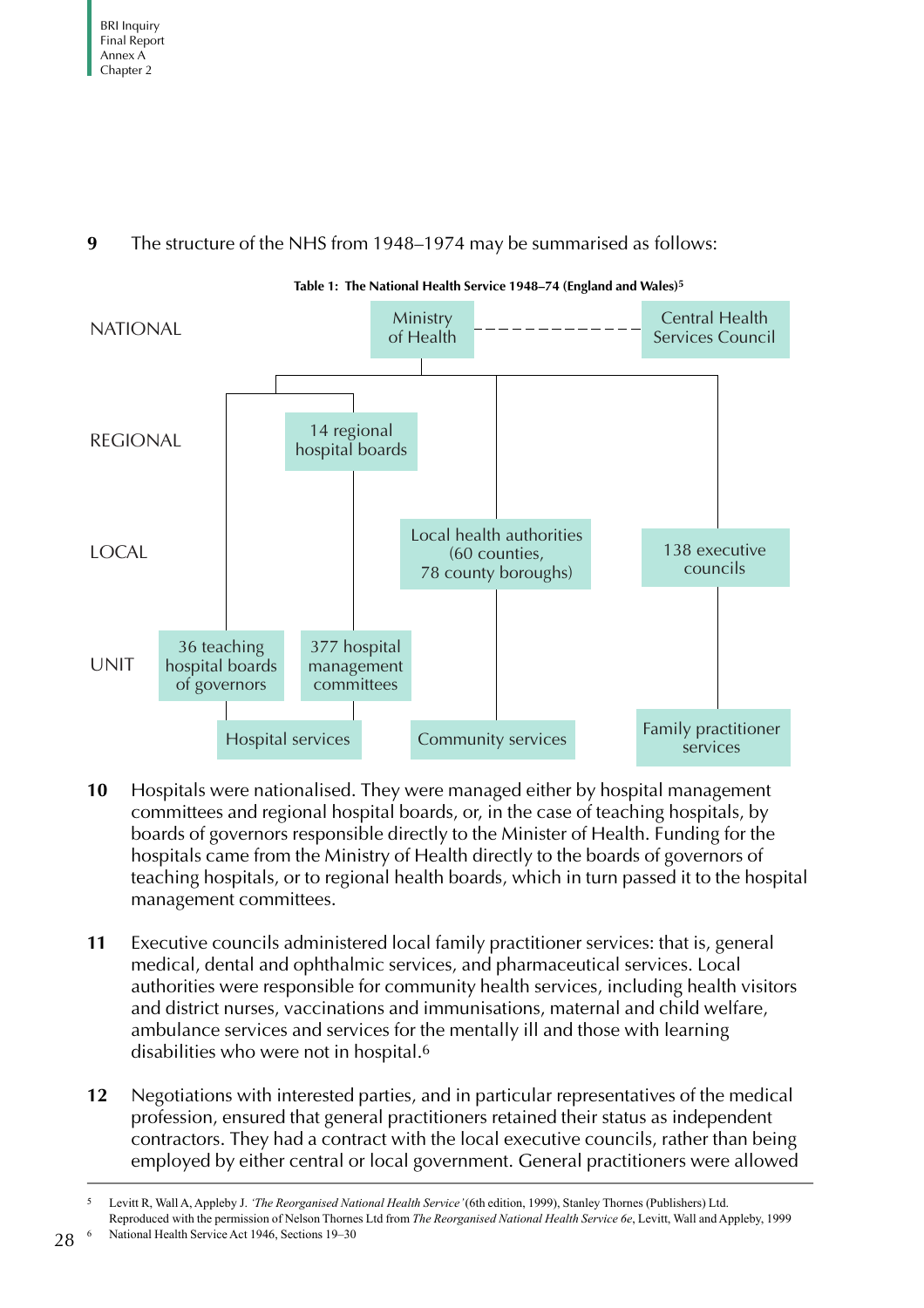**9** The structure of the NHS from 1948–1974 may be summarised as follows:

**Table 1: The National Health Service 1948–74 (England and Wales)[5]**

| | | | | |
|---|---|---|---|---|
| NATIONAL | Ministry of Health | | | Central Health Services Council |
| REGIONAL | | 14 regional hospital boards | | |
| LOCAL | | | Local health authorities (60 counties, 78 county boroughs) | 138 executive councils |
| UNIT | 36 teaching hospital boards of governors | 377 hospital management committees | | |
| | Hospital services | | Community services | Family practitioner services |

**10** Hospitals were nationalised. They were managed either by hospital management committees and regional hospital boards, or, in the case of teaching hospitals, by boards of governors responsible directly to the Minister of Health. Funding for the hospitals came from the Ministry of Health directly to the boards of governors of teaching hospitals, or to regional health boards, which in turn passed it to the hospital management committees.

**11** Executive councils administered local family practitioner services: that is, general medical, dental and ophthalmic services, and pharmaceutical services. Local authorities were responsible for community health services, including health visitors and district nurses, vaccinations and immunisations, maternal and child welfare, ambulance services and services for the mentally ill and those with learning disabilities who were not in hospital.[6]

**12** Negotiations with interested parties, and in particular representatives of the medical profession, ensured that general practitioners retained their status as independent contractors. They had a contract with the local executive councils, rather than being employed by either central or local government. General practitioners were allowed

---

[5] Levitt R, Wall A, Appleby J. *'The Reorganised National Health Service'* (6th edition, 1999), Stanley Thornes (Publishers) Ltd. Reproduced with the permission of Nelson Thornes Ltd from *The Reorganised National Health Service 6e*, Levitt, Wall and Appleby, 1999

[6] National Health Service Act 1946, Sections 19–30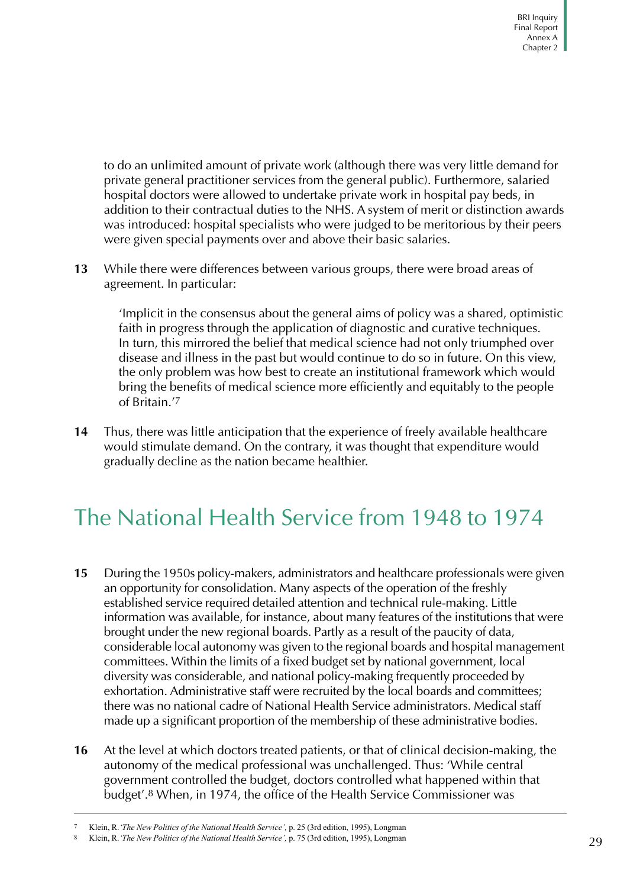to do an unlimited amount of private work (although there was very little demand for private general practitioner services from the general public). Furthermore, salaried hospital doctors were allowed to undertake private work in hospital pay beds, in addition to their contractual duties to the NHS. A system of merit or distinction awards was introduced: hospital specialists who were judged to be meritorious by their peers were given special payments over and above their basic salaries.

**13** While there were differences between various groups, there were broad areas of agreement. In particular:

> 'Implicit in the consensus about the general aims of policy was a shared, optimistic faith in progress through the application of diagnostic and curative techniques. In turn, this mirrored the belief that medical science had not only triumphed over disease and illness in the past but would continue to do so in future. On this view, the only problem was how best to create an institutional framework which would bring the benefits of medical science more efficiently and equitably to the people of Britain.'[7]

**14** Thus, there was little anticipation that the experience of freely available healthcare would stimulate demand. On the contrary, it was thought that expenditure would gradually decline as the nation became healthier.

## The National Health Service from 1948 to 1974

**15** During the 1950s policy-makers, administrators and healthcare professionals were given an opportunity for consolidation. Many aspects of the operation of the freshly established service required detailed attention and technical rule-making. Little information was available, for instance, about many features of the institutions that were brought under the new regional boards. Partly as a result of the paucity of data, considerable local autonomy was given to the regional boards and hospital management committees. Within the limits of a fixed budget set by national government, local diversity was considerable, and national policy-making frequently proceeded by exhortation. Administrative staff were recruited by the local boards and committees; there was no national cadre of National Health Service administrators. Medical staff made up a significant proportion of the membership of these administrative bodies.

**16** At the level at which doctors treated patients, or that of clinical decision-making, the autonomy of the medical professional was unchallenged. Thus: 'While central government controlled the budget, doctors controlled what happened within that budget'.[8] When, in 1974, the office of the Health Service Commissioner was

---

[7] Klein, R. '*The New Politics of the National Health Service*', p. 25 (3rd edition, 1995), Longman

[8] Klein, R. '*The New Politics of the National Health Service*', p. 75 (3rd edition, 1995), Longman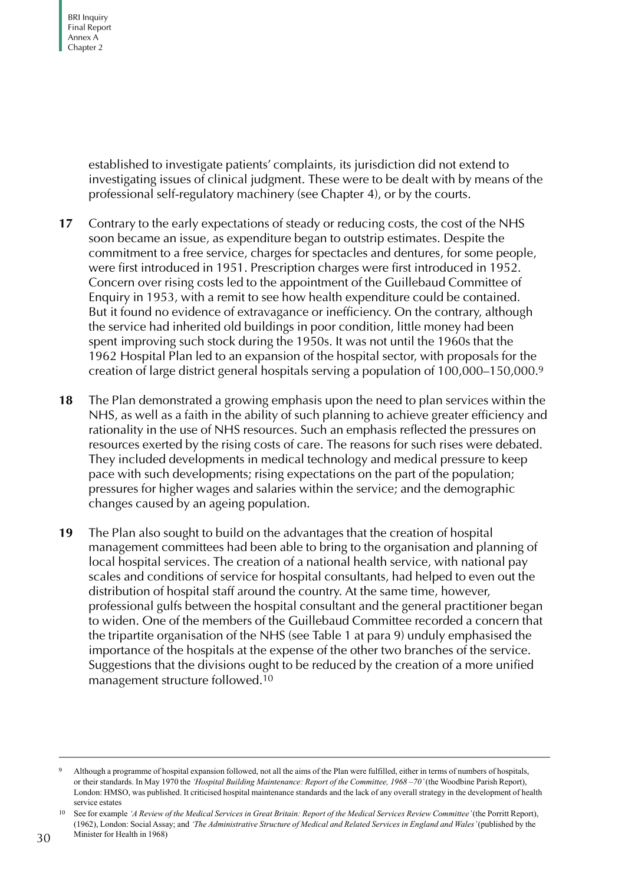established to investigate patients' complaints, its jurisdiction did not extend to investigating issues of clinical judgment. These were to be dealt with by means of the professional self-regulatory machinery (see Chapter 4), or by the courts.

**17** Contrary to the early expectations of steady or reducing costs, the cost of the NHS soon became an issue, as expenditure began to outstrip estimates. Despite the commitment to a free service, charges for spectacles and dentures, for some people, were first introduced in 1951. Prescription charges were first introduced in 1952. Concern over rising costs led to the appointment of the Guillebaud Committee of Enquiry in 1953, with a remit to see how health expenditure could be contained. But it found no evidence of extravagance or inefficiency. On the contrary, although the service had inherited old buildings in poor condition, little money had been spent improving such stock during the 1950s. It was not until the 1960s that the 1962 Hospital Plan led to an expansion of the hospital sector, with proposals for the creation of large district general hospitals serving a population of 100,000–150,000.[9]

**18** The Plan demonstrated a growing emphasis upon the need to plan services within the NHS, as well as a faith in the ability of such planning to achieve greater efficiency and rationality in the use of NHS resources. Such an emphasis reflected the pressures on resources exerted by the rising costs of care. The reasons for such rises were debated. They included developments in medical technology and medical pressure to keep pace with such developments; rising expectations on the part of the population; pressures for higher wages and salaries within the service; and the demographic changes caused by an ageing population.

**19** The Plan also sought to build on the advantages that the creation of hospital management committees had been able to bring to the organisation and planning of local hospital services. The creation of a national health service, with national pay scales and conditions of service for hospital consultants, had helped to even out the distribution of hospital staff around the country. At the same time, however, professional gulfs between the hospital consultant and the general practitioner began to widen. One of the members of the Guillebaud Committee recorded a concern that the tripartite organisation of the NHS (see Table 1 at para 9) unduly emphasised the importance of the hospitals at the expense of the other two branches of the service. Suggestions that the divisions ought to be reduced by the creation of a more unified management structure followed.[10]

---

[9] Although a programme of hospital expansion followed, not all the aims of the Plan were fulfilled, either in terms of numbers of hospitals, or their standards. In May 1970 the *'Hospital Building Maintenance: Report of the Committee, 1968–70'* (the Woodbine Parish Report), London: HMSO, was published. It criticised hospital maintenance standards and the lack of any overall strategy in the development of health service estates

[10] See for example *'A Review of the Medical Services in Great Britain: Report of the Medical Services Review Committee'* (the Porritt Report), (1962), London: Social Assay; and *'The Administrative Structure of Medical and Related Services in England and Wales'* (published by the Minister for Health in 1968)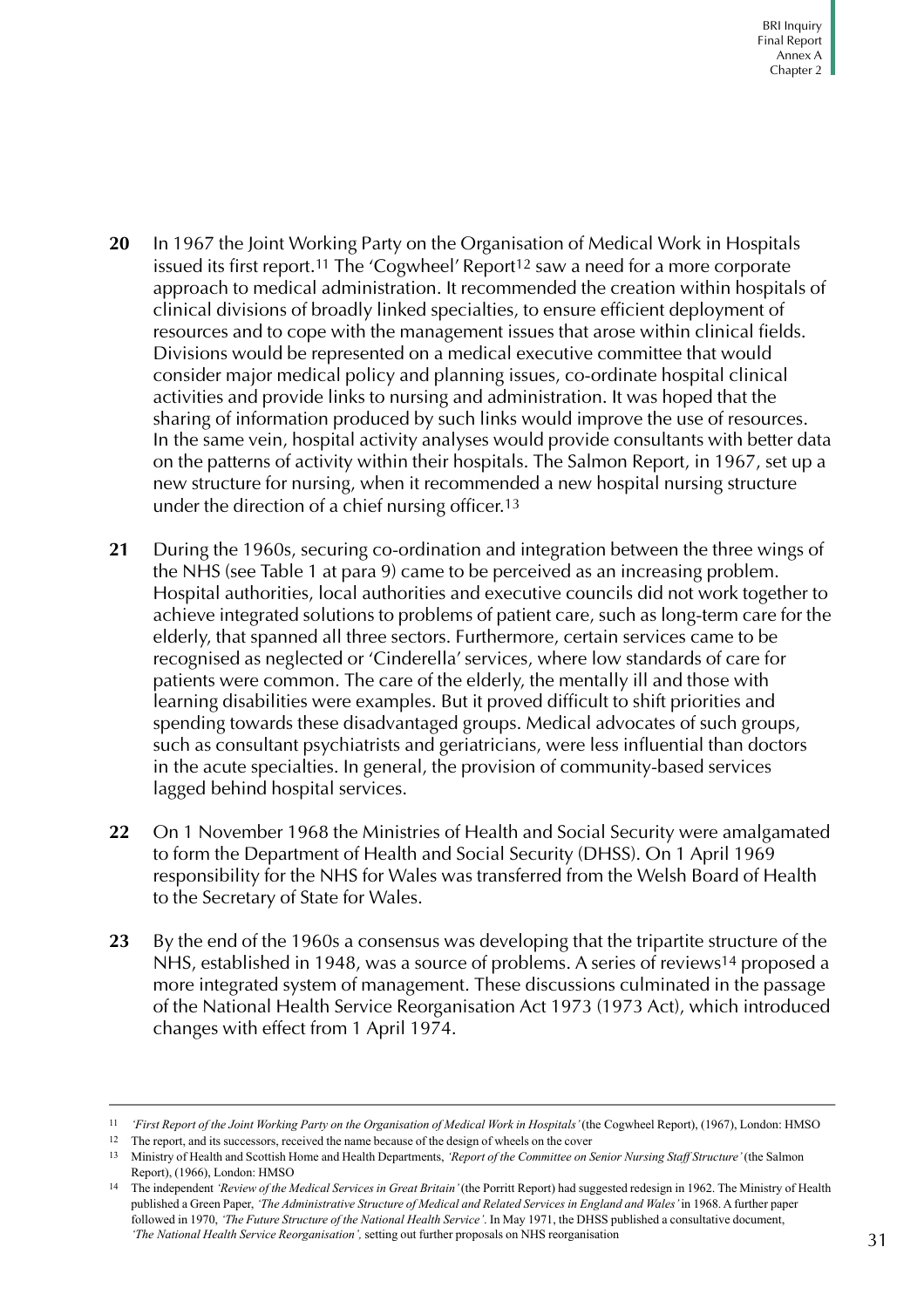**20** In 1967 the Joint Working Party on the Organisation of Medical Work in Hospitals issued its first report.[11] The 'Cogwheel' Report[12] saw a need for a more corporate approach to medical administration. It recommended the creation within hospitals of clinical divisions of broadly linked specialties, to ensure efficient deployment of resources and to cope with the management issues that arose within clinical fields. Divisions would be represented on a medical executive committee that would consider major medical policy and planning issues, co-ordinate hospital clinical activities and provide links to nursing and administration. It was hoped that the sharing of information produced by such links would improve the use of resources. In the same vein, hospital activity analyses would provide consultants with better data on the patterns of activity within their hospitals. The Salmon Report, in 1967, set up a new structure for nursing, when it recommended a new hospital nursing structure under the direction of a chief nursing officer.[13]

**21** During the 1960s, securing co-ordination and integration between the three wings of the NHS (see Table 1 at para 9) came to be perceived as an increasing problem. Hospital authorities, local authorities and executive councils did not work together to achieve integrated solutions to problems of patient care, such as long-term care for the elderly, that spanned all three sectors. Furthermore, certain services came to be recognised as neglected or 'Cinderella' services, where low standards of care for patients were common. The care of the elderly, the mentally ill and those with learning disabilities were examples. But it proved difficult to shift priorities and spending towards these disadvantaged groups. Medical advocates of such groups, such as consultant psychiatrists and geriatricians, were less influential than doctors in the acute specialties. In general, the provision of community-based services lagged behind hospital services.

**22** On 1 November 1968 the Ministries of Health and Social Security were amalgamated to form the Department of Health and Social Security (DHSS). On 1 April 1969 responsibility for the NHS for Wales was transferred from the Welsh Board of Health to the Secretary of State for Wales.

**23** By the end of the 1960s a consensus was developing that the tripartite structure of the NHS, established in 1948, was a source of problems. A series of reviews[14] proposed a more integrated system of management. These discussions culminated in the passage of the National Health Service Reorganisation Act 1973 (1973 Act), which introduced changes with effect from 1 April 1974.

---

[11] *'First Report of the Joint Working Party on the Organisation of Medical Work in Hospitals'* (the Cogwheel Report), (1967), London: HMSO

[12] The report, and its successors, received the name because of the design of wheels on the cover

[13] Ministry of Health and Scottish Home and Health Departments, *'Report of the Committee on Senior Nursing Staff Structure'* (the Salmon Report), (1966), London: HMSO

[14] The independent *'Review of the Medical Services in Great Britain'* (the Porritt Report) had suggested redesign in 1962. The Ministry of Health published a Green Paper, *'The Administrative Structure of Medical and Related Services in England and Wales'* in 1968. A further paper followed in 1970, *'The Future Structure of the National Health Service'.* In May 1971, the DHSS published a consultative document, *'The National Health Service Reorganisation',* setting out further proposals on NHS reorganisation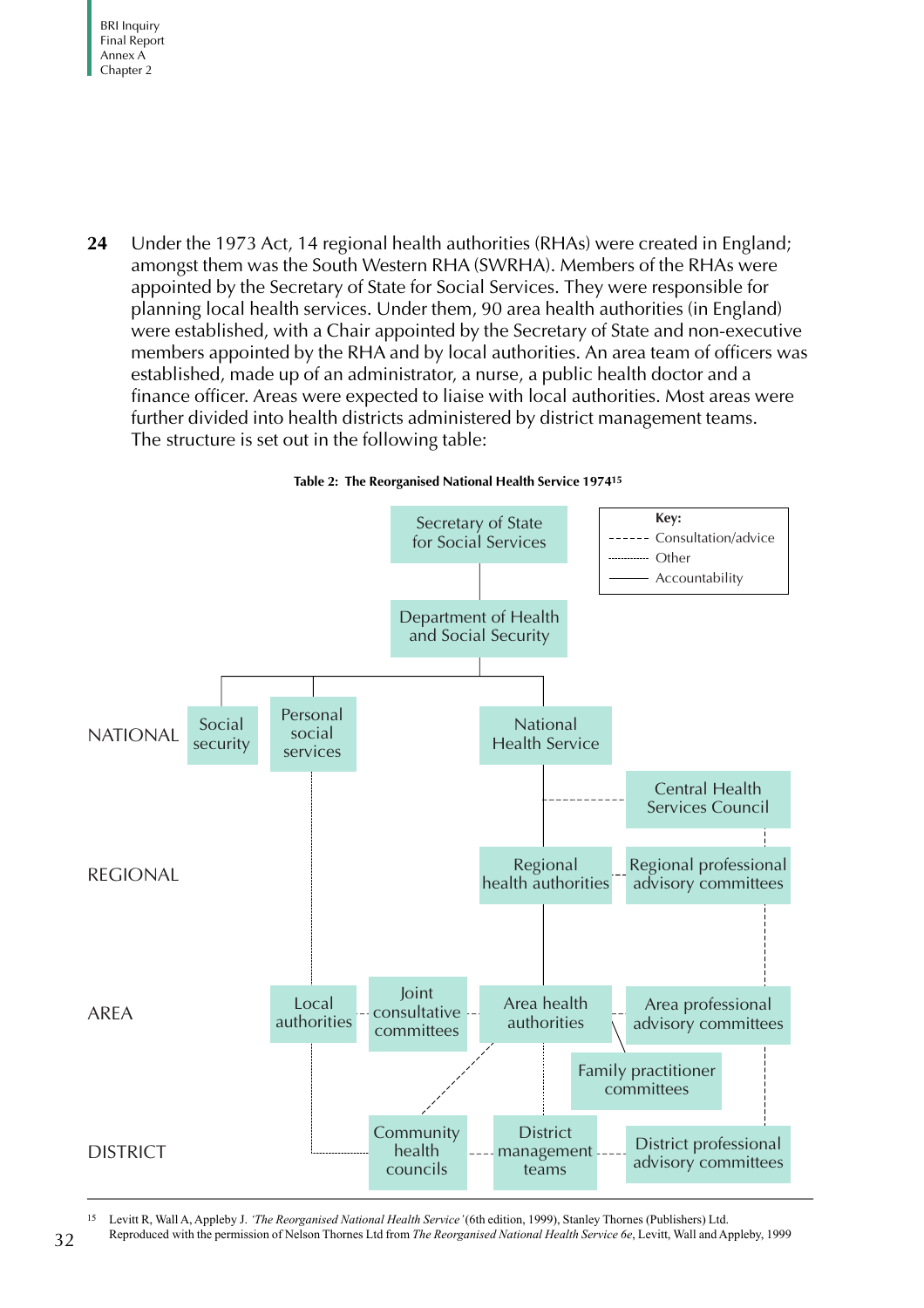**24** Under the 1973 Act, 14 regional health authorities (RHAs) were created in England; amongst them was the South Western RHA (SWRHA). Members of the RHAs were appointed by the Secretary of State for Social Services. They were responsible for planning local health services. Under them, 90 area health authorities (in England) were established, with a Chair appointed by the Secretary of State and non-executive members appointed by the RHA and by local authorities. An area team of officers was established, made up of an administrator, a nurse, a public health doctor and a finance officer. Areas were expected to liaise with local authorities. Most areas were further divided into health districts administered by district management teams. The structure is set out in the following table:

**Table 2: The Reorganised National Health Service 1974**[15]

Key:
- - - - - - Consultation/advice
··········· Other
———— Accountability

Secretary of State for Social Services

Department of Health and Social Security

| Level | | | | | | |
|---|---|---|---|---|---|---|
| NATIONAL | Social security | Personal social services | | National Health Service | Central Health Services Council | |
| REGIONAL | | | | Regional health authorities | Regional professional advisory committees | |
| AREA | | Local authorities | Joint consultative committees | Area health authorities | Area professional advisory committees | Family practitioner committees |
| DISTRICT | | | Community health councils | District management teams | District professional advisory committees | |

[15] Levitt R, Wall A, Appleby J. *'The Reorganised National Health Service'* (6th edition, 1999), Stanley Thornes (Publishers) Ltd. Reproduced with the permission of Nelson Thornes Ltd from *The Reorganised National Health Service 6e*, Levitt, Wall and Appleby, 1999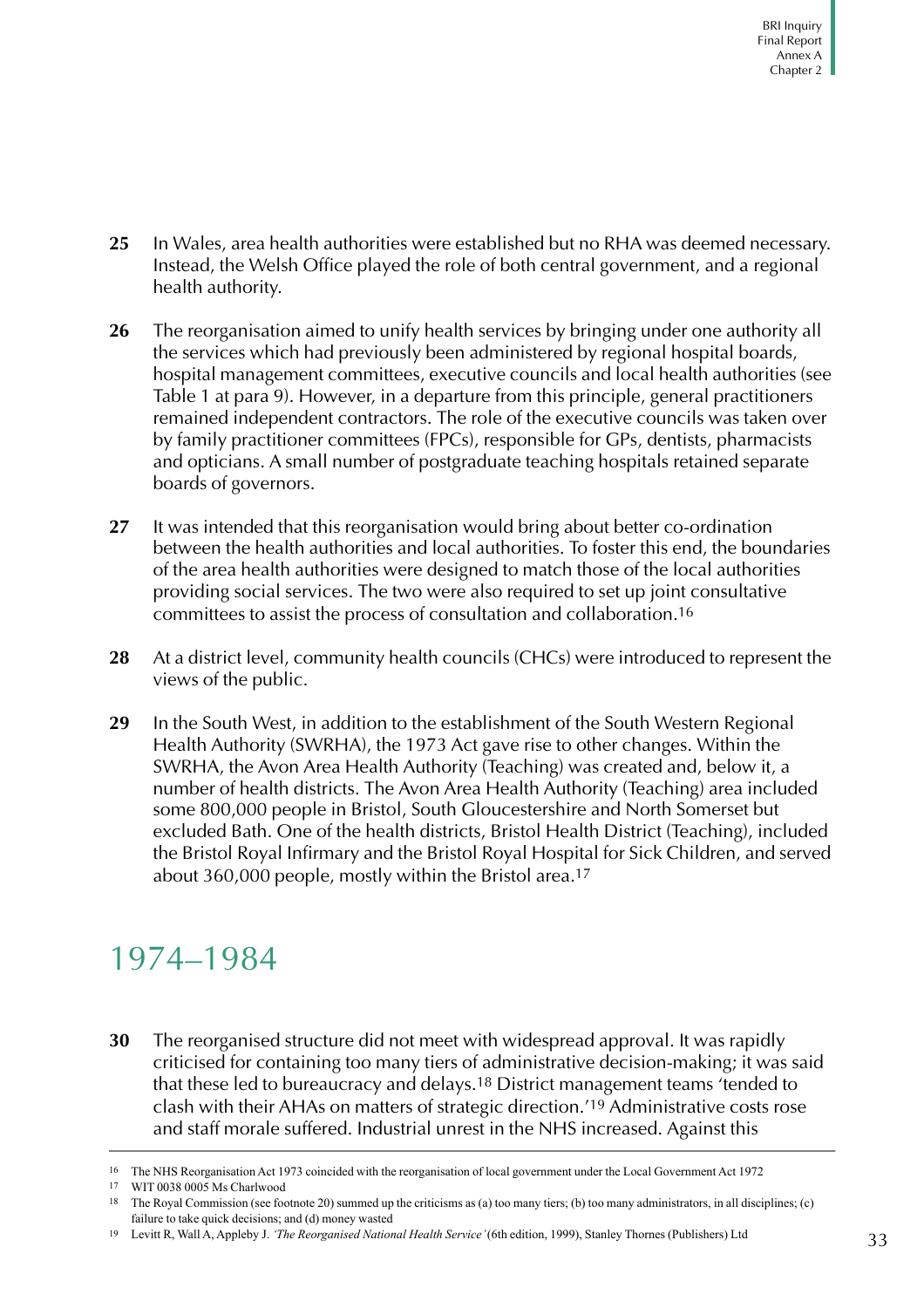**25** In Wales, area health authorities were established but no RHA was deemed necessary. Instead, the Welsh Office played the role of both central government, and a regional health authority.

**26** The reorganisation aimed to unify health services by bringing under one authority all the services which had previously been administered by regional hospital boards, hospital management committees, executive councils and local health authorities (see Table 1 at para 9). However, in a departure from this principle, general practitioners remained independent contractors. The role of the executive councils was taken over by family practitioner committees (FPCs), responsible for GPs, dentists, pharmacists and opticians. A small number of postgraduate teaching hospitals retained separate boards of governors.

**27** It was intended that this reorganisation would bring about better co-ordination between the health authorities and local authorities. To foster this end, the boundaries of the area health authorities were designed to match those of the local authorities providing social services. The two were also required to set up joint consultative committees to assist the process of consultation and collaboration.[16]

**28** At a district level, community health councils (CHCs) were introduced to represent the views of the public.

**29** In the South West, in addition to the establishment of the South Western Regional Health Authority (SWRHA), the 1973 Act gave rise to other changes. Within the SWRHA, the Avon Area Health Authority (Teaching) was created and, below it, a number of health districts. The Avon Area Health Authority (Teaching) area included some 800,000 people in Bristol, South Gloucestershire and North Somerset but excluded Bath. One of the health districts, Bristol Health District (Teaching), included the Bristol Royal Infirmary and the Bristol Royal Hospital for Sick Children, and served about 360,000 people, mostly within the Bristol area.[17]

## 1974–1984

**30** The reorganised structure did not meet with widespread approval. It was rapidly criticised for containing too many tiers of administrative decision-making; it was said that these led to bureaucracy and delays.[18] District management teams 'tended to clash with their AHAs on matters of strategic direction.'[19] Administrative costs rose and staff morale suffered. Industrial unrest in the NHS increased. Against this

---

16 The NHS Reorganisation Act 1973 coincided with the reorganisation of local government under the Local Government Act 1972

17 WIT 0038 0005 Ms Charlwood

18 The Royal Commission (see footnote 20) summed up the criticisms as (a) too many tiers; (b) too many administrators, in all disciplines; (c) failure to take quick decisions; and (d) money wasted

19 Levitt R, Wall A, Appleby J. *'The Reorganised National Health Service'* (6th edition, 1999), Stanley Thornes (Publishers) Ltd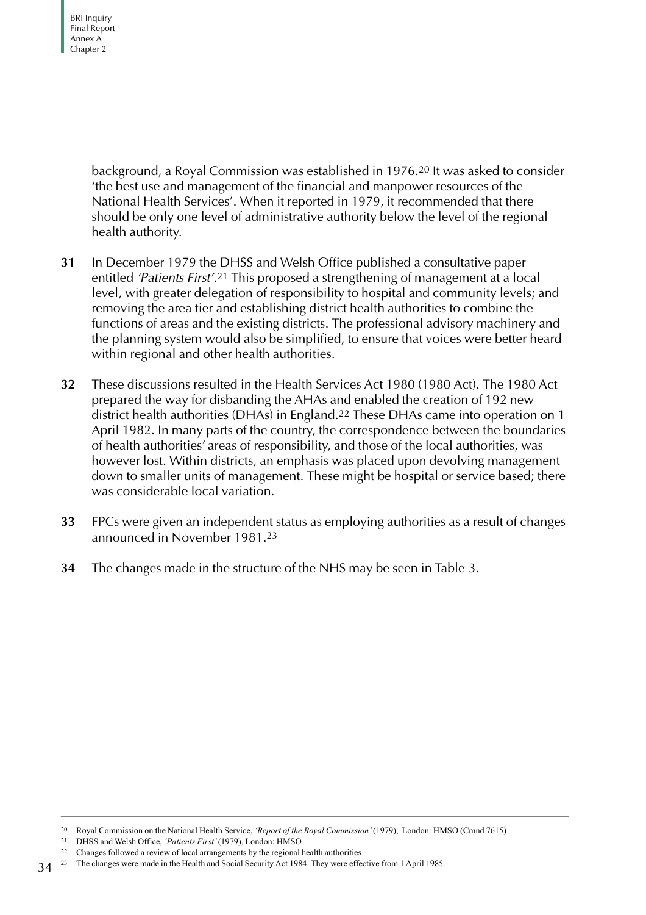background, a Royal Commission was established in 1976.[20] It was asked to consider 'the best use and management of the financial and manpower resources of the National Health Services'. When it reported in 1979, it recommended that there should be only one level of administrative authority below the level of the regional health authority.

**31** In December 1979 the DHSS and Welsh Office published a consultative paper entitled *'Patients First'*.[21] This proposed a strengthening of management at a local level, with greater delegation of responsibility to hospital and community levels; and removing the area tier and establishing district health authorities to combine the functions of areas and the existing districts. The professional advisory machinery and the planning system would also be simplified, to ensure that voices were better heard within regional and other health authorities.

**32** These discussions resulted in the Health Services Act 1980 (1980 Act). The 1980 Act prepared the way for disbanding the AHAs and enabled the creation of 192 new district health authorities (DHAs) in England.[22] These DHAs came into operation on 1 April 1982. In many parts of the country, the correspondence between the boundaries of health authorities' areas of responsibility, and those of the local authorities, was however lost. Within districts, an emphasis was placed upon devolving management down to smaller units of management. These might be hospital or service based; there was considerable local variation.

**33** FPCs were given an independent status as employing authorities as a result of changes announced in November 1981.[23]

**34** The changes made in the structure of the NHS may be seen in Table 3.

---

[20] Royal Commission on the National Health Service, *'Report of the Royal Commission'* (1979), London: HMSO (Cmnd 7615)

[21] DHSS and Welsh Office, *'Patients First'* (1979), London: HMSO

[22] Changes followed a review of local arrangements by the regional health authorities

[23] The changes were made in the Health and Social Security Act 1984. They were effective from 1 April 1985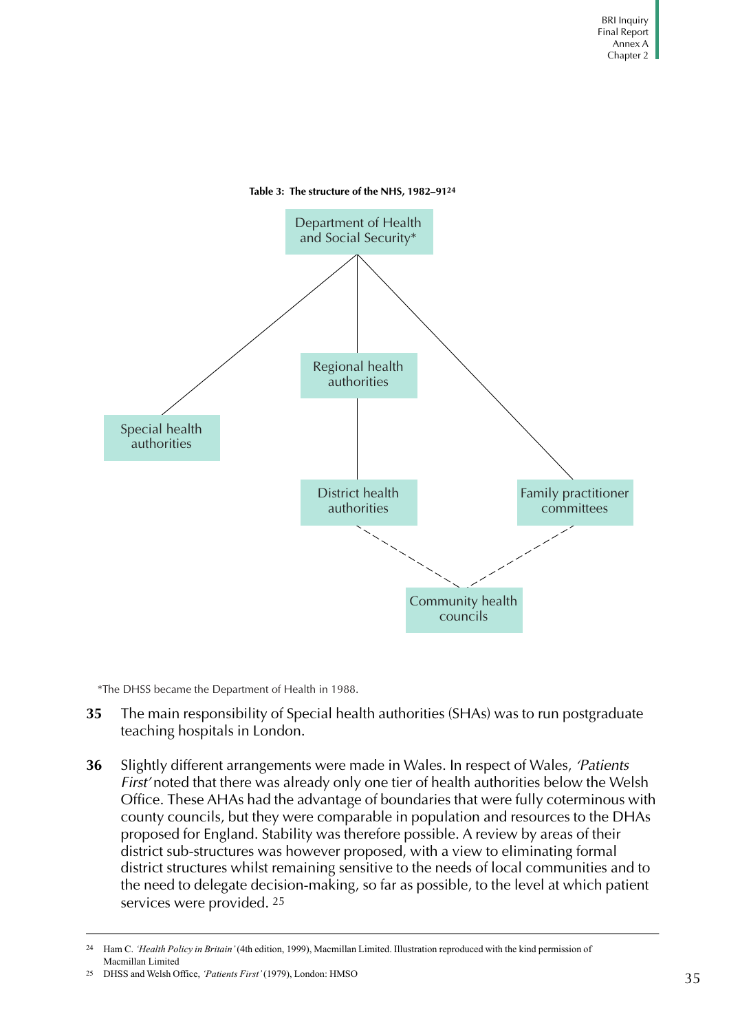**Table 3: The structure of the NHS, 1982–91[24]**

Department of Health and Social Security*

Regional health authorities

Special health authorities

District health authorities

Family practitioner committees

Community health councils

*The DHSS became the Department of Health in 1988.

**35** The main responsibility of Special health authorities (SHAs) was to run postgraduate teaching hospitals in London.

**36** Slightly different arrangements were made in Wales. In respect of Wales, *'Patients First'* noted that there was already only one tier of health authorities below the Welsh Office. These AHAs had the advantage of boundaries that were fully coterminous with county councils, but they were comparable in population and resources to the DHAs proposed for England. Stability was therefore possible. A review by areas of their district sub-structures was however proposed, with a view to eliminating formal district structures whilst remaining sensitive to the needs of local communities and to the need to delegate decision-making, so far as possible, to the level at which patient services were provided. [25]

---

[24] Ham C. *'Health Policy in Britain'* (4th edition, 1999), Macmillan Limited. Illustration reproduced with the kind permission of Macmillan Limited

[25] DHSS and Welsh Office, *'Patients First'* (1979), London: HMSO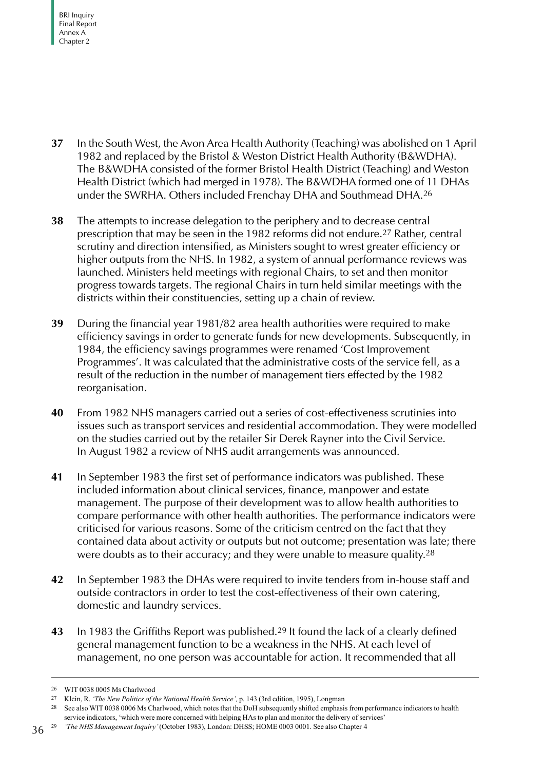**37** In the South West, the Avon Area Health Authority (Teaching) was abolished on 1 April 1982 and replaced by the Bristol & Weston District Health Authority (B&WDHA). The B&WDHA consisted of the former Bristol Health District (Teaching) and Weston Health District (which had merged in 1978). The B&WDHA formed one of 11 DHAs under the SWRHA. Others included Frenchay DHA and Southmead DHA.[26]

**38** The attempts to increase delegation to the periphery and to decrease central prescription that may be seen in the 1982 reforms did not endure.[27] Rather, central scrutiny and direction intensified, as Ministers sought to wrest greater efficiency or higher outputs from the NHS. In 1982, a system of annual performance reviews was launched. Ministers held meetings with regional Chairs, to set and then monitor progress towards targets. The regional Chairs in turn held similar meetings with the districts within their constituencies, setting up a chain of review.

**39** During the financial year 1981/82 area health authorities were required to make efficiency savings in order to generate funds for new developments. Subsequently, in 1984, the efficiency savings programmes were renamed 'Cost Improvement Programmes'. It was calculated that the administrative costs of the service fell, as a result of the reduction in the number of management tiers effected by the 1982 reorganisation.

**40** From 1982 NHS managers carried out a series of cost-effectiveness scrutinies into issues such as transport services and residential accommodation. They were modelled on the studies carried out by the retailer Sir Derek Rayner into the Civil Service. In August 1982 a review of NHS audit arrangements was announced.

**41** In September 1983 the first set of performance indicators was published. These included information about clinical services, finance, manpower and estate management. The purpose of their development was to allow health authorities to compare performance with other health authorities. The performance indicators were criticised for various reasons. Some of the criticism centred on the fact that they contained data about activity or outputs but not outcome; presentation was late; there were doubts as to their accuracy; and they were unable to measure quality.[28]

**42** In September 1983 the DHAs were required to invite tenders from in-house staff and outside contractors in order to test the cost-effectiveness of their own catering, domestic and laundry services.

**43** In 1983 the Griffiths Report was published.[29] It found the lack of a clearly defined general management function to be a weakness in the NHS. At each level of management, no one person was accountable for action. It recommended that all

---

[26] WIT 0038 0005 Ms Charlwood

[27] Klein, R. *'The New Politics of the National Health Service',* p. 143 (3rd edition, 1995), Longman

[28] See also WIT 0038 0006 Ms Charlwood, which notes that the DoH subsequently shifted emphasis from performance indicators to health service indicators, 'which were more concerned with helping HAs to plan and monitor the delivery of services'

[29] *'The NHS Management Inquiry'* (October 1983), London: DHSS; HOME 0003 0001. See also Chapter 4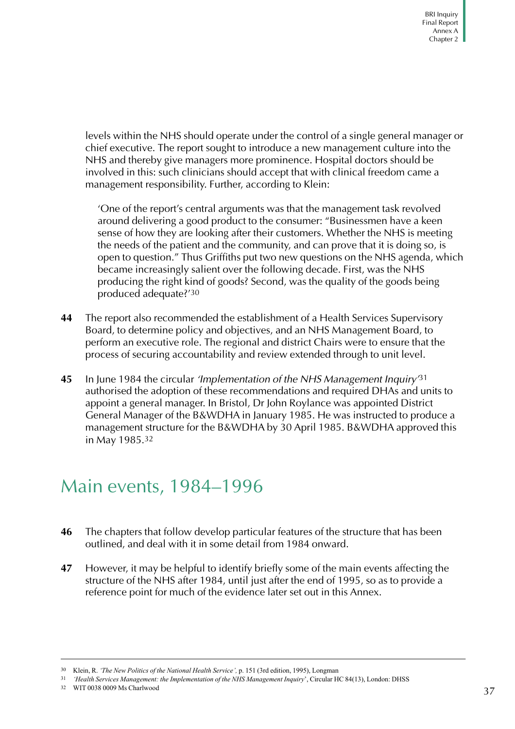levels within the NHS should operate under the control of a single general manager or chief executive. The report sought to introduce a new management culture into the NHS and thereby give managers more prominence. Hospital doctors should be involved in this: such clinicians should accept that with clinical freedom came a management responsibility. Further, according to Klein:

> 'One of the report's central arguments was that the management task revolved around delivering a good product to the consumer: "Businessmen have a keen sense of how they are looking after their customers. Whether the NHS is meeting the needs of the patient and the community, and can prove that it is doing so, is open to question." Thus Griffiths put two new questions on the NHS agenda, which became increasingly salient over the following decade. First, was the NHS producing the right kind of goods? Second, was the quality of the goods being produced adequate?'[30]

**44** The report also recommended the establishment of a Health Services Supervisory Board, to determine policy and objectives, and an NHS Management Board, to perform an executive role. The regional and district Chairs were to ensure that the process of securing accountability and review extended through to unit level.

**45** In June 1984 the circular *'Implementation of the NHS Management Inquiry'*[31] authorised the adoption of these recommendations and required DHAs and units to appoint a general manager. In Bristol, Dr John Roylance was appointed District General Manager of the B&WDHA in January 1985. He was instructed to produce a management structure for the B&WDHA by 30 April 1985. B&WDHA approved this in May 1985.[32]

## Main events, 1984–1996

**46** The chapters that follow develop particular features of the structure that has been outlined, and deal with it in some detail from 1984 onward.

**47** However, it may be helpful to identify briefly some of the main events affecting the structure of the NHS after 1984, until just after the end of 1995, so as to provide a reference point for much of the evidence later set out in this Annex.

---

[30] Klein, R. *'The New Politics of the National Health Service'*, p. 151 (3rd edition, 1995), Longman

[31] *'Health Services Management: the Implementation of the NHS Management Inquiry'*, Circular HC 84(13), London: DHSS

[32] WIT 0038 0009 Ms Charlwood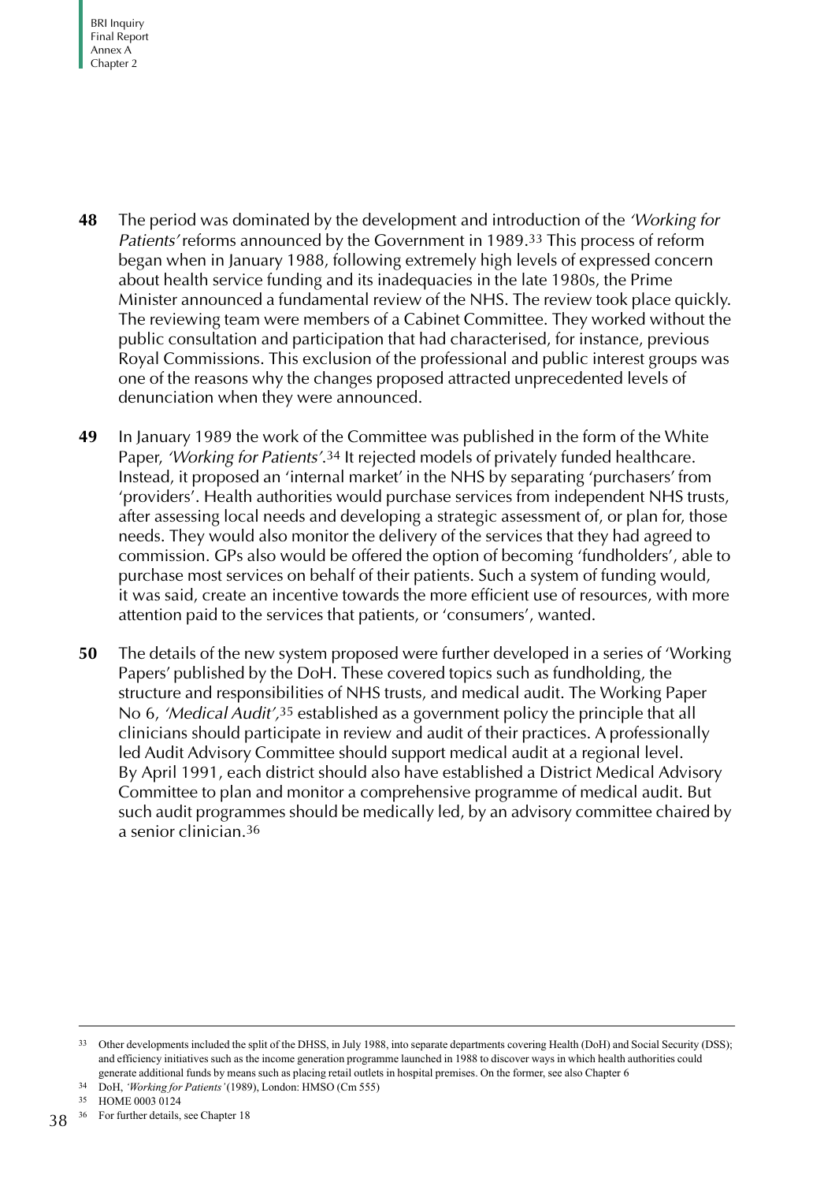**48** The period was dominated by the development and introduction of the *'Working for Patients'* reforms announced by the Government in 1989.[33] This process of reform began when in January 1988, following extremely high levels of expressed concern about health service funding and its inadequacies in the late 1980s, the Prime Minister announced a fundamental review of the NHS. The review took place quickly. The reviewing team were members of a Cabinet Committee. They worked without the public consultation and participation that had characterised, for instance, previous Royal Commissions. This exclusion of the professional and public interest groups was one of the reasons why the changes proposed attracted unprecedented levels of denunciation when they were announced.

**49** In January 1989 the work of the Committee was published in the form of the White Paper, *'Working for Patients'*.[34] It rejected models of privately funded healthcare. Instead, it proposed an 'internal market' in the NHS by separating 'purchasers' from 'providers'. Health authorities would purchase services from independent NHS trusts, after assessing local needs and developing a strategic assessment of, or plan for, those needs. They would also monitor the delivery of the services that they had agreed to commission. GPs also would be offered the option of becoming 'fundholders', able to purchase most services on behalf of their patients. Such a system of funding would, it was said, create an incentive towards the more efficient use of resources, with more attention paid to the services that patients, or 'consumers', wanted.

**50** The details of the new system proposed were further developed in a series of 'Working Papers' published by the DoH. These covered topics such as fundholding, the structure and responsibilities of NHS trusts, and medical audit. The Working Paper No 6, *'Medical Audit'*,[35] established as a government policy the principle that all clinicians should participate in review and audit of their practices. A professionally led Audit Advisory Committee should support medical audit at a regional level. By April 1991, each district should also have established a District Medical Advisory Committee to plan and monitor a comprehensive programme of medical audit. But such audit programmes should be medically led, by an advisory committee chaired by a senior clinician.[36]

---

[33] Other developments included the split of the DHSS, in July 1988, into separate departments covering Health (DoH) and Social Security (DSS); and efficiency initiatives such as the income generation programme launched in 1988 to discover ways in which health authorities could generate additional funds by means such as placing retail outlets in hospital premises. On the former, see also Chapter 6

[34] DoH, *'Working for Patients'* (1989), London: HMSO (Cm 555)

[35] HOME 0003 0124

[36] For further details, see Chapter 18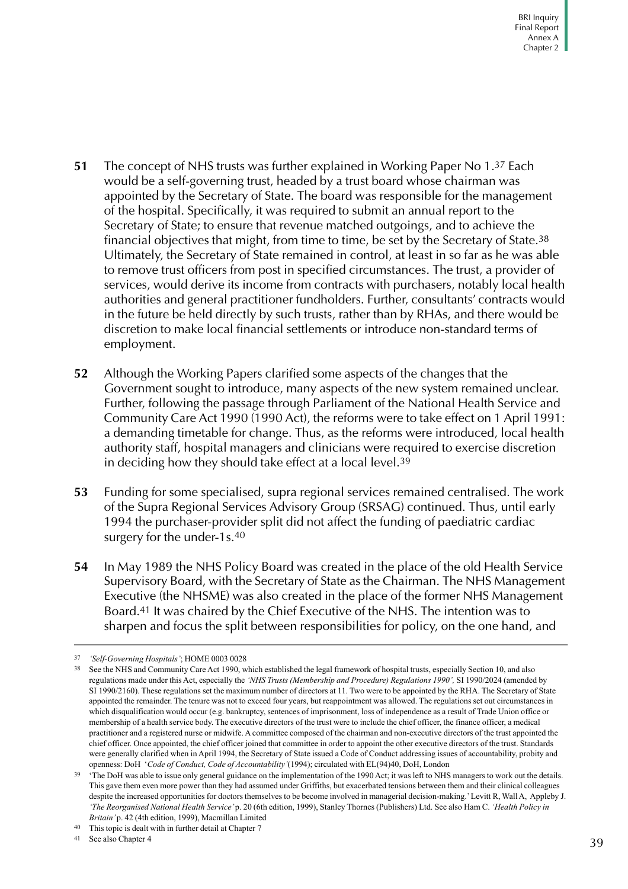**51** The concept of NHS trusts was further explained in Working Paper No 1.[37] Each would be a self-governing trust, headed by a trust board whose chairman was appointed by the Secretary of State. The board was responsible for the management of the hospital. Specifically, it was required to submit an annual report to the Secretary of State; to ensure that revenue matched outgoings, and to achieve the financial objectives that might, from time to time, be set by the Secretary of State.[38] Ultimately, the Secretary of State remained in control, at least in so far as he was able to remove trust officers from post in specified circumstances. The trust, a provider of services, would derive its income from contracts with purchasers, notably local health authorities and general practitioner fundholders. Further, consultants' contracts would in the future be held directly by such trusts, rather than by RHAs, and there would be discretion to make local financial settlements or introduce non-standard terms of employment.

**52** Although the Working Papers clarified some aspects of the changes that the Government sought to introduce, many aspects of the new system remained unclear. Further, following the passage through Parliament of the National Health Service and Community Care Act 1990 (1990 Act), the reforms were to take effect on 1 April 1991: a demanding timetable for change. Thus, as the reforms were introduced, local health authority staff, hospital managers and clinicians were required to exercise discretion in deciding how they should take effect at a local level.[39]

**53** Funding for some specialised, supra regional services remained centralised. The work of the Supra Regional Services Advisory Group (SRSAG) continued. Thus, until early 1994 the purchaser-provider split did not affect the funding of paediatric cardiac surgery for the under-1s.[40]

**54** In May 1989 the NHS Policy Board was created in the place of the old Health Service Supervisory Board, with the Secretary of State as the Chairman. The NHS Management Executive (the NHSME) was also created in the place of the former NHS Management Board.[41] It was chaired by the Chief Executive of the NHS. The intention was to sharpen and focus the split between responsibilities for policy, on the one hand, and

---

[37] *'Self-Governing Hospitals'*; HOME 0003 0028

[38] See the NHS and Community Care Act 1990, which established the legal framework of hospital trusts, especially Section 10, and also regulations made under this Act, especially the *'NHS Trusts (Membership and Procedure) Regulations 1990',* SI 1990/2024 (amended by SI 1990/2160). These regulations set the maximum number of directors at 11. Two were to be appointed by the RHA. The Secretary of State appointed the remainder. The tenure was not to exceed four years, but reappointment was allowed. The regulations set out circumstances in which disqualification would occur (e.g. bankruptcy, sentences of imprisonment, loss of independence as a result of Trade Union office or membership of a health service body. The executive directors of the trust were to include the chief officer, the finance officer, a medical practitioner and a registered nurse or midwife. A committee composed of the chairman and non-executive directors of the trust appointed the chief officer. Once appointed, the chief officer joined that committee in order to appoint the other executive directors of the trust. Standards were generally clarified when in April 1994, the Secretary of State issued a Code of Conduct addressing issues of accountability, probity and openness: DoH '*Code of Conduct, Code of Accountability'*(1994); circulated with EL(94)40, DoH, London

[39] 'The DoH was able to issue only general guidance on the implementation of the 1990 Act; it was left to NHS managers to work out the details. This gave them even more power than they had assumed under Griffiths, but exacerbated tensions between them and their clinical colleagues despite the increased opportunities for doctors themselves to be become involved in managerial decision-making.' Levitt R, Wall A, Appleby J. *'The Reorganised National Health Service'* p. 20 (6th edition, 1999), Stanley Thornes (Publishers) Ltd. See also Ham C. *'Health Policy in Britain'* p. 42 (4th edition, 1999), Macmillan Limited

[40] This topic is dealt with in further detail at Chapter 7

[41] See also Chapter 4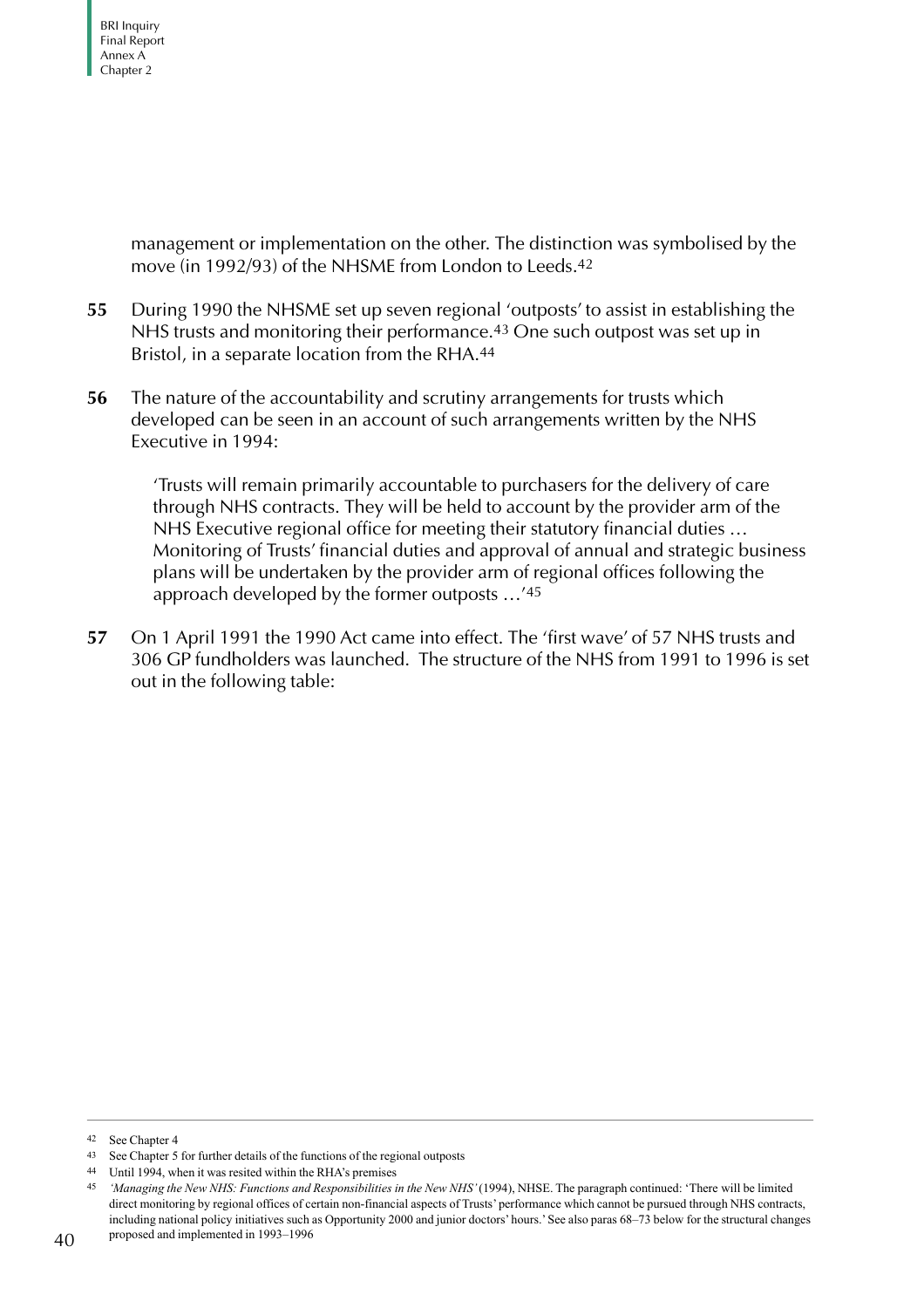management or implementation on the other. The distinction was symbolised by the move (in 1992/93) of the NHSME from London to Leeds.[42]

**55** During 1990 the NHSME set up seven regional 'outposts' to assist in establishing the NHS trusts and monitoring their performance.[43] One such outpost was set up in Bristol, in a separate location from the RHA.[44]

**56** The nature of the accountability and scrutiny arrangements for trusts which developed can be seen in an account of such arrangements written by the NHS Executive in 1994:

> 'Trusts will remain primarily accountable to purchasers for the delivery of care through NHS contracts. They will be held to account by the provider arm of the NHS Executive regional office for meeting their statutory financial duties … Monitoring of Trusts' financial duties and approval of annual and strategic business plans will be undertaken by the provider arm of regional offices following the approach developed by the former outposts …'[45]

**57** On 1 April 1991 the 1990 Act came into effect. The 'first wave' of 57 NHS trusts and 306 GP fundholders was launched. The structure of the NHS from 1991 to 1996 is set out in the following table:

---

[42] See Chapter 4

[43] See Chapter 5 for further details of the functions of the regional outposts

[44] Until 1994, when it was resited within the RHA's premises

[45] *'Managing the New NHS: Functions and Responsibilities in the New NHS'* (1994), NHSE. The paragraph continued: 'There will be limited direct monitoring by regional offices of certain non-financial aspects of Trusts' performance which cannot be pursued through NHS contracts, including national policy initiatives such as Opportunity 2000 and junior doctors' hours.' See also paras 68–73 below for the structural changes proposed and implemented in 1993–1996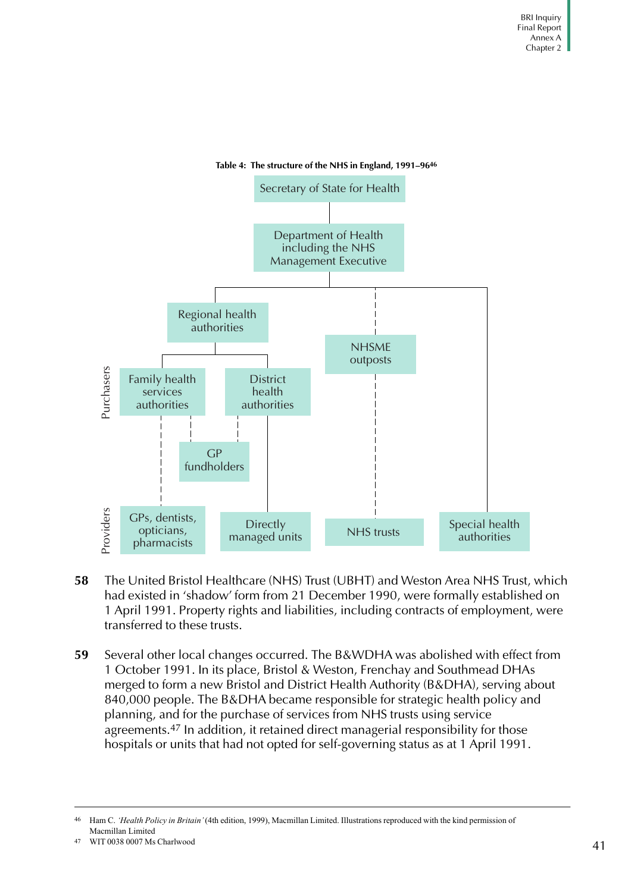**Table 4: The structure of the NHS in England, 1991–96**[46]

Secretary of State for Health

Department of Health including the NHS Management Executive

Regional health authorities

NHSME outposts

Purchasers: Family health services authorities; District health authorities; GP fundholders

Providers: GPs, dentists, opticians, pharmacists; Directly managed units; NHS trusts; Special health authorities

**58** The United Bristol Healthcare (NHS) Trust (UBHT) and Weston Area NHS Trust, which had existed in 'shadow' form from 21 December 1990, were formally established on 1 April 1991. Property rights and liabilities, including contracts of employment, were transferred to these trusts.

**59** Several other local changes occurred. The B&WDHA was abolished with effect from 1 October 1991. In its place, Bristol & Weston, Frenchay and Southmead DHAs merged to form a new Bristol and District Health Authority (B&DHA), serving about 840,000 people. The B&DHA became responsible for strategic health policy and planning, and for the purchase of services from NHS trusts using service agreements.[47] In addition, it retained direct managerial responsibility for those hospitals or units that had not opted for self-governing status as at 1 April 1991.

---

[46] Ham C. *'Health Policy in Britain'* (4th edition, 1999), Macmillan Limited. Illustrations reproduced with the kind permission of Macmillan Limited

[47] WIT 0038 0007 Ms Charlwood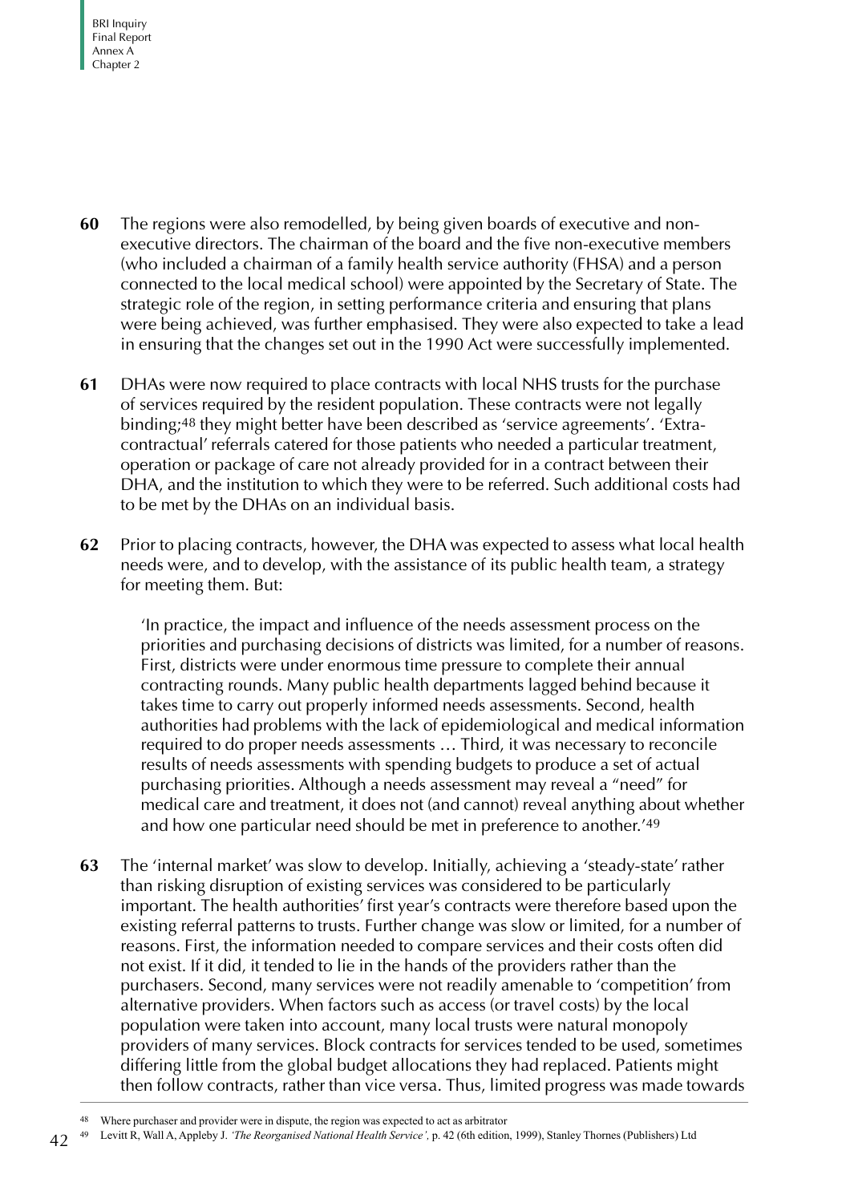**60** The regions were also remodelled, by being given boards of executive and non-executive directors. The chairman of the board and the five non-executive members (who included a chairman of a family health service authority (FHSA) and a person connected to the local medical school) were appointed by the Secretary of State. The strategic role of the region, in setting performance criteria and ensuring that plans were being achieved, was further emphasised. They were also expected to take a lead in ensuring that the changes set out in the 1990 Act were successfully implemented.

**61** DHAs were now required to place contracts with local NHS trusts for the purchase of services required by the resident population. These contracts were not legally binding;[48] they might better have been described as 'service agreements'. 'Extra-contractual' referrals catered for those patients who needed a particular treatment, operation or package of care not already provided for in a contract between their DHA, and the institution to which they were to be referred. Such additional costs had to be met by the DHAs on an individual basis.

**62** Prior to placing contracts, however, the DHA was expected to assess what local health needs were, and to develop, with the assistance of its public health team, a strategy for meeting them. But:

> 'In practice, the impact and influence of the needs assessment process on the priorities and purchasing decisions of districts was limited, for a number of reasons. First, districts were under enormous time pressure to complete their annual contracting rounds. Many public health departments lagged behind because it takes time to carry out properly informed needs assessments. Second, health authorities had problems with the lack of epidemiological and medical information required to do proper needs assessments … Third, it was necessary to reconcile results of needs assessments with spending budgets to produce a set of actual purchasing priorities. Although a needs assessment may reveal a "need" for medical care and treatment, it does not (and cannot) reveal anything about whether and how one particular need should be met in preference to another.'[49]

**63** The 'internal market' was slow to develop. Initially, achieving a 'steady-state' rather than risking disruption of existing services was considered to be particularly important. The health authorities' first year's contracts were therefore based upon the existing referral patterns to trusts. Further change was slow or limited, for a number of reasons. First, the information needed to compare services and their costs often did not exist. If it did, it tended to lie in the hands of the providers rather than the purchasers. Second, many services were not readily amenable to 'competition' from alternative providers. When factors such as access (or travel costs) by the local population were taken into account, many local trusts were natural monopoly providers of many services. Block contracts for services tended to be used, sometimes differing little from the global budget allocations they had replaced. Patients might then follow contracts, rather than vice versa. Thus, limited progress was made towards

---

[48] Where purchaser and provider were in dispute, the region was expected to act as arbitrator

[49] Levitt R, Wall A, Appleby J. *'The Reorganised National Health Service',* p. 42 (6th edition, 1999), Stanley Thornes (Publishers) Ltd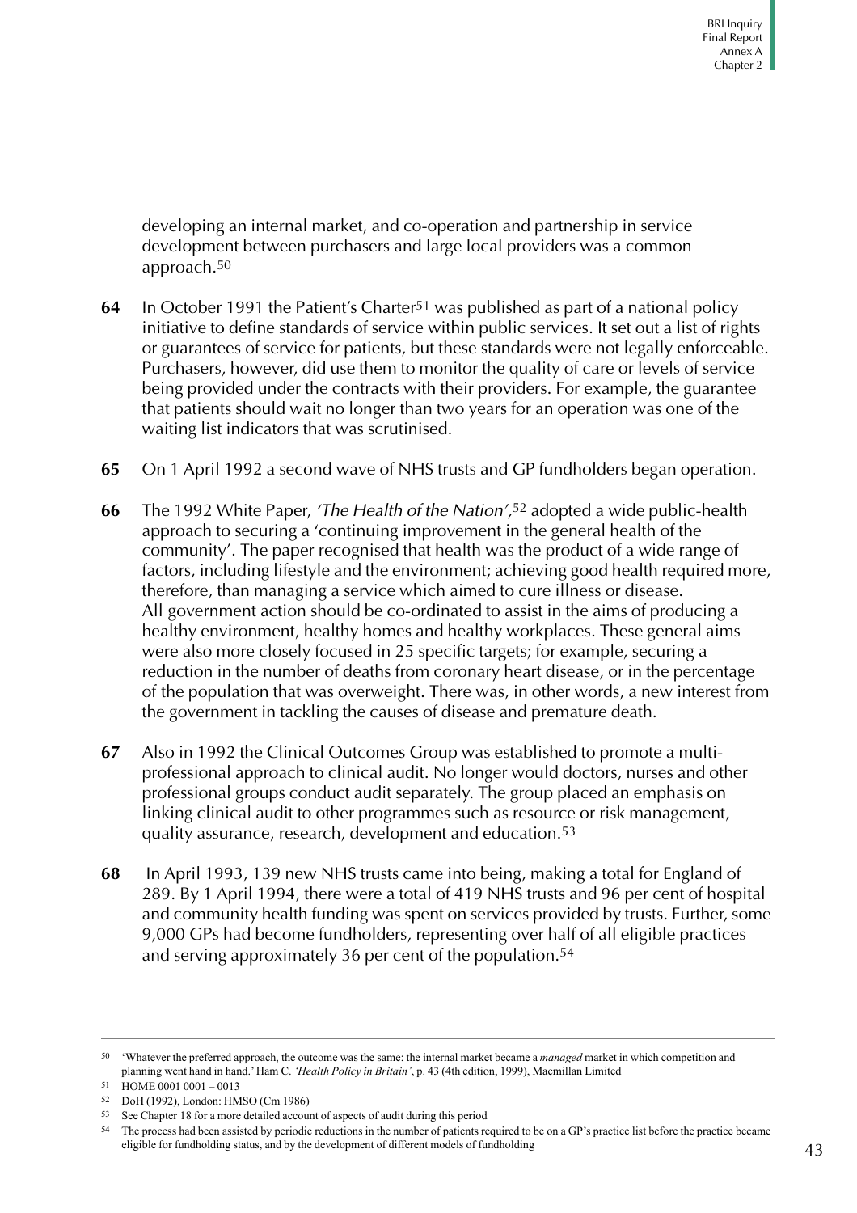developing an internal market, and co-operation and partnership in service development between purchasers and large local providers was a common approach.[50]

**64** In October 1991 the Patient's Charter[51] was published as part of a national policy initiative to define standards of service within public services. It set out a list of rights or guarantees of service for patients, but these standards were not legally enforceable. Purchasers, however, did use them to monitor the quality of care or levels of service being provided under the contracts with their providers. For example, the guarantee that patients should wait no longer than two years for an operation was one of the waiting list indicators that was scrutinised.

**65** On 1 April 1992 a second wave of NHS trusts and GP fundholders began operation.

**66** The 1992 White Paper, *'The Health of the Nation'*,[52] adopted a wide public-health approach to securing a 'continuing improvement in the general health of the community'. The paper recognised that health was the product of a wide range of factors, including lifestyle and the environment; achieving good health required more, therefore, than managing a service which aimed to cure illness or disease. All government action should be co-ordinated to assist in the aims of producing a healthy environment, healthy homes and healthy workplaces. These general aims were also more closely focused in 25 specific targets; for example, securing a reduction in the number of deaths from coronary heart disease, or in the percentage of the population that was overweight. There was, in other words, a new interest from the government in tackling the causes of disease and premature death.

**67** Also in 1992 the Clinical Outcomes Group was established to promote a multi-professional approach to clinical audit. No longer would doctors, nurses and other professional groups conduct audit separately. The group placed an emphasis on linking clinical audit to other programmes such as resource or risk management, quality assurance, research, development and education.[53]

**68** In April 1993, 139 new NHS trusts came into being, making a total for England of 289. By 1 April 1994, there were a total of 419 NHS trusts and 96 per cent of hospital and community health funding was spent on services provided by trusts. Further, some 9,000 GPs had become fundholders, representing over half of all eligible practices and serving approximately 36 per cent of the population.[54]

---

[50] 'Whatever the preferred approach, the outcome was the same: the internal market became a *managed* market in which competition and planning went hand in hand.' Ham C. *'Health Policy in Britain'*, p. 43 (4th edition, 1999), Macmillan Limited

[51] HOME 0001 0001 – 0013

[52] DoH (1992), London: HMSO (Cm 1986)

[53] See Chapter 18 for a more detailed account of aspects of audit during this period

[54] The process had been assisted by periodic reductions in the number of patients required to be on a GP's practice list before the practice became eligible for fundholding status, and by the development of different models of fundholding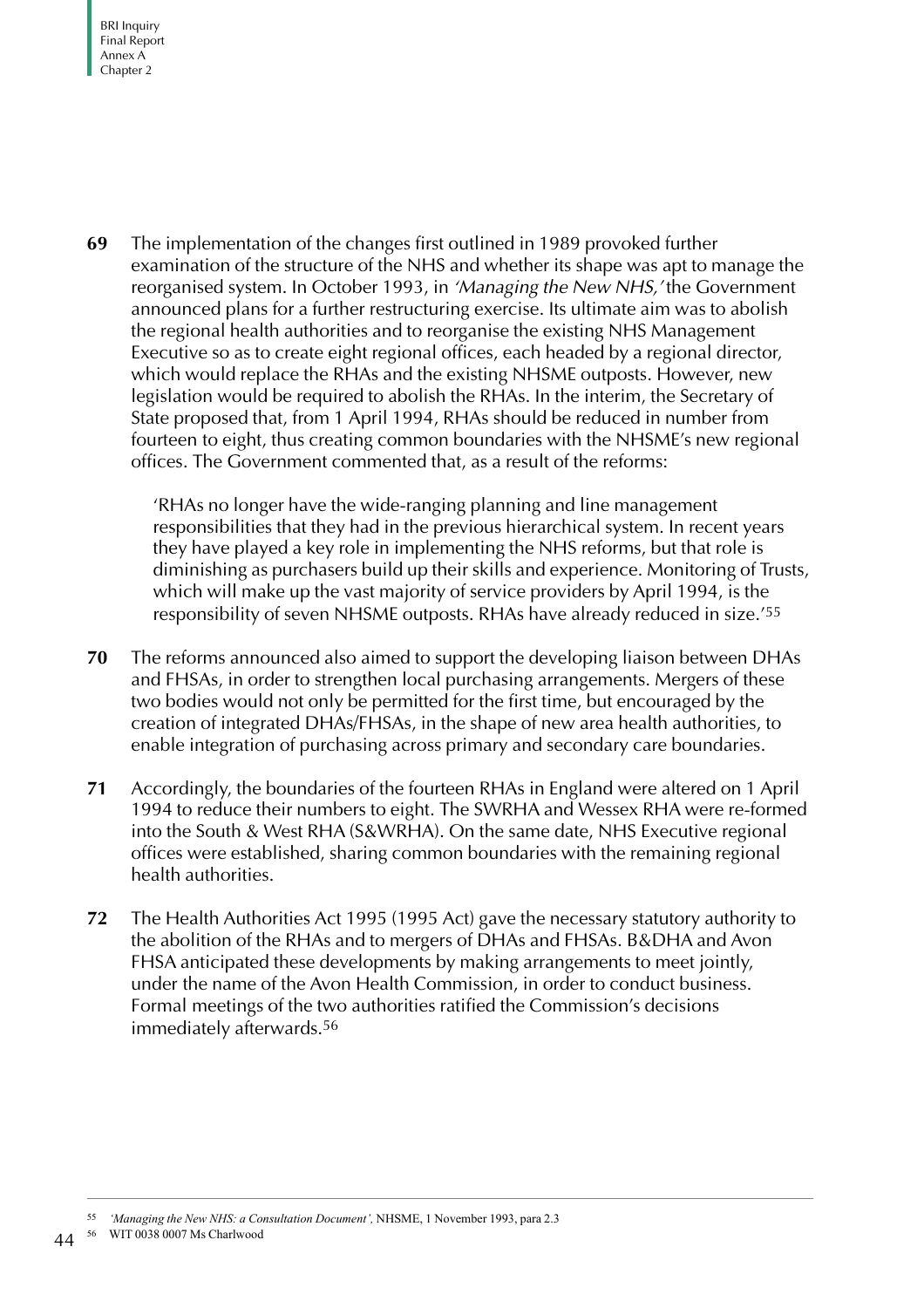**69** The implementation of the changes first outlined in 1989 provoked further examination of the structure of the NHS and whether its shape was apt to manage the reorganised system. In October 1993, in *'Managing the New NHS,'* the Government announced plans for a further restructuring exercise. Its ultimate aim was to abolish the regional health authorities and to reorganise the existing NHS Management Executive so as to create eight regional offices, each headed by a regional director, which would replace the RHAs and the existing NHSME outposts. However, new legislation would be required to abolish the RHAs. In the interim, the Secretary of State proposed that, from 1 April 1994, RHAs should be reduced in number from fourteen to eight, thus creating common boundaries with the NHSME's new regional offices. The Government commented that, as a result of the reforms:

> 'RHAs no longer have the wide-ranging planning and line management responsibilities that they had in the previous hierarchical system. In recent years they have played a key role in implementing the NHS reforms, but that role is diminishing as purchasers build up their skills and experience. Monitoring of Trusts, which will make up the vast majority of service providers by April 1994, is the responsibility of seven NHSME outposts. RHAs have already reduced in size.'[55]

**70** The reforms announced also aimed to support the developing liaison between DHAs and FHSAs, in order to strengthen local purchasing arrangements. Mergers of these two bodies would not only be permitted for the first time, but encouraged by the creation of integrated DHAs/FHSAs, in the shape of new area health authorities, to enable integration of purchasing across primary and secondary care boundaries.

**71** Accordingly, the boundaries of the fourteen RHAs in England were altered on 1 April 1994 to reduce their numbers to eight. The SWRHA and Wessex RHA were re-formed into the South & West RHA (S&WRHA). On the same date, NHS Executive regional offices were established, sharing common boundaries with the remaining regional health authorities.

**72** The Health Authorities Act 1995 (1995 Act) gave the necessary statutory authority to the abolition of the RHAs and to mergers of DHAs and FHSAs. B&DHA and Avon FHSA anticipated these developments by making arrangements to meet jointly, under the name of the Avon Health Commission, in order to conduct business. Formal meetings of the two authorities ratified the Commission's decisions immediately afterwards.[56]

---

[55] *'Managing the New NHS: a Consultation Document',* NHSME, 1 November 1993, para 2.3

[56] WIT 0038 0007 Ms Charlwood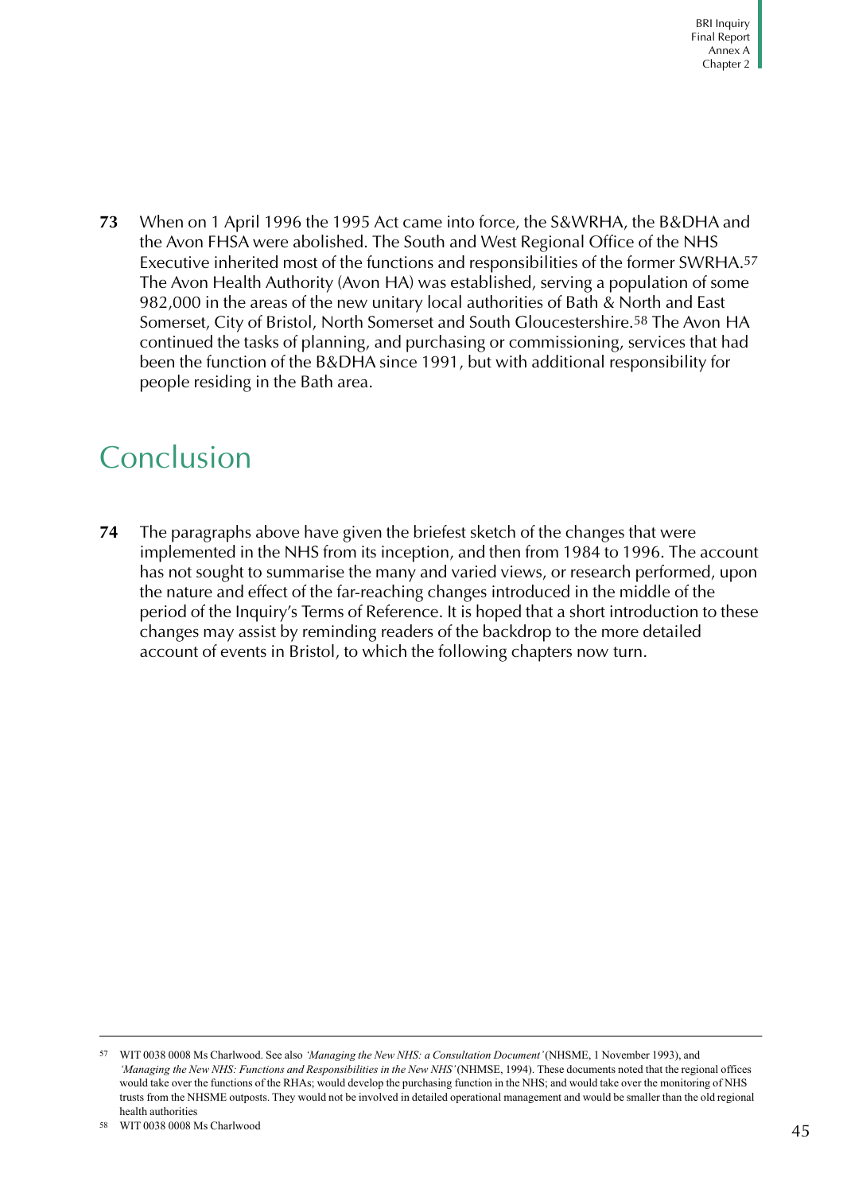**73** When on 1 April 1996 the 1995 Act came into force, the S&WRHA, the B&DHA and the Avon FHSA were abolished. The South and West Regional Office of the NHS Executive inherited most of the functions and responsibilities of the former SWRHA.[57] The Avon Health Authority (Avon HA) was established, serving a population of some 982,000 in the areas of the new unitary local authorities of Bath & North and East Somerset, City of Bristol, North Somerset and South Gloucestershire.[58] The Avon HA continued the tasks of planning, and purchasing or commissioning, services that had been the function of the B&DHA since 1991, but with additional responsibility for people residing in the Bath area.

## Conclusion

**74** The paragraphs above have given the briefest sketch of the changes that were implemented in the NHS from its inception, and then from 1984 to 1996. The account has not sought to summarise the many and varied views, or research performed, upon the nature and effect of the far-reaching changes introduced in the middle of the period of the Inquiry's Terms of Reference. It is hoped that a short introduction to these changes may assist by reminding readers of the backdrop to the more detailed account of events in Bristol, to which the following chapters now turn.

---

[57] WIT 0038 0008 Ms Charlwood. See also *'Managing the New NHS: a Consultation Document'* (NHSME, 1 November 1993), and *'Managing the New NHS: Functions and Responsibilities in the New NHS'* (NHMSE, 1994). These documents noted that the regional offices would take over the functions of the RHAs; would develop the purchasing function in the NHS; and would take over the monitoring of NHS trusts from the NHSME outposts. They would not be involved in detailed operational management and would be smaller than the old regional health authorities

[58] WIT 0038 0008 Ms Charlwood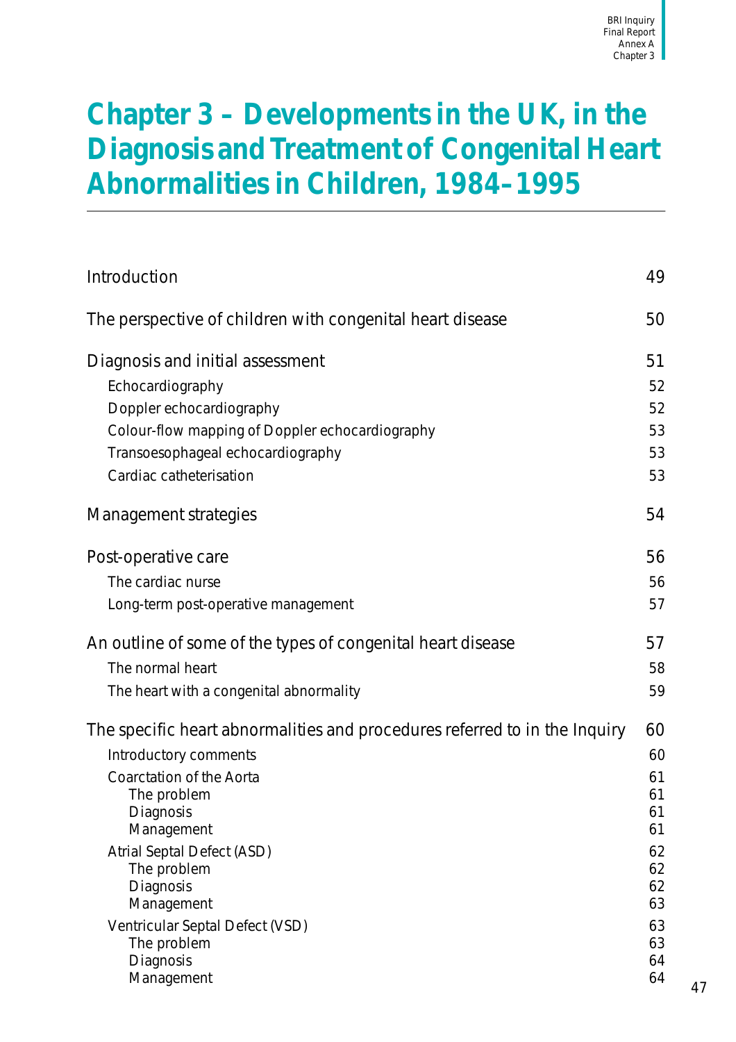# Chapter 3 – Developments in the UK, in the Diagnosis and Treatment of Congenital Heart Abnormalities in Children, 1984–1995

| | |
|---|---|
| Introduction | 49 |
| The perspective of children with congenital heart disease | 50 |
| Diagnosis and initial assessment | 51 |
| Echocardiography | 52 |
| Doppler echocardiography | 52 |
| Colour-flow mapping of Doppler echocardiography | 53 |
| Transoesophageal echocardiography | 53 |
| Cardiac catheterisation | 53 |
| Management strategies | 54 |
| Post-operative care | 56 |
| The cardiac nurse | 56 |
| Long-term post-operative management | 57 |
| An outline of some of the types of congenital heart disease | 57 |
| The normal heart | 58 |
| The heart with a congenital abnormality | 59 |
| The specific heart abnormalities and procedures referred to in the Inquiry | 60 |
| Introductory comments | 60 |
| Coarctation of the Aorta | 61 |
| The problem | 61 |
| Diagnosis | 61 |
| Management | 61 |
| Atrial Septal Defect (ASD) | 62 |
| The problem | 62 |
| Diagnosis | 62 |
| Management | 63 |
| Ventricular Septal Defect (VSD) | 63 |
| The problem | 63 |
| Diagnosis | 64 |
| Management | 64 |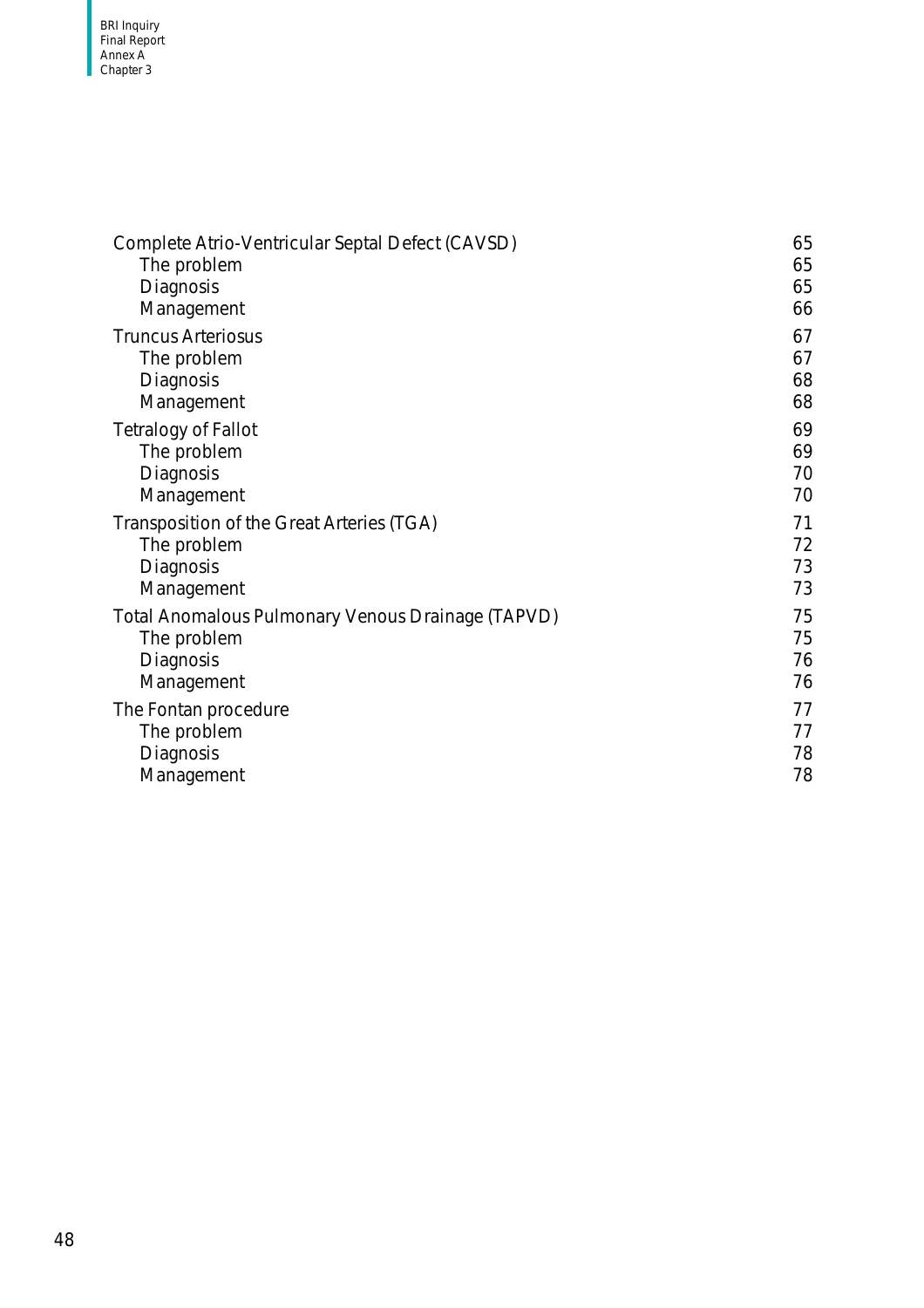| | |
|---|---|
| Complete Atrio-Ventricular Septal Defect (CAVSD) | 65 |
| The problem | 65 |
| Diagnosis | 65 |
| Management | 66 |
| Truncus Arteriosus | 67 |
| The problem | 67 |
| Diagnosis | 68 |
| Management | 68 |
| Tetralogy of Fallot | 69 |
| The problem | 69 |
| Diagnosis | 70 |
| Management | 70 |
| Transposition of the Great Arteries (TGA) | 71 |
| The problem | 72 |
| Diagnosis | 73 |
| Management | 73 |
| Total Anomalous Pulmonary Venous Drainage (TAPVD) | 75 |
| The problem | 75 |
| Diagnosis | 76 |
| Management | 76 |
| The Fontan procedure | 77 |
| The problem | 77 |
| Diagnosis | 78 |
| Management | 78 |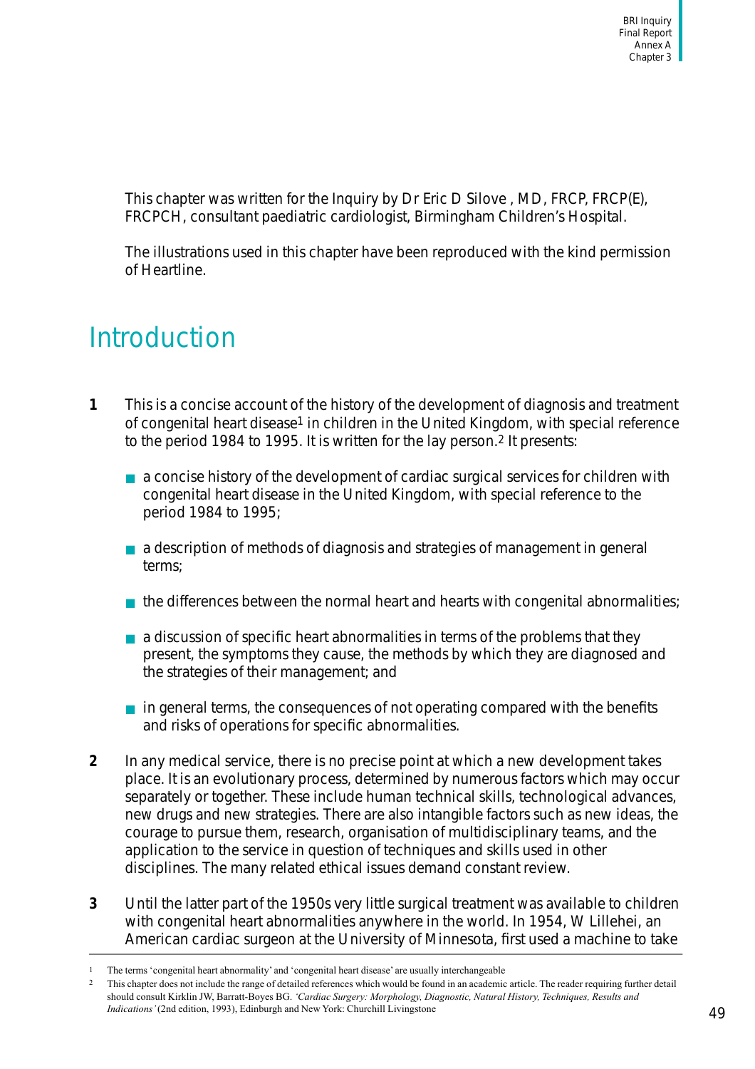This chapter was written for the Inquiry by Dr Eric D Silove , MD, FRCP, FRCP(E), FRCPCH, consultant paediatric cardiologist, Birmingham Children's Hospital.

The illustrations used in this chapter have been reproduced with the kind permission of Heartline.

# Introduction

**1** This is a concise account of the history of the development of diagnosis and treatment of congenital heart disease[1] in children in the United Kingdom, with special reference to the period 1984 to 1995. It is written for the lay person.[2] It presents:

- a concise history of the development of cardiac surgical services for children with congenital heart disease in the United Kingdom, with special reference to the period 1984 to 1995;
- a description of methods of diagnosis and strategies of management in general terms;
- the differences between the normal heart and hearts with congenital abnormalities;
- a discussion of specific heart abnormalities in terms of the problems that they present, the symptoms they cause, the methods by which they are diagnosed and the strategies of their management; and
- in general terms, the consequences of not operating compared with the benefits and risks of operations for specific abnormalities.

**2** In any medical service, there is no precise point at which a new development takes place. It is an evolutionary process, determined by numerous factors which may occur separately or together. These include human technical skills, technological advances, new drugs and new strategies. There are also intangible factors such as new ideas, the courage to pursue them, research, organisation of multidisciplinary teams, and the application to the service in question of techniques and skills used in other disciplines. The many related ethical issues demand constant review.

**3** Until the latter part of the 1950s very little surgical treatment was available to children with congenital heart abnormalities anywhere in the world. In 1954, W Lillehei, an American cardiac surgeon at the University of Minnesota, first used a machine to take

---

[1] The terms 'congenital heart abnormality' and 'congenital heart disease' are usually interchangeable

[2] This chapter does not include the range of detailed references which would be found in an academic article. The reader requiring further detail should consult Kirklin JW, Barratt-Boyes BG. *'Cardiac Surgery: Morphology, Diagnostic, Natural History, Techniques, Results and Indications'* (2nd edition, 1993), Edinburgh and New York: Churchill Livingstone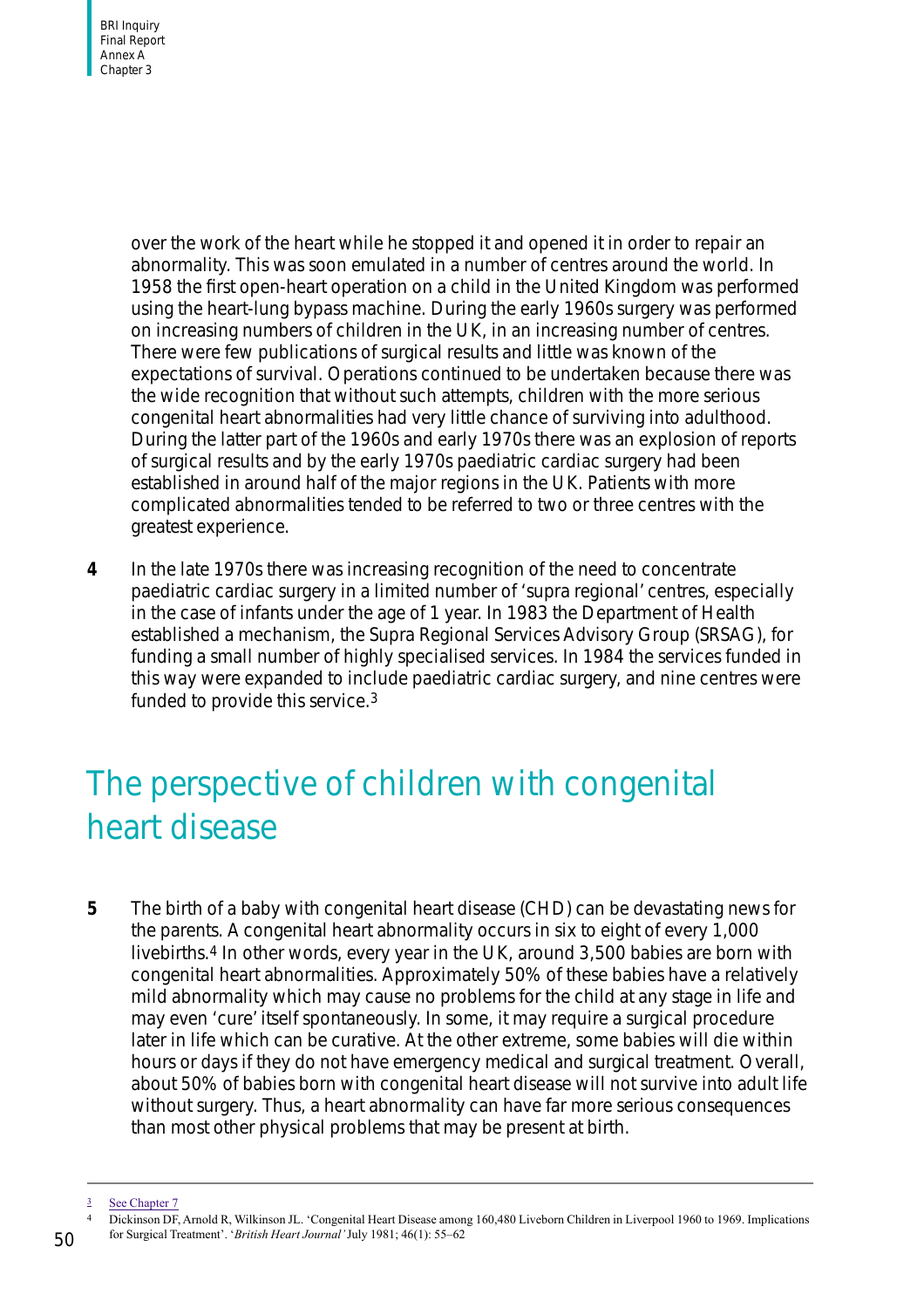over the work of the heart while he stopped it and opened it in order to repair an abnormality. This was soon emulated in a number of centres around the world. In 1958 the first open-heart operation on a child in the United Kingdom was performed using the heart-lung bypass machine. During the early 1960s surgery was performed on increasing numbers of children in the UK, in an increasing number of centres. There were few publications of surgical results and little was known of the expectations of survival. Operations continued to be undertaken because there was the wide recognition that without such attempts, children with the more serious congenital heart abnormalities had very little chance of surviving into adulthood. During the latter part of the 1960s and early 1970s there was an explosion of reports of surgical results and by the early 1970s paediatric cardiac surgery had been established in around half of the major regions in the UK. Patients with more complicated abnormalities tended to be referred to two or three centres with the greatest experience.

**4** In the late 1970s there was increasing recognition of the need to concentrate paediatric cardiac surgery in a limited number of 'supra regional' centres, especially in the case of infants under the age of 1 year. In 1983 the Department of Health established a mechanism, the Supra Regional Services Advisory Group (SRSAG), for funding a small number of highly specialised services. In 1984 the services funded in this way were expanded to include paediatric cardiac surgery, and nine centres were funded to provide this service.[3]

## The perspective of children with congenital heart disease

**5** The birth of a baby with congenital heart disease (CHD) can be devastating news for the parents. A congenital heart abnormality occurs in six to eight of every 1,000 livebirths.[4] In other words, every year in the UK, around 3,500 babies are born with congenital heart abnormalities. Approximately 50% of these babies have a relatively mild abnormality which may cause no problems for the child at any stage in life and may even 'cure' itself spontaneously. In some, it may require a surgical procedure later in life which can be curative. At the other extreme, some babies will die within hours or days if they do not have emergency medical and surgical treatment. Overall, about 50% of babies born with congenital heart disease will not survive into adult life without surgery. Thus, a heart abnormality can have far more serious consequences than most other physical problems that may be present at birth.

---

3 See Chapter 7

4 Dickinson DF, Arnold R, Wilkinson JL. 'Congenital Heart Disease among 160,480 Liveborn Children in Liverpool 1960 to 1969. Implications for Surgical Treatment'. '*British Heart Journal*' July 1981; 46(1): 55–62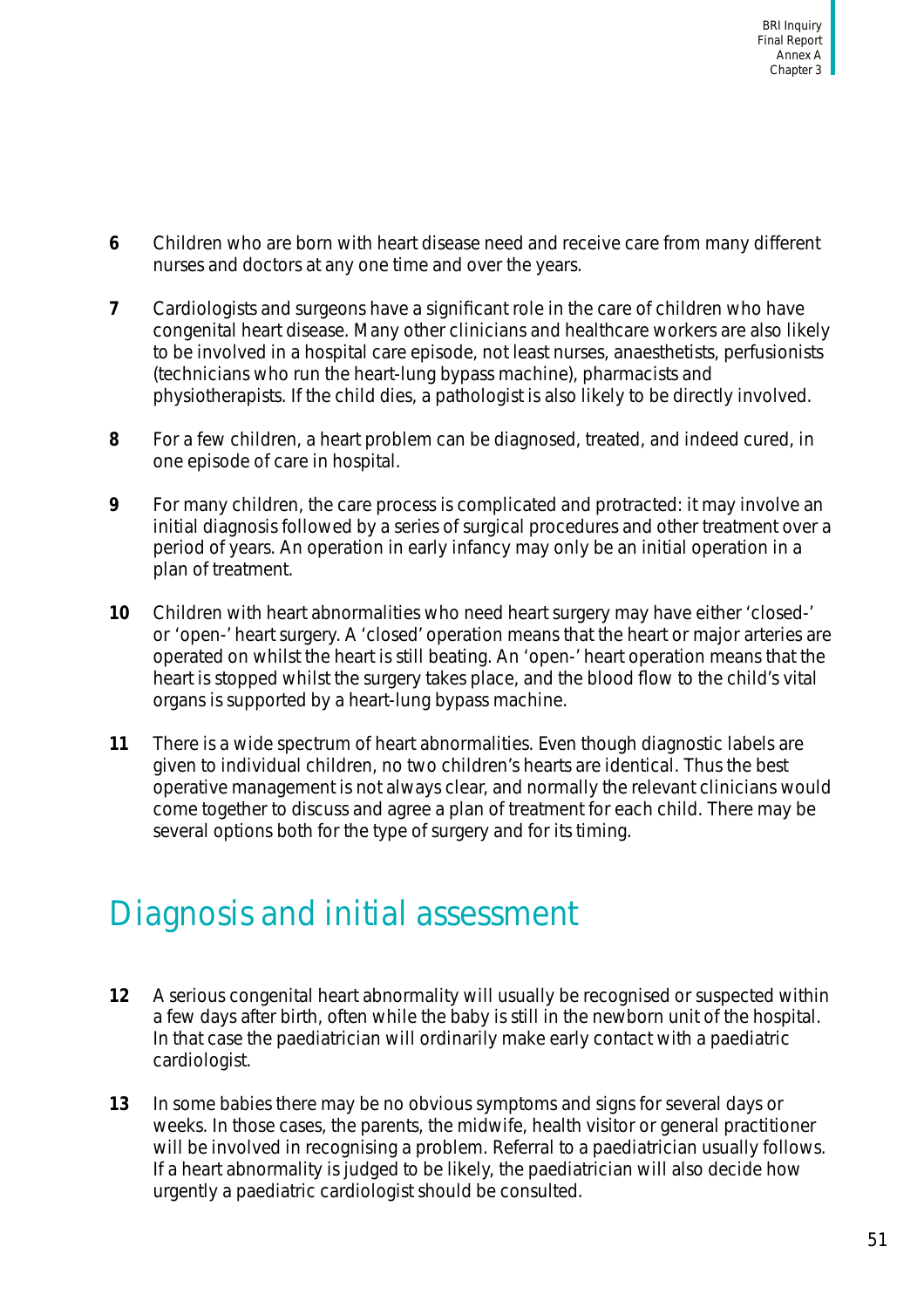**6** Children who are born with heart disease need and receive care from many different nurses and doctors at any one time and over the years.

**7** Cardiologists and surgeons have a significant role in the care of children who have congenital heart disease. Many other clinicians and healthcare workers are also likely to be involved in a hospital care episode, not least nurses, anaesthetists, perfusionists (technicians who run the heart-lung bypass machine), pharmacists and physiotherapists. If the child dies, a pathologist is also likely to be directly involved.

**8** For a few children, a heart problem can be diagnosed, treated, and indeed cured, in one episode of care in hospital.

**9** For many children, the care process is complicated and protracted: it may involve an initial diagnosis followed by a series of surgical procedures and other treatment over a period of years. An operation in early infancy may only be an initial operation in a plan of treatment.

**10** Children with heart abnormalities who need heart surgery may have either 'closed-' or 'open-' heart surgery. A 'closed' operation means that the heart or major arteries are operated on whilst the heart is still beating. An 'open-' heart operation means that the heart is stopped whilst the surgery takes place, and the blood flow to the child's vital organs is supported by a heart-lung bypass machine.

**11** There is a wide spectrum of heart abnormalities. Even though diagnostic labels are given to individual children, no two children's hearts are identical. Thus the best operative management is not always clear, and normally the relevant clinicians would come together to discuss and agree a plan of treatment for each child. There may be several options both for the type of surgery and for its timing.

## Diagnosis and initial assessment

**12** A serious congenital heart abnormality will usually be recognised or suspected within a few days after birth, often while the baby is still in the newborn unit of the hospital. In that case the paediatrician will ordinarily make early contact with a paediatric cardiologist.

**13** In some babies there may be no obvious symptoms and signs for several days or weeks. In those cases, the parents, the midwife, health visitor or general practitioner will be involved in recognising a problem. Referral to a paediatrician usually follows. If a heart abnormality is judged to be likely, the paediatrician will also decide how urgently a paediatric cardiologist should be consulted.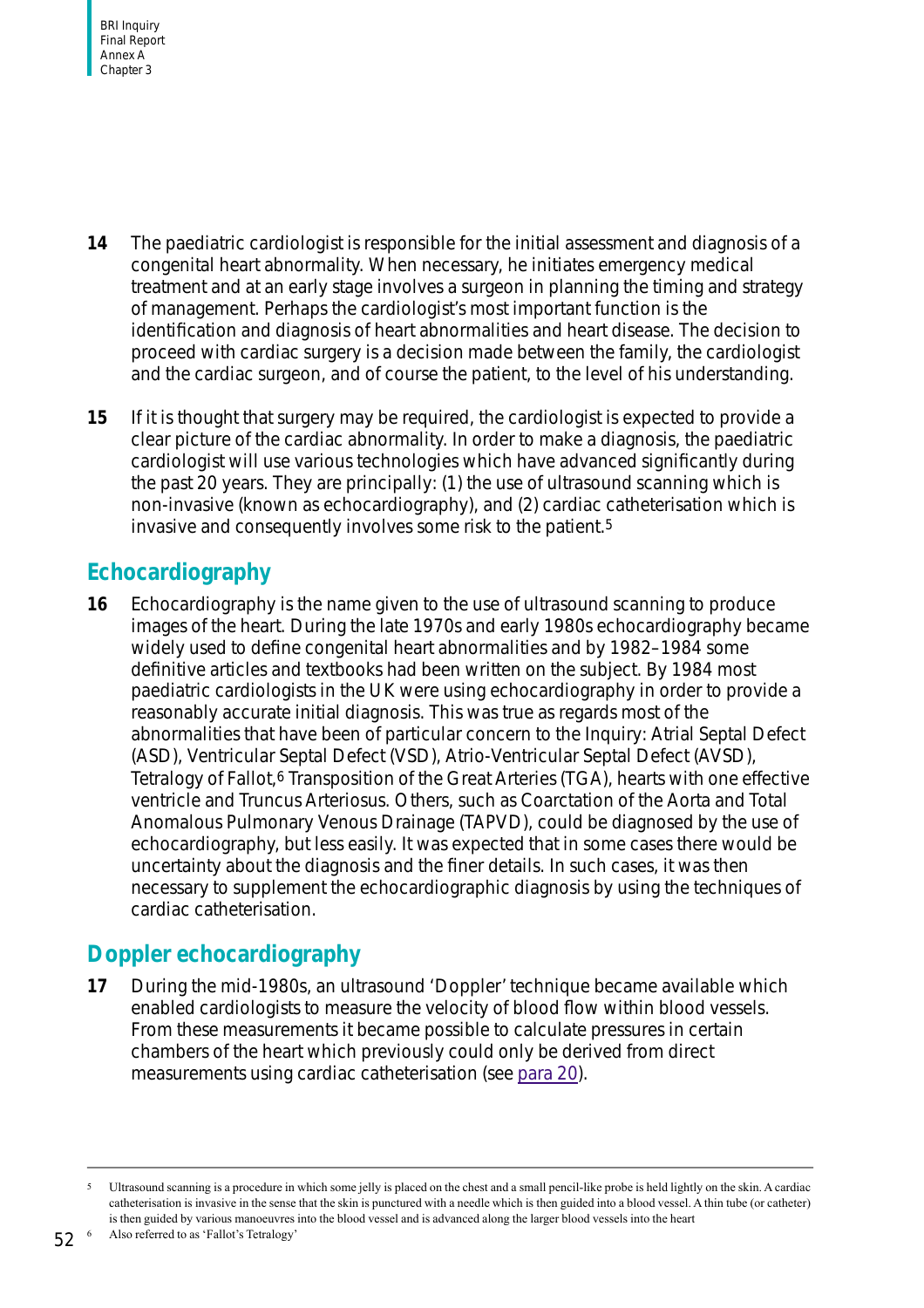**14** The paediatric cardiologist is responsible for the initial assessment and diagnosis of a congenital heart abnormality. When necessary, he initiates emergency medical treatment and at an early stage involves a surgeon in planning the timing and strategy of management. Perhaps the cardiologist's most important function is the identification and diagnosis of heart abnormalities and heart disease. The decision to proceed with cardiac surgery is a decision made between the family, the cardiologist and the cardiac surgeon, and of course the patient, to the level of his understanding.

**15** If it is thought that surgery may be required, the cardiologist is expected to provide a clear picture of the cardiac abnormality. In order to make a diagnosis, the paediatric cardiologist will use various technologies which have advanced significantly during the past 20 years. They are principally: (1) the use of ultrasound scanning which is non-invasive (known as echocardiography), and (2) cardiac catheterisation which is invasive and consequently involves some risk to the patient.[5]

## Echocardiography

**16** Echocardiography is the name given to the use of ultrasound scanning to produce images of the heart. During the late 1970s and early 1980s echocardiography became widely used to define congenital heart abnormalities and by 1982–1984 some definitive articles and textbooks had been written on the subject. By 1984 most paediatric cardiologists in the UK were using echocardiography in order to provide a reasonably accurate initial diagnosis. This was true as regards most of the abnormalities that have been of particular concern to the Inquiry: Atrial Septal Defect (ASD), Ventricular Septal Defect (VSD), Atrio-Ventricular Septal Defect (AVSD), Tetralogy of Fallot,[6] Transposition of the Great Arteries (TGA), hearts with one effective ventricle and Truncus Arteriosus. Others, such as Coarctation of the Aorta and Total Anomalous Pulmonary Venous Drainage (TAPVD), could be diagnosed by the use of echocardiography, but less easily. It was expected that in some cases there would be uncertainty about the diagnosis and the finer details. In such cases, it was then necessary to supplement the echocardiographic diagnosis by using the techniques of cardiac catheterisation.

## Doppler echocardiography

**17** During the mid-1980s, an ultrasound 'Doppler' technique became available which enabled cardiologists to measure the velocity of blood flow within blood vessels. From these measurements it became possible to calculate pressures in certain chambers of the heart which previously could only be derived from direct measurements using cardiac catheterisation (see para 20).

---

[5] Ultrasound scanning is a procedure in which some jelly is placed on the chest and a small pencil-like probe is held lightly on the skin. A cardiac catheterisation is invasive in the sense that the skin is punctured with a needle which is then guided into a blood vessel. A thin tube (or catheter) is then guided by various manoeuvres into the blood vessel and is advanced along the larger blood vessels into the heart

[6] Also referred to as 'Fallot's Tetralogy'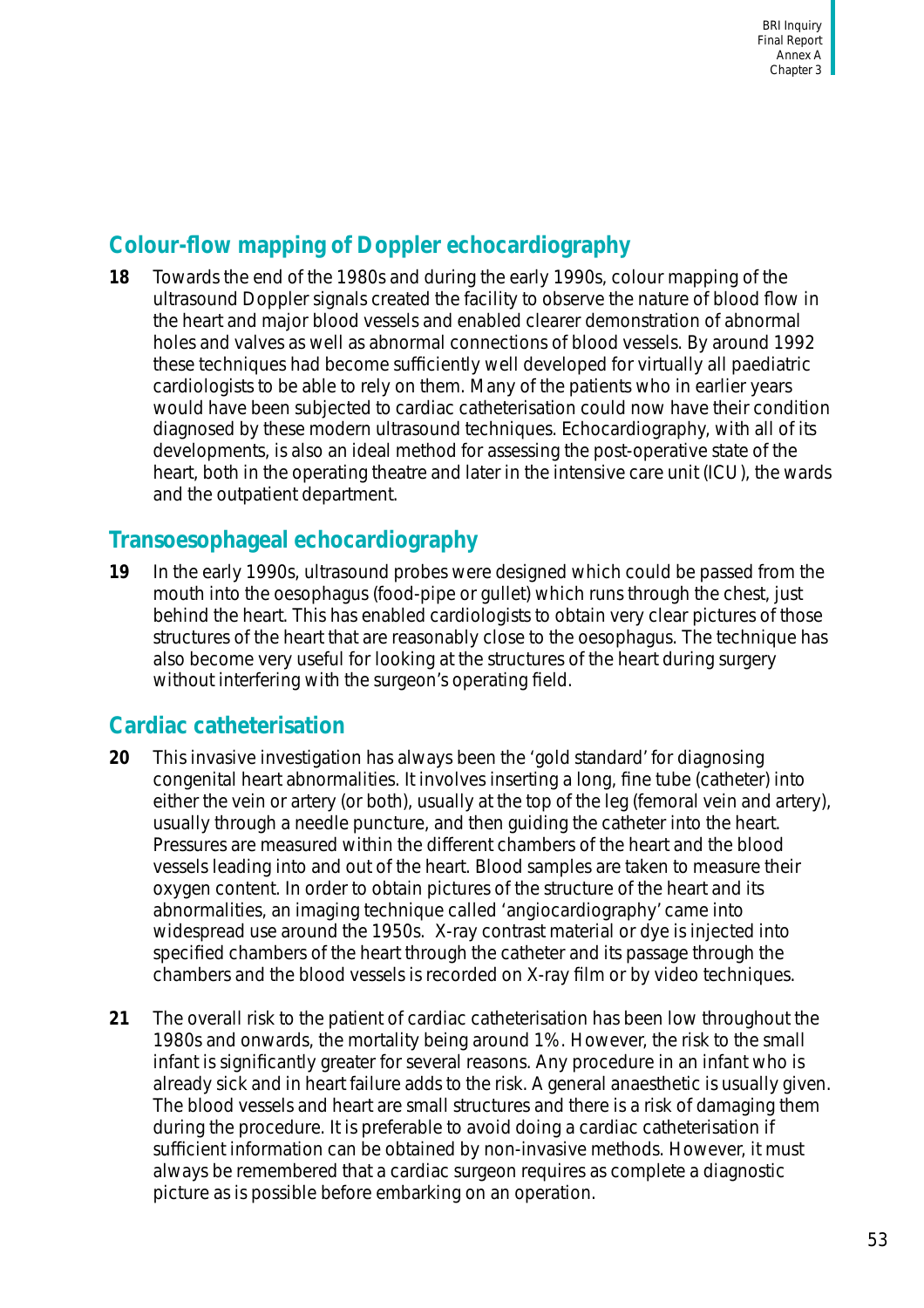## Colour-flow mapping of Doppler echocardiography

**18** Towards the end of the 1980s and during the early 1990s, colour mapping of the ultrasound Doppler signals created the facility to observe the nature of blood flow in the heart and major blood vessels and enabled clearer demonstration of abnormal holes and valves as well as abnormal connections of blood vessels. By around 1992 these techniques had become sufficiently well developed for virtually all paediatric cardiologists to be able to rely on them. Many of the patients who in earlier years would have been subjected to cardiac catheterisation could now have their condition diagnosed by these modern ultrasound techniques. Echocardiography, with all of its developments, is also an ideal method for assessing the post-operative state of the heart, both in the operating theatre and later in the intensive care unit (ICU), the wards and the outpatient department.

## Transoesophageal echocardiography

**19** In the early 1990s, ultrasound probes were designed which could be passed from the mouth into the oesophagus (food-pipe or gullet) which runs through the chest, just behind the heart. This has enabled cardiologists to obtain very clear pictures of those structures of the heart that are reasonably close to the oesophagus. The technique has also become very useful for looking at the structures of the heart during surgery without interfering with the surgeon's operating field.

## Cardiac catheterisation

**20** This invasive investigation has always been the 'gold standard' for diagnosing congenital heart abnormalities. It involves inserting a long, fine tube (catheter) into either the vein or artery (or both), usually at the top of the leg (femoral vein and artery), usually through a needle puncture, and then guiding the catheter into the heart. Pressures are measured within the different chambers of the heart and the blood vessels leading into and out of the heart. Blood samples are taken to measure their oxygen content. In order to obtain pictures of the structure of the heart and its abnormalities, an imaging technique called 'angiocardiography' came into widespread use around the 1950s. X-ray contrast material or dye is injected into specified chambers of the heart through the catheter and its passage through the chambers and the blood vessels is recorded on X-ray film or by video techniques.

**21** The overall risk to the patient of cardiac catheterisation has been low throughout the 1980s and onwards, the mortality being around 1%. However, the risk to the small infant is significantly greater for several reasons. Any procedure in an infant who is already sick and in heart failure adds to the risk. A general anaesthetic is usually given. The blood vessels and heart are small structures and there is a risk of damaging them during the procedure. It is preferable to avoid doing a cardiac catheterisation if sufficient information can be obtained by non-invasive methods. However, it must always be remembered that a cardiac surgeon requires as complete a diagnostic picture as is possible before embarking on an operation.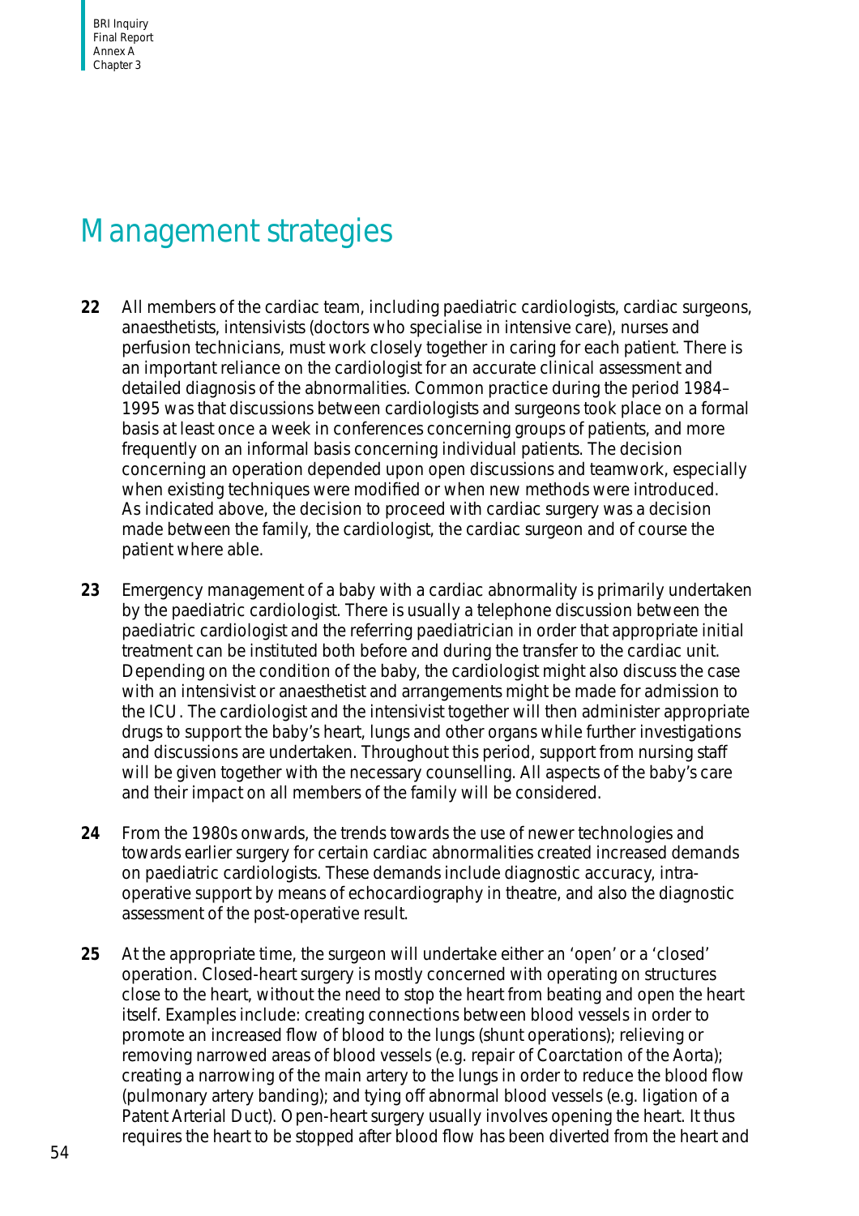# Management strategies

**22** All members of the cardiac team, including paediatric cardiologists, cardiac surgeons, anaesthetists, intensivists (doctors who specialise in intensive care), nurses and perfusion technicians, must work closely together in caring for each patient. There is an important reliance on the cardiologist for an accurate clinical assessment and detailed diagnosis of the abnormalities. Common practice during the period 1984–1995 was that discussions between cardiologists and surgeons took place on a formal basis at least once a week in conferences concerning groups of patients, and more frequently on an informal basis concerning individual patients. The decision concerning an operation depended upon open discussions and teamwork, especially when existing techniques were modified or when new methods were introduced. As indicated above, the decision to proceed with cardiac surgery was a decision made between the family, the cardiologist, the cardiac surgeon and of course the patient where able.

**23** Emergency management of a baby with a cardiac abnormality is primarily undertaken by the paediatric cardiologist. There is usually a telephone discussion between the paediatric cardiologist and the referring paediatrician in order that appropriate initial treatment can be instituted both before and during the transfer to the cardiac unit. Depending on the condition of the baby, the cardiologist might also discuss the case with an intensivist or anaesthetist and arrangements might be made for admission to the ICU. The cardiologist and the intensivist together will then administer appropriate drugs to support the baby's heart, lungs and other organs while further investigations and discussions are undertaken. Throughout this period, support from nursing staff will be given together with the necessary counselling. All aspects of the baby's care and their impact on all members of the family will be considered.

**24** From the 1980s onwards, the trends towards the use of newer technologies and towards earlier surgery for certain cardiac abnormalities created increased demands on paediatric cardiologists. These demands include diagnostic accuracy, intra-operative support by means of echocardiography in theatre, and also the diagnostic assessment of the post-operative result.

**25** At the appropriate time, the surgeon will undertake either an 'open' or a 'closed' operation. Closed-heart surgery is mostly concerned with operating on structures close to the heart, without the need to stop the heart from beating and open the heart itself. Examples include: creating connections between blood vessels in order to promote an increased flow of blood to the lungs (shunt operations); relieving or removing narrowed areas of blood vessels (e.g. repair of Coarctation of the Aorta); creating a narrowing of the main artery to the lungs in order to reduce the blood flow (pulmonary artery banding); and tying off abnormal blood vessels (e.g. ligation of a Patent Arterial Duct). Open-heart surgery usually involves opening the heart. It thus requires the heart to be stopped after blood flow has been diverted from the heart and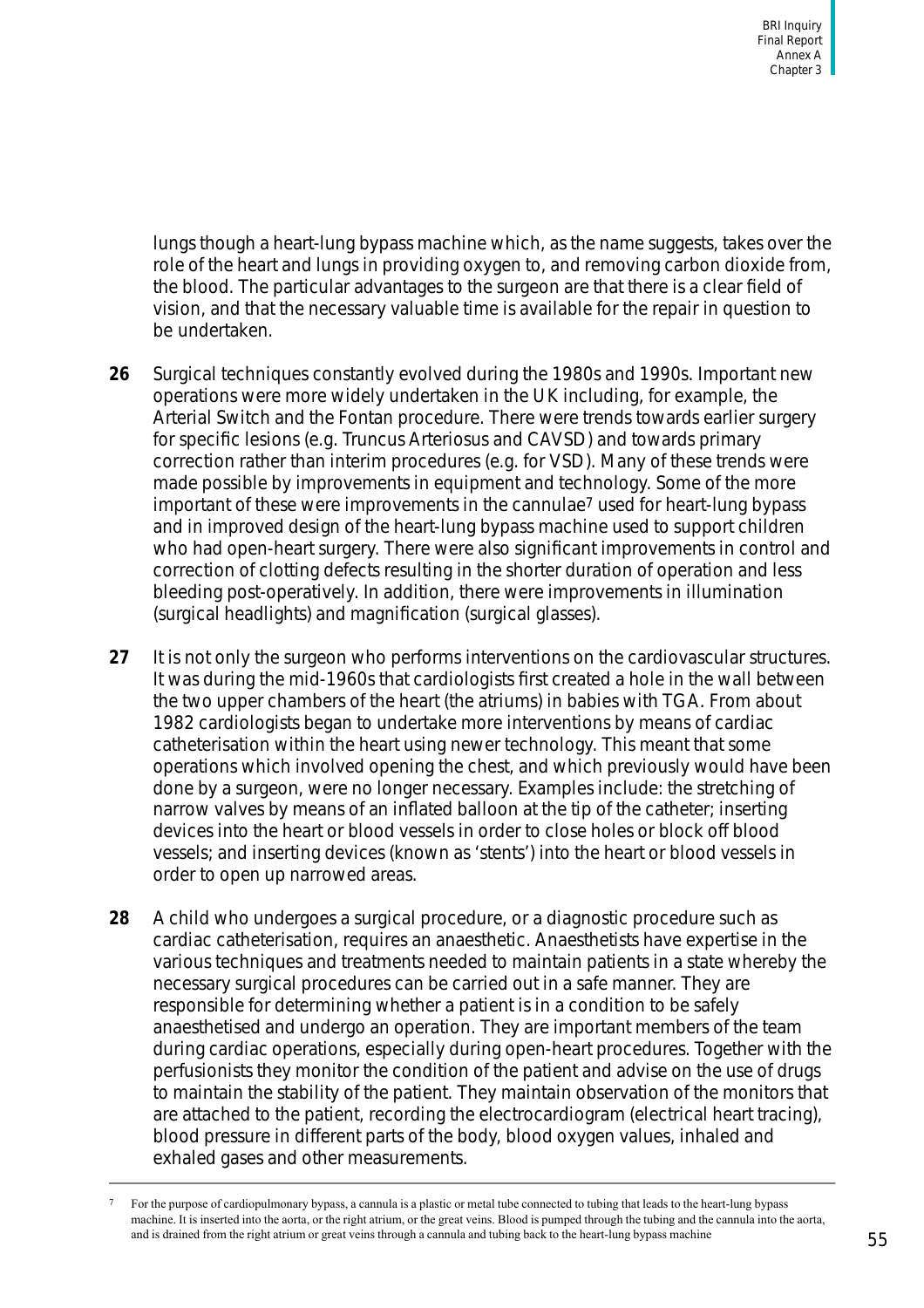lungs though a heart-lung bypass machine which, as the name suggests, takes over the role of the heart and lungs in providing oxygen to, and removing carbon dioxide from, the blood. The particular advantages to the surgeon are that there is a clear field of vision, and that the necessary valuable time is available for the repair in question to be undertaken.

**26** Surgical techniques constantly evolved during the 1980s and 1990s. Important new operations were more widely undertaken in the UK including, for example, the Arterial Switch and the Fontan procedure. There were trends towards earlier surgery for specific lesions (e.g. Truncus Arteriosus and CAVSD) and towards primary correction rather than interim procedures (e.g. for VSD). Many of these trends were made possible by improvements in equipment and technology. Some of the more important of these were improvements in the cannulae[7] used for heart-lung bypass and in improved design of the heart-lung bypass machine used to support children who had open-heart surgery. There were also significant improvements in control and correction of clotting defects resulting in the shorter duration of operation and less bleeding post-operatively. In addition, there were improvements in illumination (surgical headlights) and magnification (surgical glasses).

**27** It is not only the surgeon who performs interventions on the cardiovascular structures. It was during the mid-1960s that cardiologists first created a hole in the wall between the two upper chambers of the heart (the atriums) in babies with TGA. From about 1982 cardiologists began to undertake more interventions by means of cardiac catheterisation within the heart using newer technology. This meant that some operations which involved opening the chest, and which previously would have been done by a surgeon, were no longer necessary. Examples include: the stretching of narrow valves by means of an inflated balloon at the tip of the catheter; inserting devices into the heart or blood vessels in order to close holes or block off blood vessels; and inserting devices (known as 'stents') into the heart or blood vessels in order to open up narrowed areas.

**28** A child who undergoes a surgical procedure, or a diagnostic procedure such as cardiac catheterisation, requires an anaesthetic. Anaesthetists have expertise in the various techniques and treatments needed to maintain patients in a state whereby the necessary surgical procedures can be carried out in a safe manner. They are responsible for determining whether a patient is in a condition to be safely anaesthetised and undergo an operation. They are important members of the team during cardiac operations, especially during open-heart procedures. Together with the perfusionists they monitor the condition of the patient and advise on the use of drugs to maintain the stability of the patient. They maintain observation of the monitors that are attached to the patient, recording the electrocardiogram (electrical heart tracing), blood pressure in different parts of the body, blood oxygen values, inhaled and exhaled gases and other measurements.

---

[7] For the purpose of cardiopulmonary bypass, a cannula is a plastic or metal tube connected to tubing that leads to the heart-lung bypass machine. It is inserted into the aorta, or the right atrium, or the great veins. Blood is pumped through the tubing and the cannula into the aorta, and is drained from the right atrium or great veins through a cannula and tubing back to the heart-lung bypass machine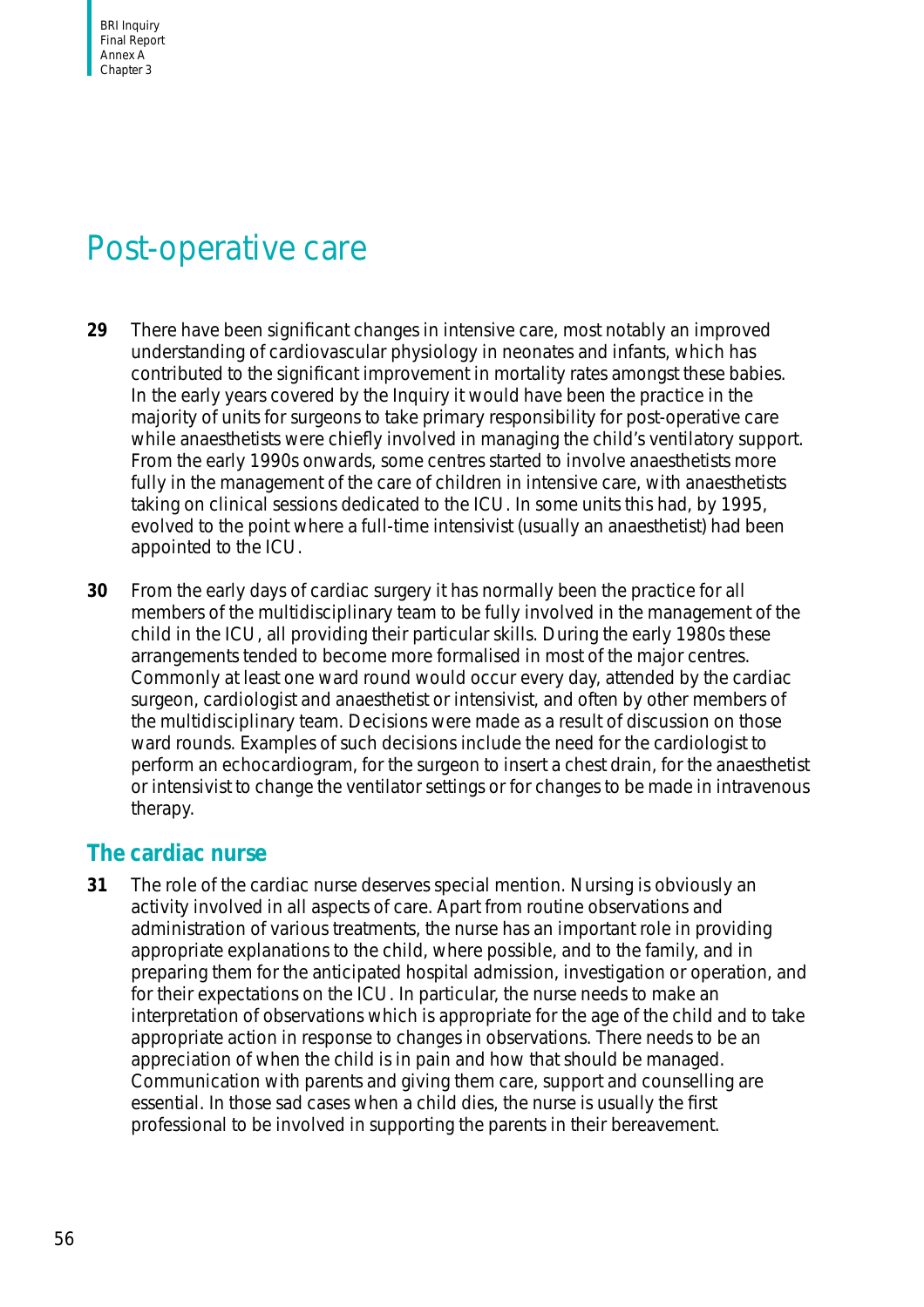# Post-operative care

**29** There have been significant changes in intensive care, most notably an improved understanding of cardiovascular physiology in neonates and infants, which has contributed to the significant improvement in mortality rates amongst these babies. In the early years covered by the Inquiry it would have been the practice in the majority of units for surgeons to take primary responsibility for post-operative care while anaesthetists were chiefly involved in managing the child's ventilatory support. From the early 1990s onwards, some centres started to involve anaesthetists more fully in the management of the care of children in intensive care, with anaesthetists taking on clinical sessions dedicated to the ICU. In some units this had, by 1995, evolved to the point where a full-time intensivist (usually an anaesthetist) had been appointed to the ICU.

**30** From the early days of cardiac surgery it has normally been the practice for all members of the multidisciplinary team to be fully involved in the management of the child in the ICU, all providing their particular skills. During the early 1980s these arrangements tended to become more formalised in most of the major centres. Commonly at least one ward round would occur every day, attended by the cardiac surgeon, cardiologist and anaesthetist or intensivist, and often by other members of the multidisciplinary team. Decisions were made as a result of discussion on those ward rounds. Examples of such decisions include the need for the cardiologist to perform an echocardiogram, for the surgeon to insert a chest drain, for the anaesthetist or intensivist to change the ventilator settings or for changes to be made in intravenous therapy.

## The cardiac nurse

**31** The role of the cardiac nurse deserves special mention. Nursing is obviously an activity involved in all aspects of care. Apart from routine observations and administration of various treatments, the nurse has an important role in providing appropriate explanations to the child, where possible, and to the family, and in preparing them for the anticipated hospital admission, investigation or operation, and for their expectations on the ICU. In particular, the nurse needs to make an interpretation of observations which is appropriate for the age of the child and to take appropriate action in response to changes in observations. There needs to be an appreciation of when the child is in pain and how that should be managed. Communication with parents and giving them care, support and counselling are essential. In those sad cases when a child dies, the nurse is usually the first professional to be involved in supporting the parents in their bereavement.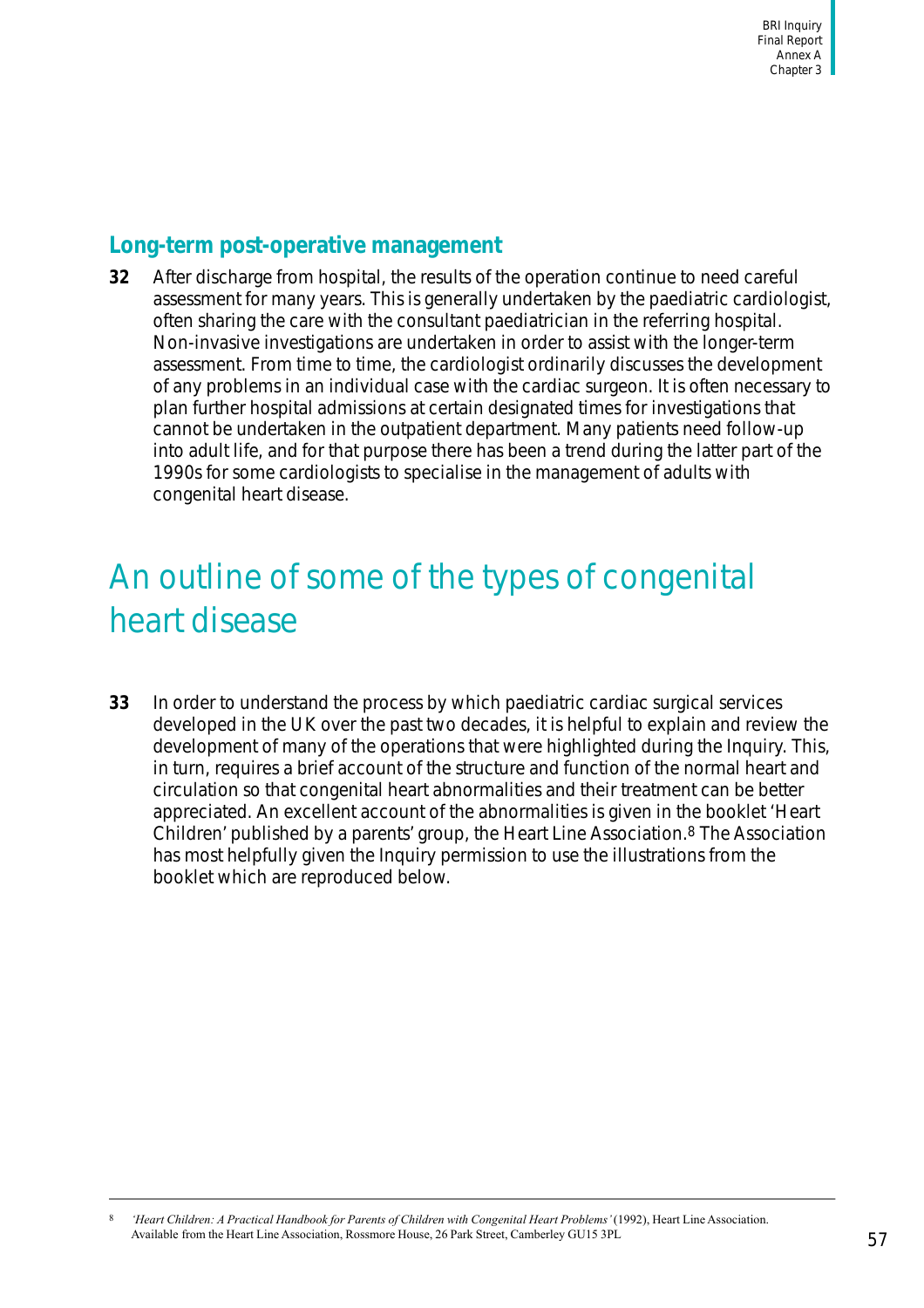## Long-term post-operative management

**32** After discharge from hospital, the results of the operation continue to need careful assessment for many years. This is generally undertaken by the paediatric cardiologist, often sharing the care with the consultant paediatrician in the referring hospital. Non-invasive investigations are undertaken in order to assist with the longer-term assessment. From time to time, the cardiologist ordinarily discusses the development of any problems in an individual case with the cardiac surgeon. It is often necessary to plan further hospital admissions at certain designated times for investigations that cannot be undertaken in the outpatient department. Many patients need follow-up into adult life, and for that purpose there has been a trend during the latter part of the 1990s for some cardiologists to specialise in the management of adults with congenital heart disease.

# An outline of some of the types of congenital heart disease

**33** In order to understand the process by which paediatric cardiac surgical services developed in the UK over the past two decades, it is helpful to explain and review the development of many of the operations that were highlighted during the Inquiry. This, in turn, requires a brief account of the structure and function of the normal heart and circulation so that congenital heart abnormalities and their treatment can be better appreciated. An excellent account of the abnormalities is given in the booklet 'Heart Children' published by a parents' group, the Heart Line Association.[8] The Association has most helpfully given the Inquiry permission to use the illustrations from the booklet which are reproduced below.

---

[8] *'Heart Children: A Practical Handbook for Parents of Children with Congenital Heart Problems'* (1992), Heart Line Association. Available from the Heart Line Association, Rossmore House, 26 Park Street, Camberley GU15 3PL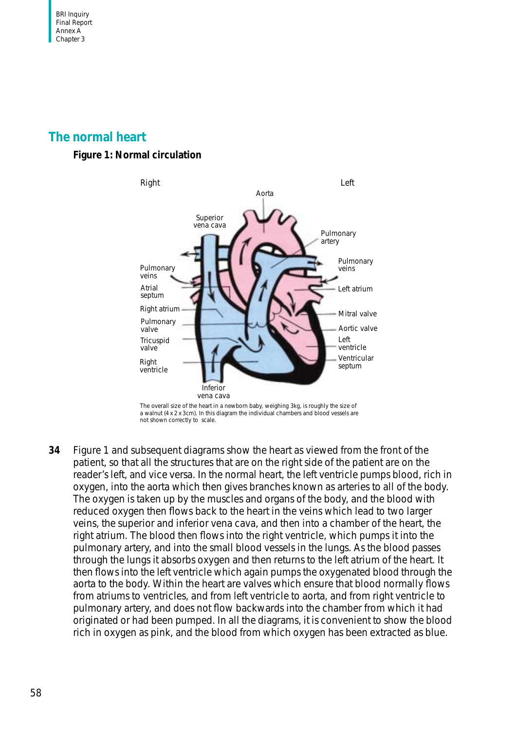## The normal heart

**Figure 1: Normal circulation**

The overall size of the heart in a newborn baby, weighing 3kg, is roughly the size of a walnut (4 x 2 x 3cm). In this diagram the individual chambers and blood vessels are not shown correctly to scale.

**34** Figure 1 and subsequent diagrams show the heart as viewed from the front of the patient, so that all the structures that are on the right side of the patient are on the reader's left, and vice versa. In the normal heart, the left ventricle pumps blood, rich in oxygen, into the aorta which then gives branches known as arteries to all of the body. The oxygen is taken up by the muscles and organs of the body, and the blood with reduced oxygen then flows back to the heart in the veins which lead to two larger veins, the superior and inferior vena cava, and then into a chamber of the heart, the right atrium. The blood then flows into the right ventricle, which pumps it into the pulmonary artery, and into the small blood vessels in the lungs. As the blood passes through the lungs it absorbs oxygen and then returns to the left atrium of the heart. It then flows into the left ventricle which again pumps the oxygenated blood through the aorta to the body. Within the heart are valves which ensure that blood normally flows from atriums to ventricles, and from left ventricle to aorta, and from right ventricle to pulmonary artery, and does not flow backwards into the chamber from which it had originated or had been pumped. In all the diagrams, it is convenient to show the blood rich in oxygen as pink, and the blood from which oxygen has been extracted as blue.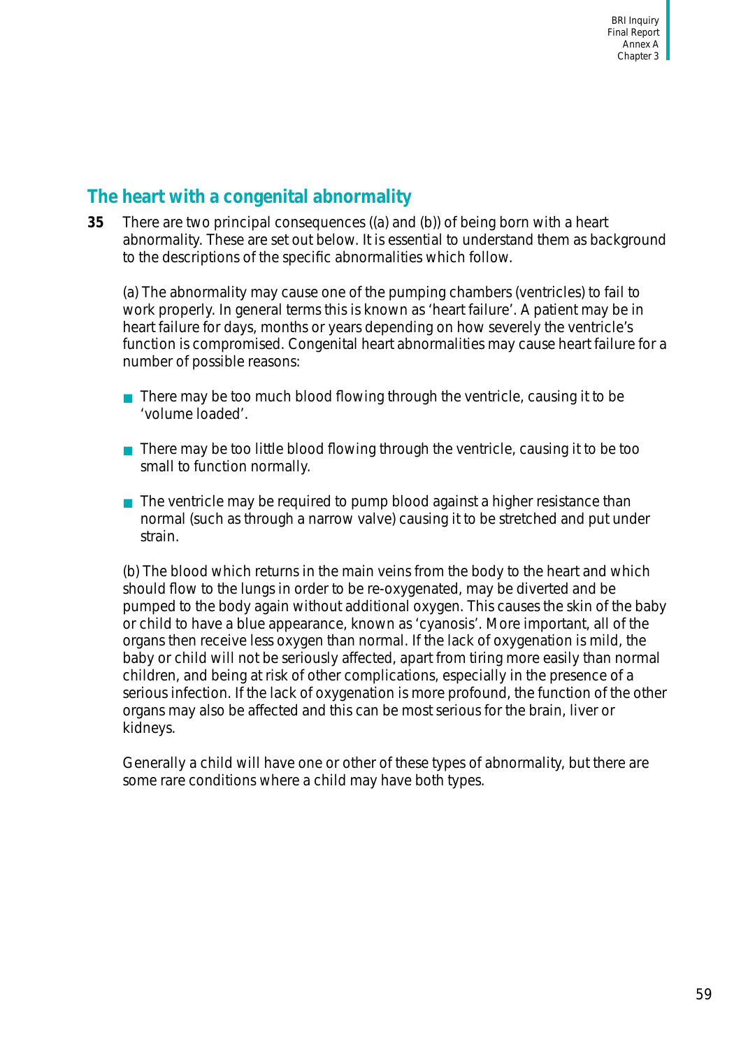## The heart with a congenital abnormality

**35** There are two principal consequences ((a) and (b)) of being born with a heart abnormality. These are set out below. It is essential to understand them as background to the descriptions of the specific abnormalities which follow.

(a) The abnormality may cause one of the pumping chambers (ventricles) to fail to work properly. In general terms this is known as 'heart failure'. A patient may be in heart failure for days, months or years depending on how severely the ventricle's function is compromised. Congenital heart abnormalities may cause heart failure for a number of possible reasons:

- There may be too much blood flowing through the ventricle, causing it to be 'volume loaded'.
- There may be too little blood flowing through the ventricle, causing it to be too small to function normally.
- The ventricle may be required to pump blood against a higher resistance than normal (such as through a narrow valve) causing it to be stretched and put under strain.

(b) The blood which returns in the main veins from the body to the heart and which should flow to the lungs in order to be re-oxygenated, may be diverted and be pumped to the body again without additional oxygen. This causes the skin of the baby or child to have a blue appearance, known as 'cyanosis'. More important, all of the organs then receive less oxygen than normal. If the lack of oxygenation is mild, the baby or child will not be seriously affected, apart from tiring more easily than normal children, and being at risk of other complications, especially in the presence of a serious infection. If the lack of oxygenation is more profound, the function of the other organs may also be affected and this can be most serious for the brain, liver or kidneys.

Generally a child will have one or other of these types of abnormality, but there are some rare conditions where a child may have both types.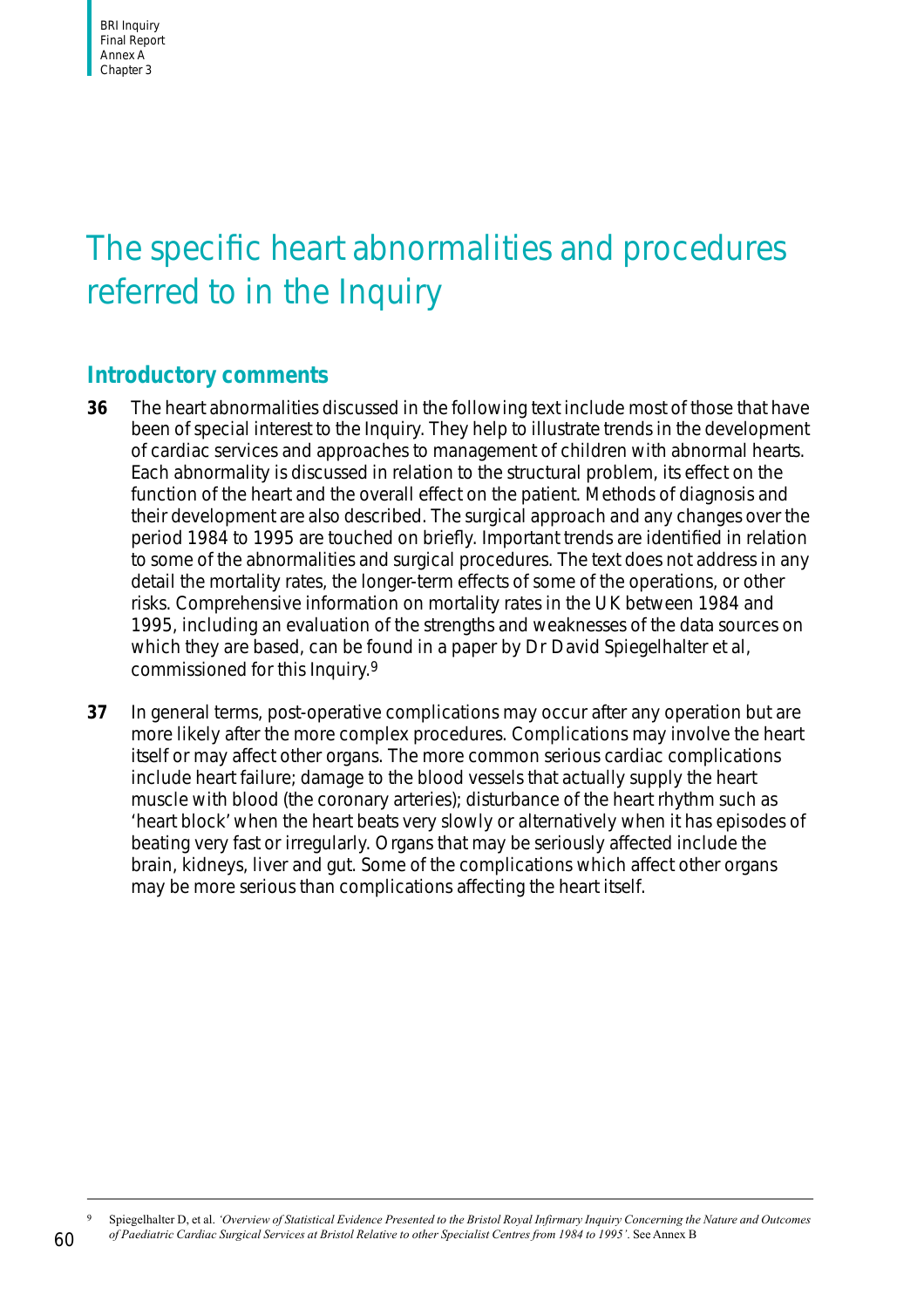# The specific heart abnormalities and procedures referred to in the Inquiry

## Introductory comments

**36** The heart abnormalities discussed in the following text include most of those that have been of special interest to the Inquiry. They help to illustrate trends in the development of cardiac services and approaches to management of children with abnormal hearts. Each abnormality is discussed in relation to the structural problem, its effect on the function of the heart and the overall effect on the patient. Methods of diagnosis and their development are also described. The surgical approach and any changes over the period 1984 to 1995 are touched on briefly. Important trends are identified in relation to some of the abnormalities and surgical procedures. The text does not address in any detail the mortality rates, the longer-term effects of some of the operations, or other risks. Comprehensive information on mortality rates in the UK between 1984 and 1995, including an evaluation of the strengths and weaknesses of the data sources on which they are based, can be found in a paper by Dr David Spiegelhalter et al, commissioned for this Inquiry.[9]

**37** In general terms, post-operative complications may occur after any operation but are more likely after the more complex procedures. Complications may involve the heart itself or may affect other organs. The more common serious cardiac complications include heart failure; damage to the blood vessels that actually supply the heart muscle with blood (the coronary arteries); disturbance of the heart rhythm such as 'heart block' when the heart beats very slowly or alternatively when it has episodes of beating very fast or irregularly. Organs that may be seriously affected include the brain, kidneys, liver and gut. Some of the complications which affect other organs may be more serious than complications affecting the heart itself.

---

[9] Spiegelhalter D, et al. *'Overview of Statistical Evidence Presented to the Bristol Royal Infirmary Inquiry Concerning the Nature and Outcomes of Paediatric Cardiac Surgical Services at Bristol Relative to other Specialist Centres from 1984 to 1995'*. See Annex B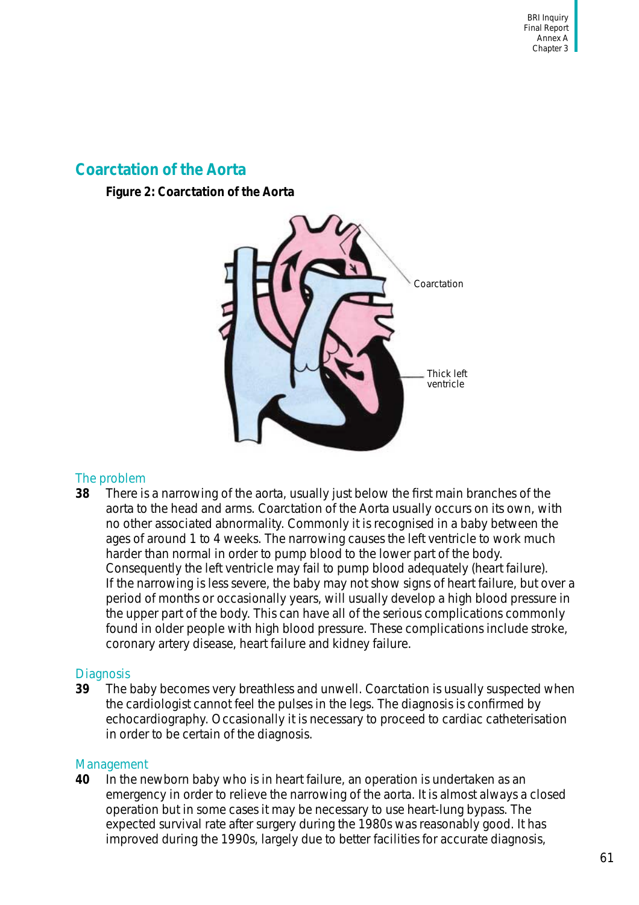## Coarctation of the Aorta

**Figure 2: Coarctation of the Aorta**

Coarctation

Thick left ventricle

### The problem

**38** There is a narrowing of the aorta, usually just below the first main branches of the aorta to the head and arms. Coarctation of the Aorta usually occurs on its own, with no other associated abnormality. Commonly it is recognised in a baby between the ages of around 1 to 4 weeks. The narrowing causes the left ventricle to work much harder than normal in order to pump blood to the lower part of the body. Consequently the left ventricle may fail to pump blood adequately (heart failure). If the narrowing is less severe, the baby may not show signs of heart failure, but over a period of months or occasionally years, will usually develop a high blood pressure in the upper part of the body. This can have all of the serious complications commonly found in older people with high blood pressure. These complications include stroke, coronary artery disease, heart failure and kidney failure.

### Diagnosis

**39** The baby becomes very breathless and unwell. Coarctation is usually suspected when the cardiologist cannot feel the pulses in the legs. The diagnosis is confirmed by echocardiography. Occasionally it is necessary to proceed to cardiac catheterisation in order to be certain of the diagnosis.

### Management

**40** In the newborn baby who is in heart failure, an operation is undertaken as an emergency in order to relieve the narrowing of the aorta. It is almost always a closed operation but in some cases it may be necessary to use heart-lung bypass. The expected survival rate after surgery during the 1980s was reasonably good. It has improved during the 1990s, largely due to better facilities for accurate diagnosis,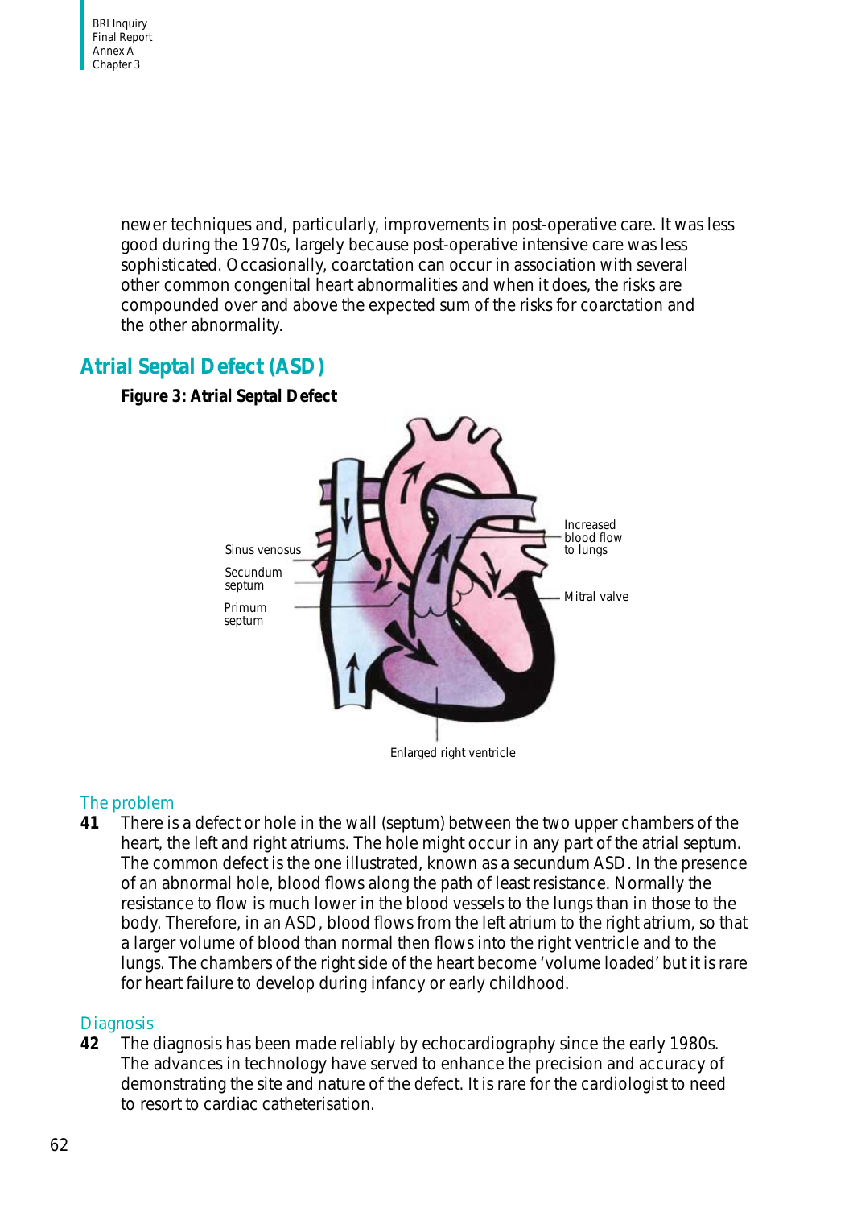newer techniques and, particularly, improvements in post-operative care. It was less good during the 1970s, largely because post-operative intensive care was less sophisticated. Occasionally, coarctation can occur in association with several other common congenital heart abnormalities and when it does, the risks are compounded over and above the expected sum of the risks for coarctation and the other abnormality.

## Atrial Septal Defect (ASD)

**Figure 3: Atrial Septal Defect**

Sinus venosus

Secundum septum

Primum septum

Increased blood flow to lungs

Mitral valve

Enlarged right ventricle

### The problem

**41** There is a defect or hole in the wall (septum) between the two upper chambers of the heart, the left and right atriums. The hole might occur in any part of the atrial septum. The common defect is the one illustrated, known as a secundum ASD. In the presence of an abnormal hole, blood flows along the path of least resistance. Normally the resistance to flow is much lower in the blood vessels to the lungs than in those to the body. Therefore, in an ASD, blood flows from the left atrium to the right atrium, so that a larger volume of blood than normal then flows into the right ventricle and to the lungs. The chambers of the right side of the heart become 'volume loaded' but it is rare for heart failure to develop during infancy or early childhood.

### Diagnosis

**42** The diagnosis has been made reliably by echocardiography since the early 1980s. The advances in technology have served to enhance the precision and accuracy of demonstrating the site and nature of the defect. It is rare for the cardiologist to need to resort to cardiac catheterisation.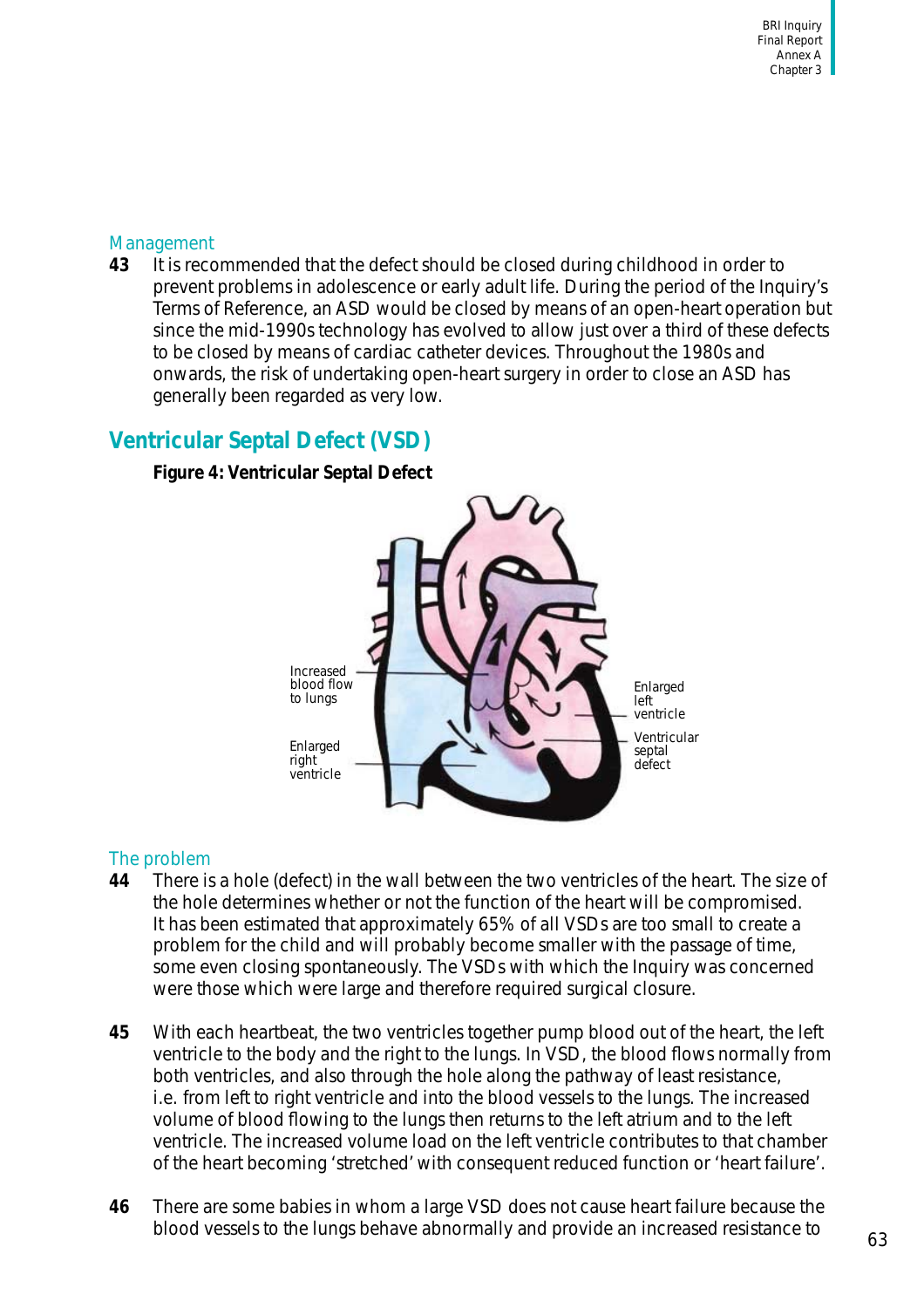### Management

**43** It is recommended that the defect should be closed during childhood in order to prevent problems in adolescence or early adult life. During the period of the Inquiry's Terms of Reference, an ASD would be closed by means of an open-heart operation but since the mid-1990s technology has evolved to allow just over a third of these defects to be closed by means of cardiac catheter devices. Throughout the 1980s and onwards, the risk of undertaking open-heart surgery in order to close an ASD has generally been regarded as very low.

## Ventricular Septal Defect (VSD)

**Figure 4: Ventricular Septal Defect**

Increased blood flow to lungs

Enlarged right ventricle

Enlarged left ventricle

Ventricular septal defect

### The problem

**44** There is a hole (defect) in the wall between the two ventricles of the heart. The size of the hole determines whether or not the function of the heart will be compromised. It has been estimated that approximately 65% of all VSDs are too small to create a problem for the child and will probably become smaller with the passage of time, some even closing spontaneously. The VSDs with which the Inquiry was concerned were those which were large and therefore required surgical closure.

**45** With each heartbeat, the two ventricles together pump blood out of the heart, the left ventricle to the body and the right to the lungs. In VSD, the blood flows normally from both ventricles, and also through the hole along the pathway of least resistance, i.e. from left to right ventricle and into the blood vessels to the lungs. The increased volume of blood flowing to the lungs then returns to the left atrium and to the left ventricle. The increased volume load on the left ventricle contributes to that chamber of the heart becoming 'stretched' with consequent reduced function or 'heart failure'.

**46** There are some babies in whom a large VSD does not cause heart failure because the blood vessels to the lungs behave abnormally and provide an increased resistance to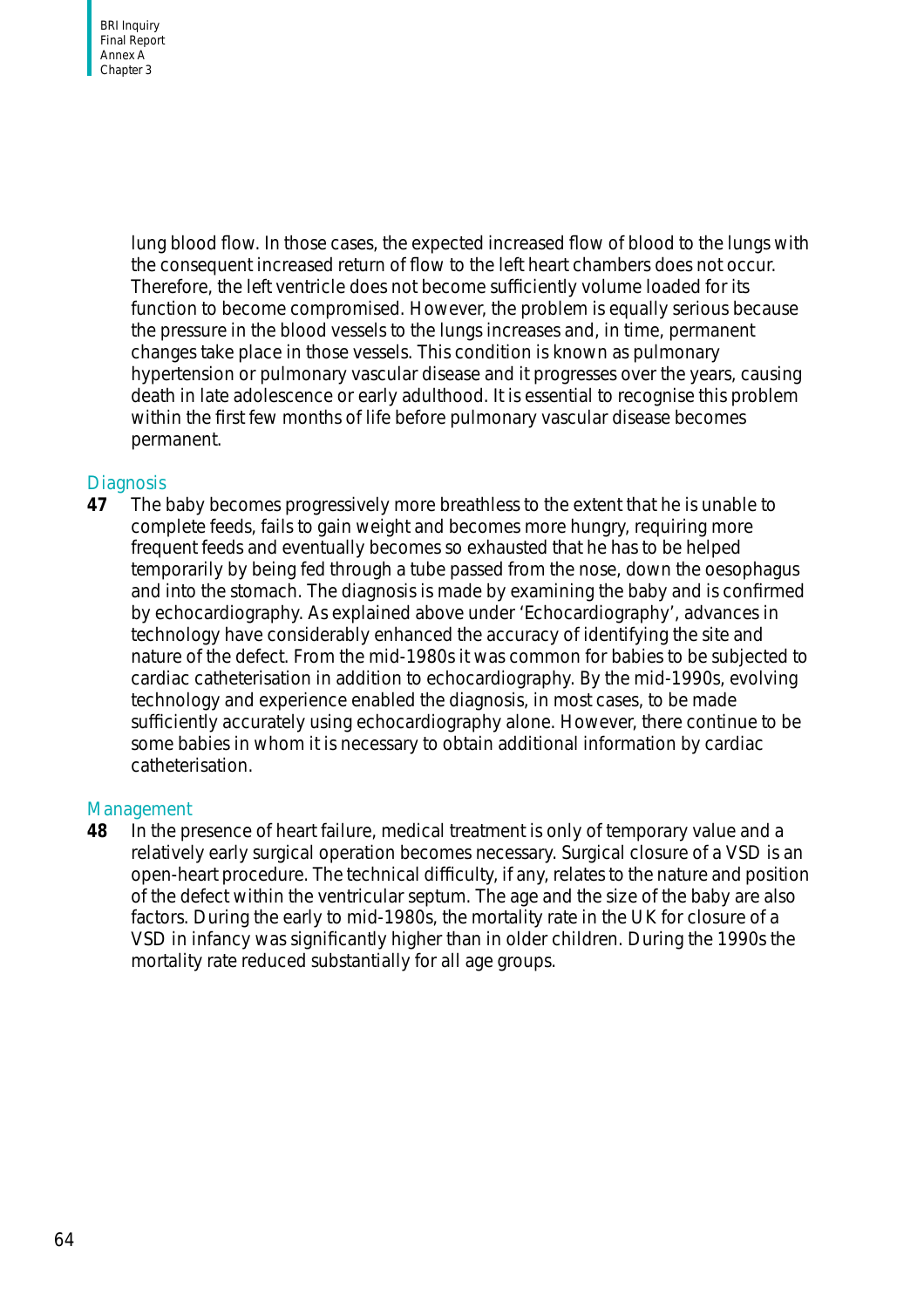lung blood flow. In those cases, the expected increased flow of blood to the lungs with the consequent increased return of flow to the left heart chambers does not occur. Therefore, the left ventricle does not become sufficiently volume loaded for its function to become compromised. However, the problem is equally serious because the pressure in the blood vessels to the lungs increases and, in time, permanent changes take place in those vessels. This condition is known as pulmonary hypertension or pulmonary vascular disease and it progresses over the years, causing death in late adolescence or early adulthood. It is essential to recognise this problem within the first few months of life before pulmonary vascular disease becomes permanent.

### Diagnosis

**47** The baby becomes progressively more breathless to the extent that he is unable to complete feeds, fails to gain weight and becomes more hungry, requiring more frequent feeds and eventually becomes so exhausted that he has to be helped temporarily by being fed through a tube passed from the nose, down the oesophagus and into the stomach. The diagnosis is made by examining the baby and is confirmed by echocardiography. As explained above under 'Echocardiography', advances in technology have considerably enhanced the accuracy of identifying the site and nature of the defect. From the mid-1980s it was common for babies to be subjected to cardiac catheterisation in addition to echocardiography. By the mid-1990s, evolving technology and experience enabled the diagnosis, in most cases, to be made sufficiently accurately using echocardiography alone. However, there continue to be some babies in whom it is necessary to obtain additional information by cardiac catheterisation.

### Management

**48** In the presence of heart failure, medical treatment is only of temporary value and a relatively early surgical operation becomes necessary. Surgical closure of a VSD is an open-heart procedure. The technical difficulty, if any, relates to the nature and position of the defect within the ventricular septum. The age and the size of the baby are also factors. During the early to mid-1980s, the mortality rate in the UK for closure of a VSD in infancy was significantly higher than in older children. During the 1990s the mortality rate reduced substantially for all age groups.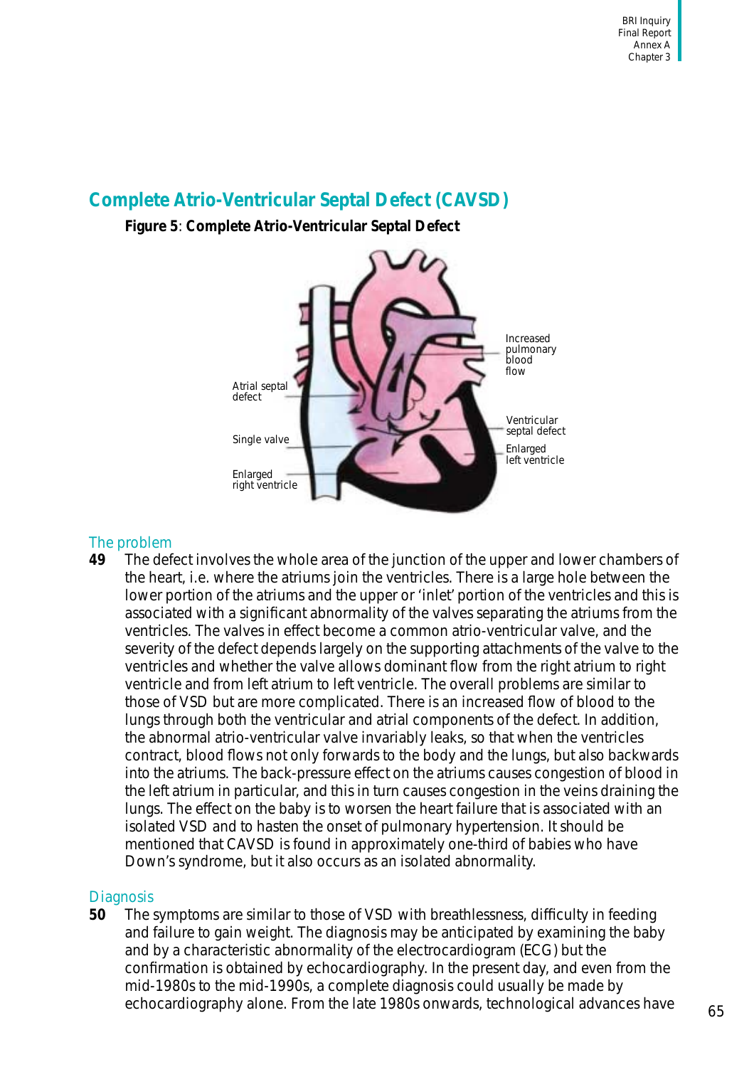## Complete Atrio-Ventricular Septal Defect (CAVSD)

**Figure 5**: **Complete Atrio-Ventricular Septal Defect**

### The problem

**49** The defect involves the whole area of the junction of the upper and lower chambers of the heart, i.e. where the atriums join the ventricles. There is a large hole between the lower portion of the atriums and the upper or 'inlet' portion of the ventricles and this is associated with a significant abnormality of the valves separating the atriums from the ventricles. The valves in effect become a common atrio-ventricular valve, and the severity of the defect depends largely on the supporting attachments of the valve to the ventricles and whether the valve allows dominant flow from the right atrium to right ventricle and from left atrium to left ventricle. The overall problems are similar to those of VSD but are more complicated. There is an increased flow of blood to the lungs through both the ventricular and atrial components of the defect. In addition, the abnormal atrio-ventricular valve invariably leaks, so that when the ventricles contract, blood flows not only forwards to the body and the lungs, but also backwards into the atriums. The back-pressure effect on the atriums causes congestion of blood in the left atrium in particular, and this in turn causes congestion in the veins draining the lungs. The effect on the baby is to worsen the heart failure that is associated with an isolated VSD and to hasten the onset of pulmonary hypertension. It should be mentioned that CAVSD is found in approximately one-third of babies who have Down's syndrome, but it also occurs as an isolated abnormality.

### Diagnosis

**50** The symptoms are similar to those of VSD with breathlessness, difficulty in feeding and failure to gain weight. The diagnosis may be anticipated by examining the baby and by a characteristic abnormality of the electrocardiogram (ECG) but the confirmation is obtained by echocardiography. In the present day, and even from the mid-1980s to the mid-1990s, a complete diagnosis could usually be made by echocardiography alone. From the late 1980s onwards, technological advances have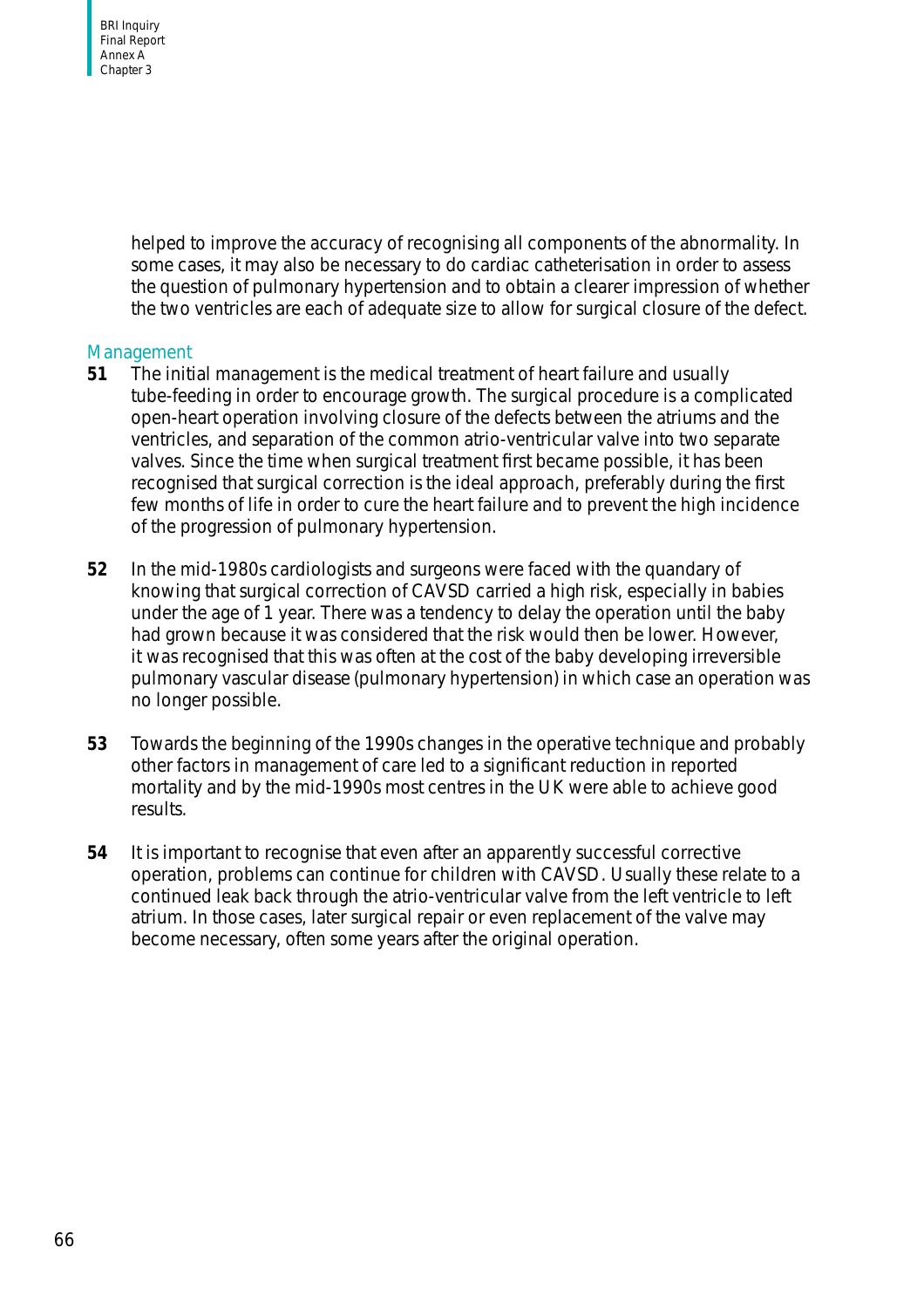helped to improve the accuracy of recognising all components of the abnormality. In some cases, it may also be necessary to do cardiac catheterisation in order to assess the question of pulmonary hypertension and to obtain a clearer impression of whether the two ventricles are each of adequate size to allow for surgical closure of the defect.

### Management

**51** The initial management is the medical treatment of heart failure and usually tube-feeding in order to encourage growth. The surgical procedure is a complicated open-heart operation involving closure of the defects between the atriums and the ventricles, and separation of the common atrio-ventricular valve into two separate valves. Since the time when surgical treatment first became possible, it has been recognised that surgical correction is the ideal approach, preferably during the first few months of life in order to cure the heart failure and to prevent the high incidence of the progression of pulmonary hypertension.

**52** In the mid-1980s cardiologists and surgeons were faced with the quandary of knowing that surgical correction of CAVSD carried a high risk, especially in babies under the age of 1 year. There was a tendency to delay the operation until the baby had grown because it was considered that the risk would then be lower. However, it was recognised that this was often at the cost of the baby developing irreversible pulmonary vascular disease (pulmonary hypertension) in which case an operation was no longer possible.

**53** Towards the beginning of the 1990s changes in the operative technique and probably other factors in management of care led to a significant reduction in reported mortality and by the mid-1990s most centres in the UK were able to achieve good results.

**54** It is important to recognise that even after an apparently successful corrective operation, problems can continue for children with CAVSD. Usually these relate to a continued leak back through the atrio-ventricular valve from the left ventricle to left atrium. In those cases, later surgical repair or even replacement of the valve may become necessary, often some years after the original operation.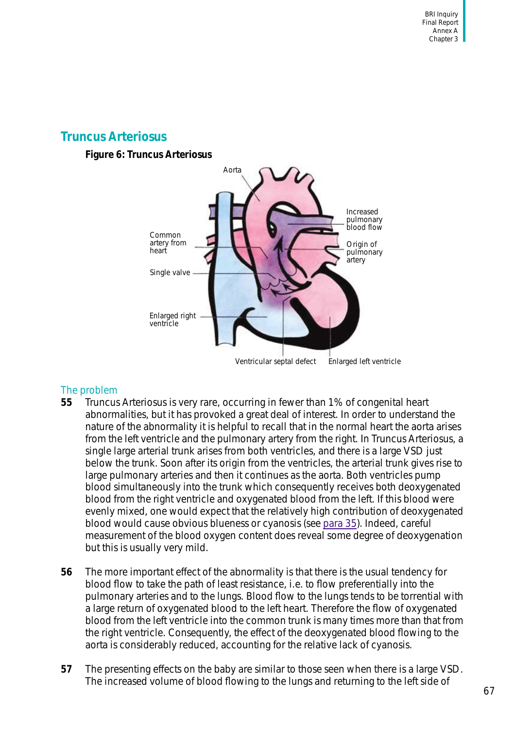## Truncus Arteriosus

**Figure 6: Truncus Arteriosus**

### The problem

**55** Truncus Arteriosus is very rare, occurring in fewer than 1% of congenital heart abnormalities, but it has provoked a great deal of interest. In order to understand the nature of the abnormality it is helpful to recall that in the normal heart the aorta arises from the left ventricle and the pulmonary artery from the right. In Truncus Arteriosus, a single large arterial trunk arises from both ventricles, and there is a large VSD just below the trunk. Soon after its origin from the ventricles, the arterial trunk gives rise to large pulmonary arteries and then it continues as the aorta. Both ventricles pump blood simultaneously into the trunk which consequently receives both deoxygenated blood from the right ventricle and oxygenated blood from the left. If this blood were evenly mixed, one would expect that the relatively high contribution of deoxygenated blood would cause obvious blueness or cyanosis (see para 35). Indeed, careful measurement of the blood oxygen content does reveal some degree of deoxygenation but this is usually very mild.

**56** The more important effect of the abnormality is that there is the usual tendency for blood flow to take the path of least resistance, i.e. to flow preferentially into the pulmonary arteries and to the lungs. Blood flow to the lungs tends to be torrential with a large return of oxygenated blood to the left heart. Therefore the flow of oxygenated blood from the left ventricle into the common trunk is many times more than that from the right ventricle. Consequently, the effect of the deoxygenated blood flowing to the aorta is considerably reduced, accounting for the relative lack of cyanosis.

**57** The presenting effects on the baby are similar to those seen when there is a large VSD. The increased volume of blood flowing to the lungs and returning to the left side of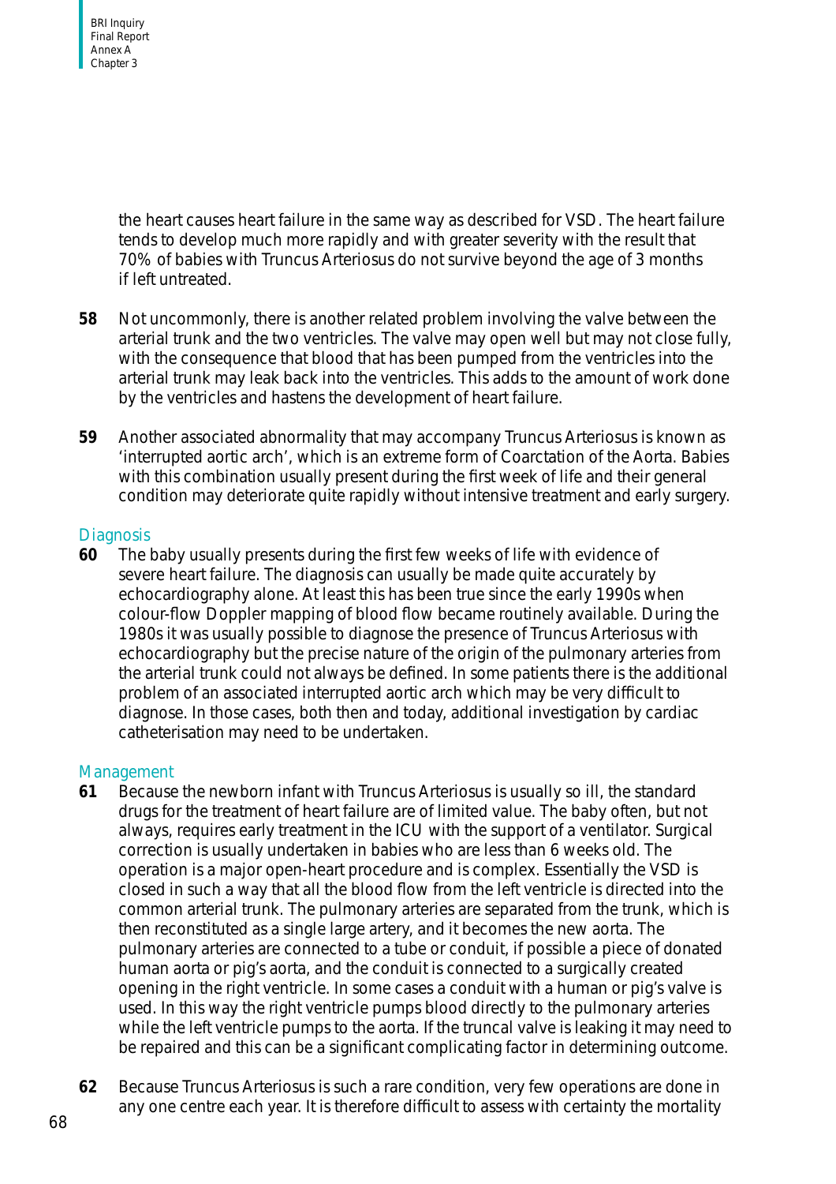the heart causes heart failure in the same way as described for VSD. The heart failure tends to develop much more rapidly and with greater severity with the result that 70% of babies with Truncus Arteriosus do not survive beyond the age of 3 months if left untreated.

**58** Not uncommonly, there is another related problem involving the valve between the arterial trunk and the two ventricles. The valve may open well but may not close fully, with the consequence that blood that has been pumped from the ventricles into the arterial trunk may leak back into the ventricles. This adds to the amount of work done by the ventricles and hastens the development of heart failure.

**59** Another associated abnormality that may accompany Truncus Arteriosus is known as 'interrupted aortic arch', which is an extreme form of Coarctation of the Aorta. Babies with this combination usually present during the first week of life and their general condition may deteriorate quite rapidly without intensive treatment and early surgery.

## Diagnosis

**60** The baby usually presents during the first few weeks of life with evidence of severe heart failure. The diagnosis can usually be made quite accurately by echocardiography alone. At least this has been true since the early 1990s when colour-flow Doppler mapping of blood flow became routinely available. During the 1980s it was usually possible to diagnose the presence of Truncus Arteriosus with echocardiography but the precise nature of the origin of the pulmonary arteries from the arterial trunk could not always be defined. In some patients there is the additional problem of an associated interrupted aortic arch which may be very difficult to diagnose. In those cases, both then and today, additional investigation by cardiac catheterisation may need to be undertaken.

## Management

**61** Because the newborn infant with Truncus Arteriosus is usually so ill, the standard drugs for the treatment of heart failure are of limited value. The baby often, but not always, requires early treatment in the ICU with the support of a ventilator. Surgical correction is usually undertaken in babies who are less than 6 weeks old. The operation is a major open-heart procedure and is complex. Essentially the VSD is closed in such a way that all the blood flow from the left ventricle is directed into the common arterial trunk. The pulmonary arteries are separated from the trunk, which is then reconstituted as a single large artery, and it becomes the new aorta. The pulmonary arteries are connected to a tube or conduit, if possible a piece of donated human aorta or pig's aorta, and the conduit is connected to a surgically created opening in the right ventricle. In some cases a conduit with a human or pig's valve is used. In this way the right ventricle pumps blood directly to the pulmonary arteries while the left ventricle pumps to the aorta. If the truncal valve is leaking it may need to be repaired and this can be a significant complicating factor in determining outcome.

**62** Because Truncus Arteriosus is such a rare condition, very few operations are done in any one centre each year. It is therefore difficult to assess with certainty the mortality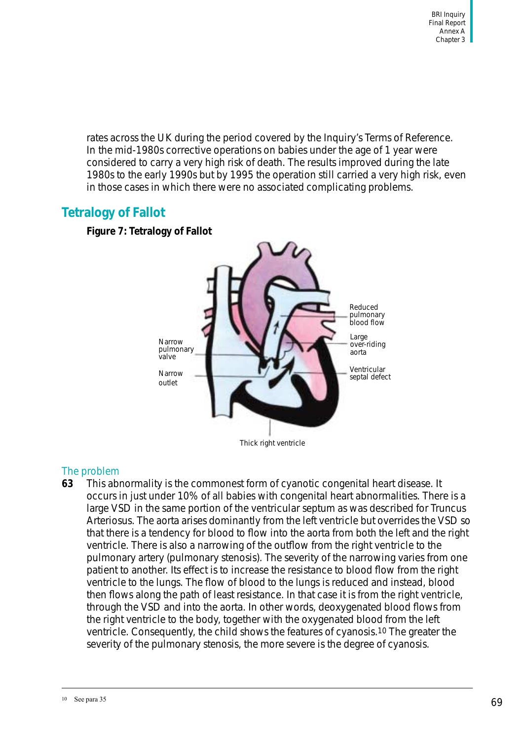rates across the UK during the period covered by the Inquiry's Terms of Reference. In the mid-1980s corrective operations on babies under the age of 1 year were considered to carry a very high risk of death. The results improved during the late 1980s to the early 1990s but by 1995 the operation still carried a very high risk, even in those cases in which there were no associated complicating problems.

## Tetralogy of Fallot

**Figure 7: Tetralogy of Fallot**

Narrow pulmonary valve

Narrow outlet

Reduced pulmonary blood flow

Large over-riding aorta

Ventricular septal defect

Thick right ventricle

### The problem

**63** This abnormality is the commonest form of cyanotic congenital heart disease. It occurs in just under 10% of all babies with congenital heart abnormalities. There is a large VSD in the same portion of the ventricular septum as was described for Truncus Arteriosus. The aorta arises dominantly from the left ventricle but overrides the VSD so that there is a tendency for blood to flow into the aorta from both the left and the right ventricle. There is also a narrowing of the outflow from the right ventricle to the pulmonary artery (pulmonary stenosis). The severity of the narrowing varies from one patient to another. Its effect is to increase the resistance to blood flow from the right ventricle to the lungs. The flow of blood to the lungs is reduced and instead, blood then flows along the path of least resistance. In that case it is from the right ventricle, through the VSD and into the aorta. In other words, deoxygenated blood flows from the right ventricle to the body, together with the oxygenated blood from the left ventricle. Consequently, the child shows the features of cyanosis.[10] The greater the severity of the pulmonary stenosis, the more severe is the degree of cyanosis.

[10] See para 35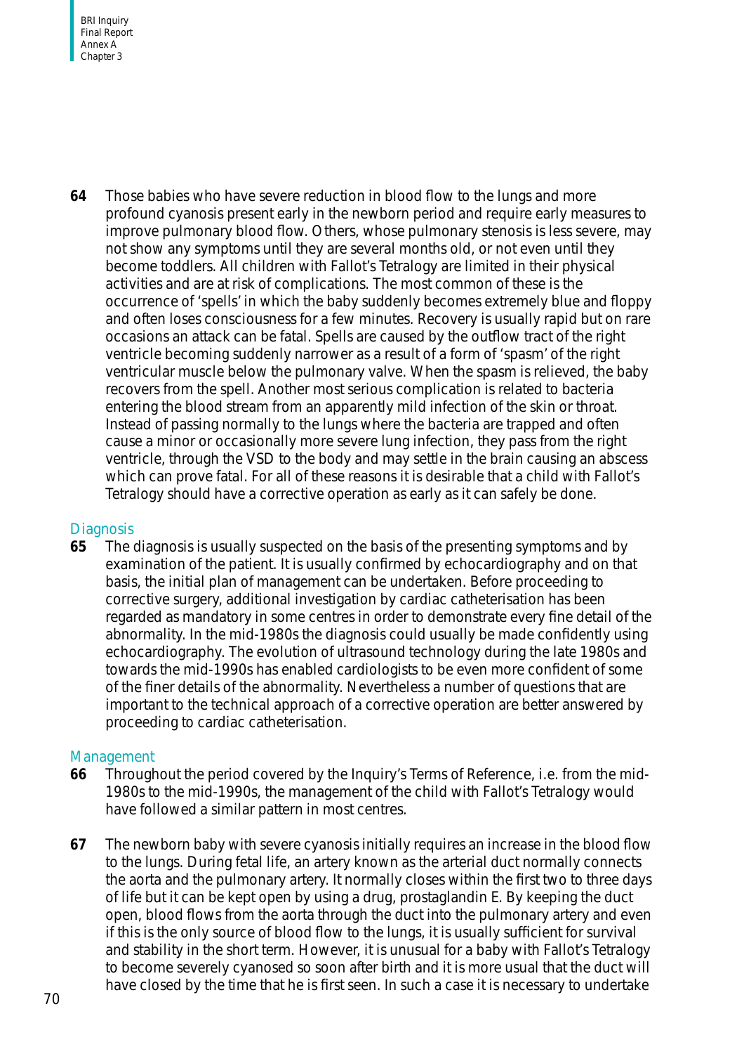**64** Those babies who have severe reduction in blood flow to the lungs and more profound cyanosis present early in the newborn period and require early measures to improve pulmonary blood flow. Others, whose pulmonary stenosis is less severe, may not show any symptoms until they are several months old, or not even until they become toddlers. All children with Fallot's Tetralogy are limited in their physical activities and are at risk of complications. The most common of these is the occurrence of 'spells' in which the baby suddenly becomes extremely blue and floppy and often loses consciousness for a few minutes. Recovery is usually rapid but on rare occasions an attack can be fatal. Spells are caused by the outflow tract of the right ventricle becoming suddenly narrower as a result of a form of 'spasm' of the right ventricular muscle below the pulmonary valve. When the spasm is relieved, the baby recovers from the spell. Another most serious complication is related to bacteria entering the blood stream from an apparently mild infection of the skin or throat. Instead of passing normally to the lungs where the bacteria are trapped and often cause a minor or occasionally more severe lung infection, they pass from the right ventricle, through the VSD to the body and may settle in the brain causing an abscess which can prove fatal. For all of these reasons it is desirable that a child with Fallot's Tetralogy should have a corrective operation as early as it can safely be done.

## Diagnosis

**65** The diagnosis is usually suspected on the basis of the presenting symptoms and by examination of the patient. It is usually confirmed by echocardiography and on that basis, the initial plan of management can be undertaken. Before proceeding to corrective surgery, additional investigation by cardiac catheterisation has been regarded as mandatory in some centres in order to demonstrate every fine detail of the abnormality. In the mid-1980s the diagnosis could usually be made confidently using echocardiography. The evolution of ultrasound technology during the late 1980s and towards the mid-1990s has enabled cardiologists to be even more confident of some of the finer details of the abnormality. Nevertheless a number of questions that are important to the technical approach of a corrective operation are better answered by proceeding to cardiac catheterisation.

## Management

**66** Throughout the period covered by the Inquiry's Terms of Reference, i.e. from the mid-1980s to the mid-1990s, the management of the child with Fallot's Tetralogy would have followed a similar pattern in most centres.

**67** The newborn baby with severe cyanosis initially requires an increase in the blood flow to the lungs. During fetal life, an artery known as the arterial duct normally connects the aorta and the pulmonary artery. It normally closes within the first two to three days of life but it can be kept open by using a drug, prostaglandin E. By keeping the duct open, blood flows from the aorta through the duct into the pulmonary artery and even if this is the only source of blood flow to the lungs, it is usually sufficient for survival and stability in the short term. However, it is unusual for a baby with Fallot's Tetralogy to become severely cyanosed so soon after birth and it is more usual that the duct will have closed by the time that he is first seen. In such a case it is necessary to undertake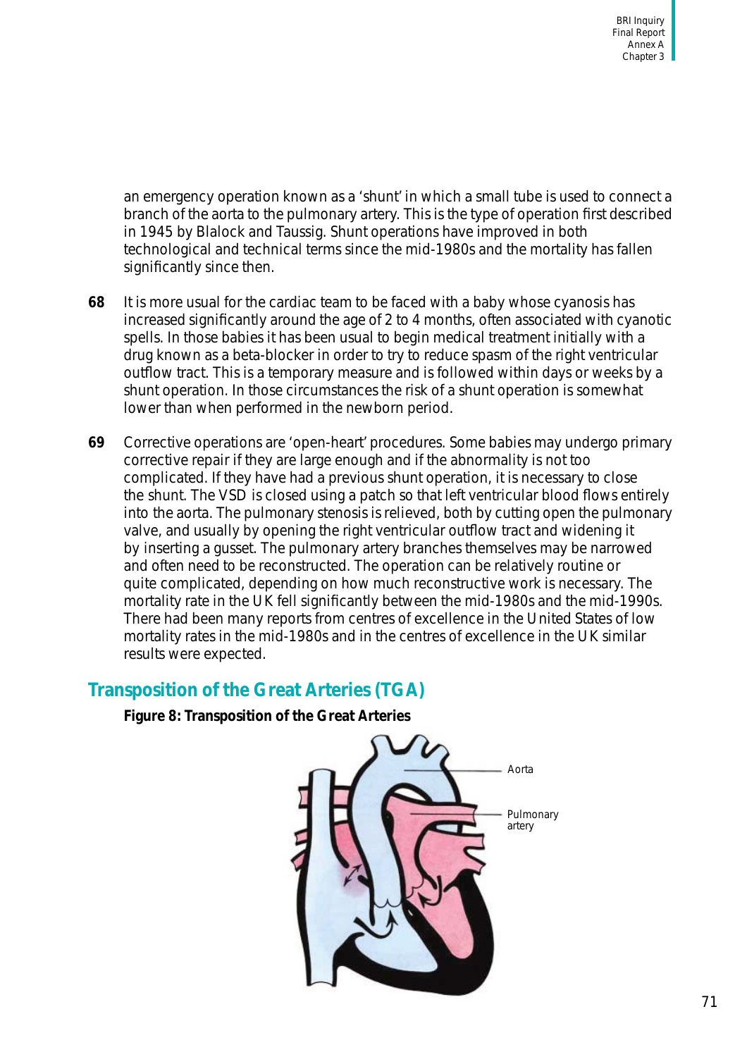an emergency operation known as a 'shunt' in which a small tube is used to connect a branch of the aorta to the pulmonary artery. This is the type of operation first described in 1945 by Blalock and Taussig. Shunt operations have improved in both technological and technical terms since the mid-1980s and the mortality has fallen significantly since then.

**68** It is more usual for the cardiac team to be faced with a baby whose cyanosis has increased significantly around the age of 2 to 4 months, often associated with cyanotic spells. In those babies it has been usual to begin medical treatment initially with a drug known as a beta-blocker in order to try to reduce spasm of the right ventricular outflow tract. This is a temporary measure and is followed within days or weeks by a shunt operation. In those circumstances the risk of a shunt operation is somewhat lower than when performed in the newborn period.

**69** Corrective operations are 'open-heart' procedures. Some babies may undergo primary corrective repair if they are large enough and if the abnormality is not too complicated. If they have had a previous shunt operation, it is necessary to close the shunt. The VSD is closed using a patch so that left ventricular blood flows entirely into the aorta. The pulmonary stenosis is relieved, both by cutting open the pulmonary valve, and usually by opening the right ventricular outflow tract and widening it by inserting a gusset. The pulmonary artery branches themselves may be narrowed and often need to be reconstructed. The operation can be relatively routine or quite complicated, depending on how much reconstructive work is necessary. The mortality rate in the UK fell significantly between the mid-1980s and the mid-1990s. There had been many reports from centres of excellence in the United States of low mortality rates in the mid-1980s and in the centres of excellence in the UK similar results were expected.

## Transposition of the Great Arteries (TGA)

**Figure 8: Transposition of the Great Arteries**

Aorta

Pulmonary artery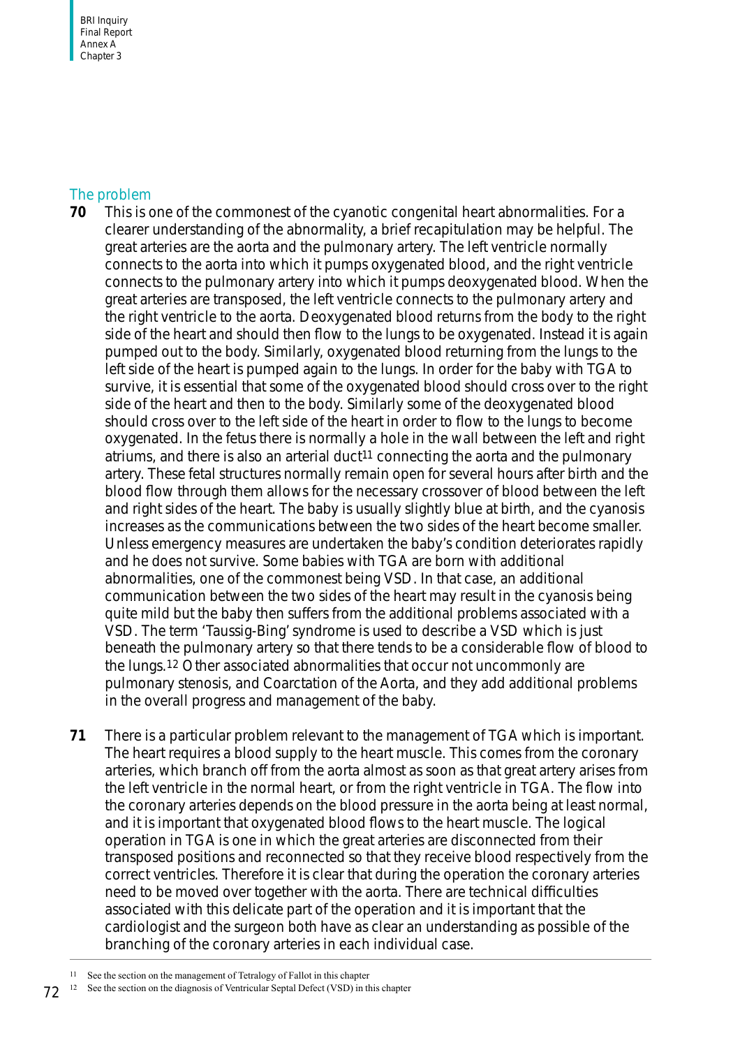## The problem

**70** This is one of the commonest of the cyanotic congenital heart abnormalities. For a clearer understanding of the abnormality, a brief recapitulation may be helpful. The great arteries are the aorta and the pulmonary artery. The left ventricle normally connects to the aorta into which it pumps oxygenated blood, and the right ventricle connects to the pulmonary artery into which it pumps deoxygenated blood. When the great arteries are transposed, the left ventricle connects to the pulmonary artery and the right ventricle to the aorta. Deoxygenated blood returns from the body to the right side of the heart and should then flow to the lungs to be oxygenated. Instead it is again pumped out to the body. Similarly, oxygenated blood returning from the lungs to the left side of the heart is pumped again to the lungs. In order for the baby with TGA to survive, it is essential that some of the oxygenated blood should cross over to the right side of the heart and then to the body. Similarly some of the deoxygenated blood should cross over to the left side of the heart in order to flow to the lungs to become oxygenated. In the fetus there is normally a hole in the wall between the left and right atriums, and there is also an arterial duct[11] connecting the aorta and the pulmonary artery. These fetal structures normally remain open for several hours after birth and the blood flow through them allows for the necessary crossover of blood between the left and right sides of the heart. The baby is usually slightly blue at birth, and the cyanosis increases as the communications between the two sides of the heart become smaller. Unless emergency measures are undertaken the baby's condition deteriorates rapidly and he does not survive. Some babies with TGA are born with additional abnormalities, one of the commonest being VSD. In that case, an additional communication between the two sides of the heart may result in the cyanosis being quite mild but the baby then suffers from the additional problems associated with a VSD. The term 'Taussig-Bing' syndrome is used to describe a VSD which is just beneath the pulmonary artery so that there tends to be a considerable flow of blood to the lungs.[12] Other associated abnormalities that occur not uncommonly are pulmonary stenosis, and Coarctation of the Aorta, and they add additional problems in the overall progress and management of the baby.

**71** There is a particular problem relevant to the management of TGA which is important. The heart requires a blood supply to the heart muscle. This comes from the coronary arteries, which branch off from the aorta almost as soon as that great artery arises from the left ventricle in the normal heart, or from the right ventricle in TGA. The flow into the coronary arteries depends on the blood pressure in the aorta being at least normal, and it is important that oxygenated blood flows to the heart muscle. The logical operation in TGA is one in which the great arteries are disconnected from their transposed positions and reconnected so that they receive blood respectively from the correct ventricles. Therefore it is clear that during the operation the coronary arteries need to be moved over together with the aorta. There are technical difficulties associated with this delicate part of the operation and it is important that the cardiologist and the surgeon both have as clear an understanding as possible of the branching of the coronary arteries in each individual case.

---

[11] See the section on the management of Tetralogy of Fallot in this chapter

[12] See the section on the diagnosis of Ventricular Septal Defect (VSD) in this chapter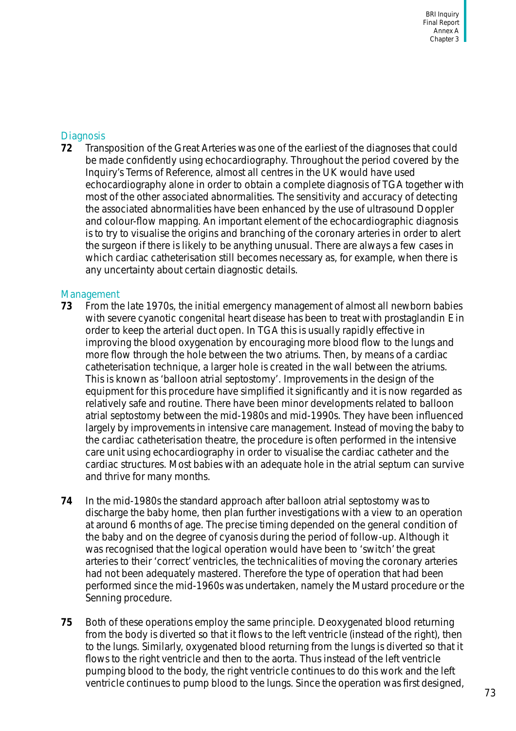## Diagnosis

**72** Transposition of the Great Arteries was one of the earliest of the diagnoses that could be made confidently using echocardiography. Throughout the period covered by the Inquiry's Terms of Reference, almost all centres in the UK would have used echocardiography alone in order to obtain a complete diagnosis of TGA together with most of the other associated abnormalities. The sensitivity and accuracy of detecting the associated abnormalities have been enhanced by the use of ultrasound Doppler and colour-flow mapping. An important element of the echocardiographic diagnosis is to try to visualise the origins and branching of the coronary arteries in order to alert the surgeon if there is likely to be anything unusual. There are always a few cases in which cardiac catheterisation still becomes necessary as, for example, when there is any uncertainty about certain diagnostic details.

## Management

**73** From the late 1970s, the initial emergency management of almost all newborn babies with severe cyanotic congenital heart disease has been to treat with prostaglandin E in order to keep the arterial duct open. In TGA this is usually rapidly effective in improving the blood oxygenation by encouraging more blood flow to the lungs and more flow through the hole between the two atriums. Then, by means of a cardiac catheterisation technique, a larger hole is created in the wall between the atriums. This is known as 'balloon atrial septostomy'. Improvements in the design of the equipment for this procedure have simplified it significantly and it is now regarded as relatively safe and routine. There have been minor developments related to balloon atrial septostomy between the mid-1980s and mid-1990s. They have been influenced largely by improvements in intensive care management. Instead of moving the baby to the cardiac catheterisation theatre, the procedure is often performed in the intensive care unit using echocardiography in order to visualise the cardiac catheter and the cardiac structures. Most babies with an adequate hole in the atrial septum can survive and thrive for many months.

**74** In the mid-1980s the standard approach after balloon atrial septostomy was to discharge the baby home, then plan further investigations with a view to an operation at around 6 months of age. The precise timing depended on the general condition of the baby and on the degree of cyanosis during the period of follow-up. Although it was recognised that the logical operation would have been to 'switch' the great arteries to their 'correct' ventricles, the technicalities of moving the coronary arteries had not been adequately mastered. Therefore the type of operation that had been performed since the mid-1960s was undertaken, namely the Mustard procedure or the Senning procedure.

**75** Both of these operations employ the same principle. Deoxygenated blood returning from the body is diverted so that it flows to the left ventricle (instead of the right), then to the lungs. Similarly, oxygenated blood returning from the lungs is diverted so that it flows to the right ventricle and then to the aorta. Thus instead of the left ventricle pumping blood to the body, the right ventricle continues to do this work and the left ventricle continues to pump blood to the lungs. Since the operation was first designed,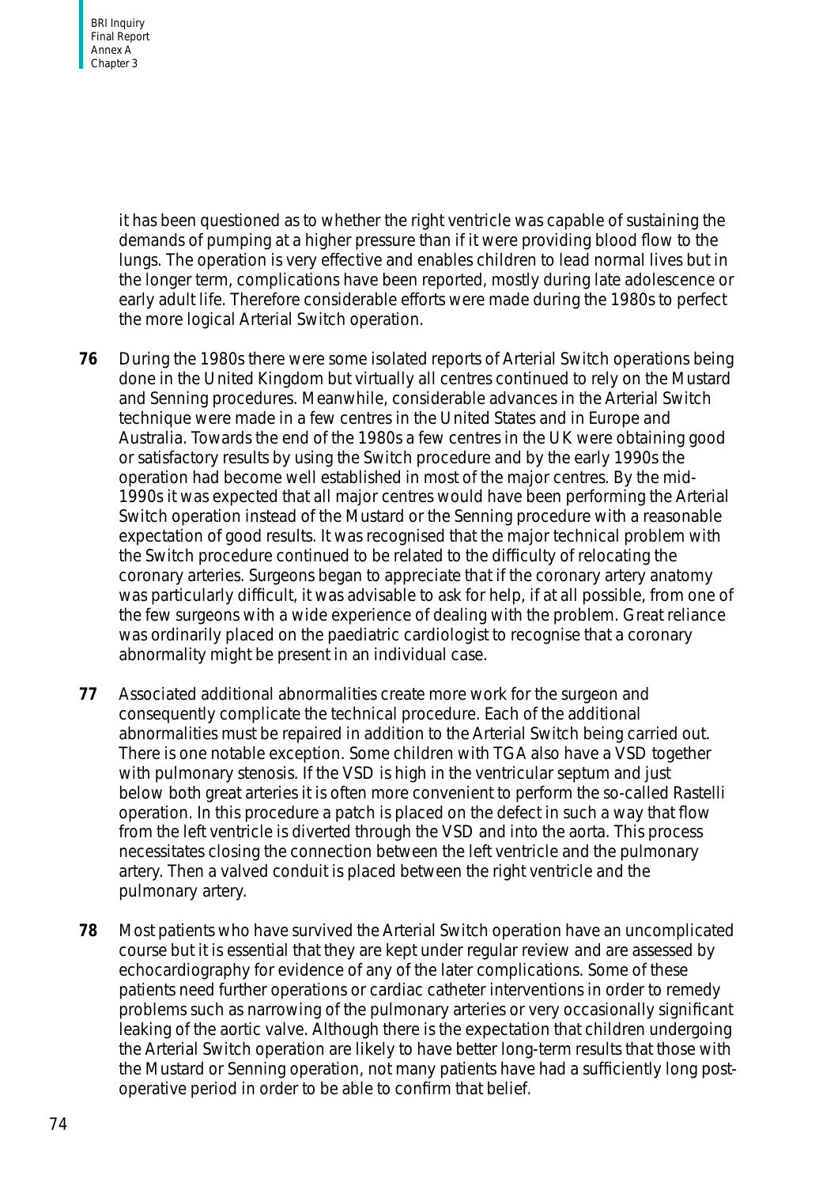it has been questioned as to whether the right ventricle was capable of sustaining the demands of pumping at a higher pressure than if it were providing blood flow to the lungs. The operation is very effective and enables children to lead normal lives but in the longer term, complications have been reported, mostly during late adolescence or early adult life. Therefore considerable efforts were made during the 1980s to perfect the more logical Arterial Switch operation.

**76** During the 1980s there were some isolated reports of Arterial Switch operations being done in the United Kingdom but virtually all centres continued to rely on the Mustard and Senning procedures. Meanwhile, considerable advances in the Arterial Switch technique were made in a few centres in the United States and in Europe and Australia. Towards the end of the 1980s a few centres in the UK were obtaining good or satisfactory results by using the Switch procedure and by the early 1990s the operation had become well established in most of the major centres. By the mid-1990s it was expected that all major centres would have been performing the Arterial Switch operation instead of the Mustard or the Senning procedure with a reasonable expectation of good results. It was recognised that the major technical problem with the Switch procedure continued to be related to the difficulty of relocating the coronary arteries. Surgeons began to appreciate that if the coronary artery anatomy was particularly difficult, it was advisable to ask for help, if at all possible, from one of the few surgeons with a wide experience of dealing with the problem. Great reliance was ordinarily placed on the paediatric cardiologist to recognise that a coronary abnormality might be present in an individual case.

**77** Associated additional abnormalities create more work for the surgeon and consequently complicate the technical procedure. Each of the additional abnormalities must be repaired in addition to the Arterial Switch being carried out. There is one notable exception. Some children with TGA also have a VSD together with pulmonary stenosis. If the VSD is high in the ventricular septum and just below both great arteries it is often more convenient to perform the so-called Rastelli operation. In this procedure a patch is placed on the defect in such a way that flow from the left ventricle is diverted through the VSD and into the aorta. This process necessitates closing the connection between the left ventricle and the pulmonary artery. Then a valved conduit is placed between the right ventricle and the pulmonary artery.

**78** Most patients who have survived the Arterial Switch operation have an uncomplicated course but it is essential that they are kept under regular review and are assessed by echocardiography for evidence of any of the later complications. Some of these patients need further operations or cardiac catheter interventions in order to remedy problems such as narrowing of the pulmonary arteries or very occasionally significant leaking of the aortic valve. Although there is the expectation that children undergoing the Arterial Switch operation are likely to have better long-term results that those with the Mustard or Senning operation, not many patients have had a sufficiently long post-operative period in order to be able to confirm that belief.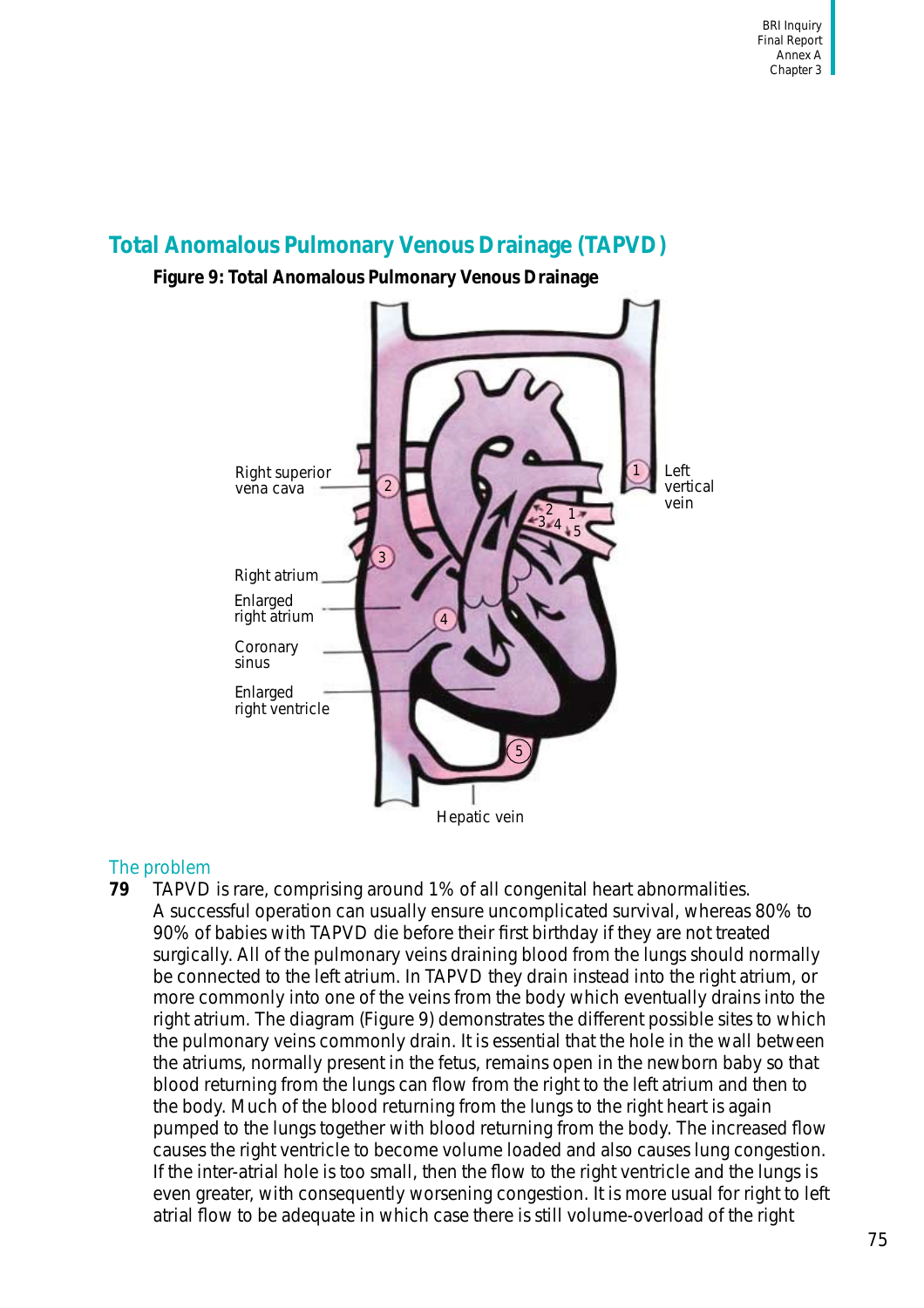## Total Anomalous Pulmonary Venous Drainage (TAPVD)

**Figure 9: Total Anomalous Pulmonary Venous Drainage**

Right superior vena cava

Right atrium

Enlarged right atrium

Coronary sinus

Enlarged right ventricle

Hepatic vein

Left vertical vein

### The problem

**79** TAPVD is rare, comprising around 1% of all congenital heart abnormalities. A successful operation can usually ensure uncomplicated survival, whereas 80% to 90% of babies with TAPVD die before their first birthday if they are not treated surgically. All of the pulmonary veins draining blood from the lungs should normally be connected to the left atrium. In TAPVD they drain instead into the right atrium, or more commonly into one of the veins from the body which eventually drains into the right atrium. The diagram (Figure 9) demonstrates the different possible sites to which the pulmonary veins commonly drain. It is essential that the hole in the wall between the atriums, normally present in the fetus, remains open in the newborn baby so that blood returning from the lungs can flow from the right to the left atrium and then to the body. Much of the blood returning from the lungs to the right heart is again pumped to the lungs together with blood returning from the body. The increased flow causes the right ventricle to become volume loaded and also causes lung congestion. If the inter-atrial hole is too small, then the flow to the right ventricle and the lungs is even greater, with consequently worsening congestion. It is more usual for right to left atrial flow to be adequate in which case there is still volume-overload of the right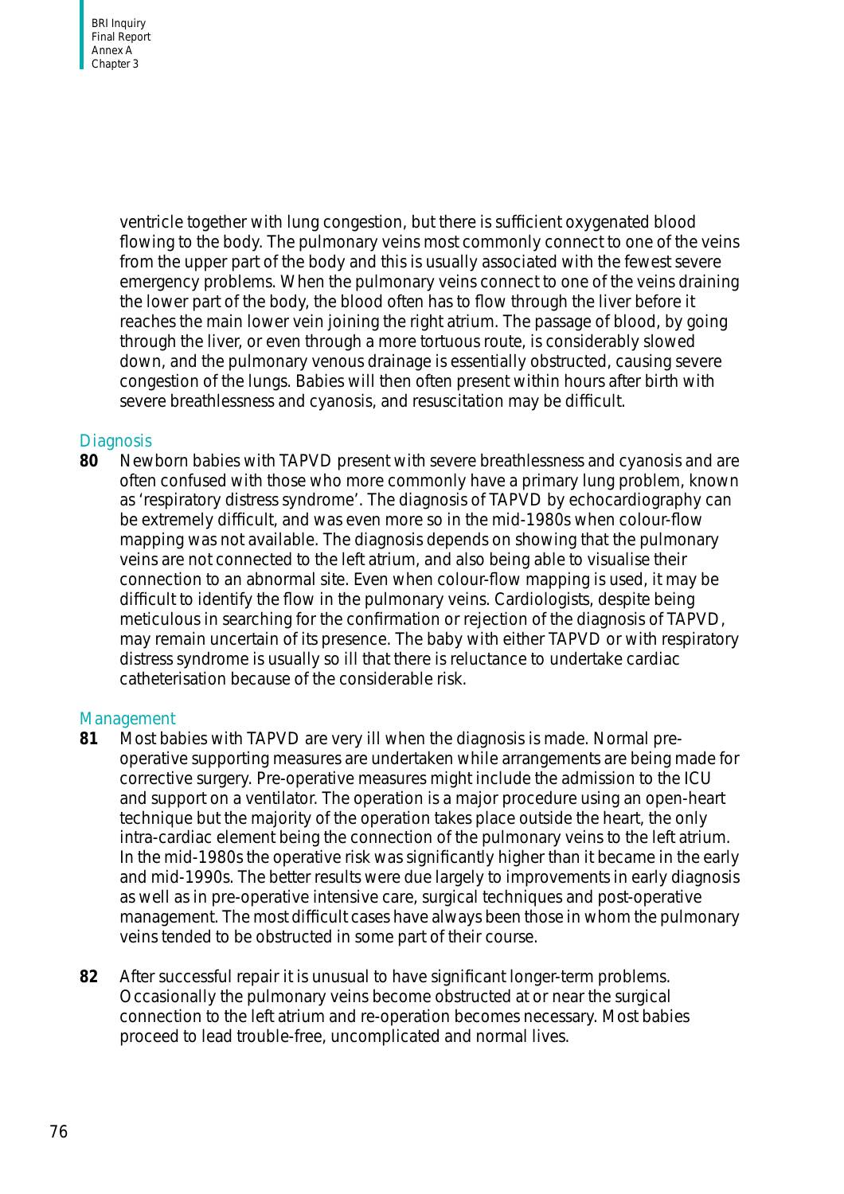ventricle together with lung congestion, but there is sufficient oxygenated blood flowing to the body. The pulmonary veins most commonly connect to one of the veins from the upper part of the body and this is usually associated with the fewest severe emergency problems. When the pulmonary veins connect to one of the veins draining the lower part of the body, the blood often has to flow through the liver before it reaches the main lower vein joining the right atrium. The passage of blood, by going through the liver, or even through a more tortuous route, is considerably slowed down, and the pulmonary venous drainage is essentially obstructed, causing severe congestion of the lungs. Babies will then often present within hours after birth with severe breathlessness and cyanosis, and resuscitation may be difficult.

### Diagnosis

**80** Newborn babies with TAPVD present with severe breathlessness and cyanosis and are often confused with those who more commonly have a primary lung problem, known as 'respiratory distress syndrome'. The diagnosis of TAPVD by echocardiography can be extremely difficult, and was even more so in the mid-1980s when colour-flow mapping was not available. The diagnosis depends on showing that the pulmonary veins are not connected to the left atrium, and also being able to visualise their connection to an abnormal site. Even when colour-flow mapping is used, it may be difficult to identify the flow in the pulmonary veins. Cardiologists, despite being meticulous in searching for the confirmation or rejection of the diagnosis of TAPVD, may remain uncertain of its presence. The baby with either TAPVD or with respiratory distress syndrome is usually so ill that there is reluctance to undertake cardiac catheterisation because of the considerable risk.

### Management

**81** Most babies with TAPVD are very ill when the diagnosis is made. Normal pre-operative supporting measures are undertaken while arrangements are being made for corrective surgery. Pre-operative measures might include the admission to the ICU and support on a ventilator. The operation is a major procedure using an open-heart technique but the majority of the operation takes place outside the heart, the only intra-cardiac element being the connection of the pulmonary veins to the left atrium. In the mid-1980s the operative risk was significantly higher than it became in the early and mid-1990s. The better results were due largely to improvements in early diagnosis as well as in pre-operative intensive care, surgical techniques and post-operative management. The most difficult cases have always been those in whom the pulmonary veins tended to be obstructed in some part of their course.

**82** After successful repair it is unusual to have significant longer-term problems. Occasionally the pulmonary veins become obstructed at or near the surgical connection to the left atrium and re-operation becomes necessary. Most babies proceed to lead trouble-free, uncomplicated and normal lives.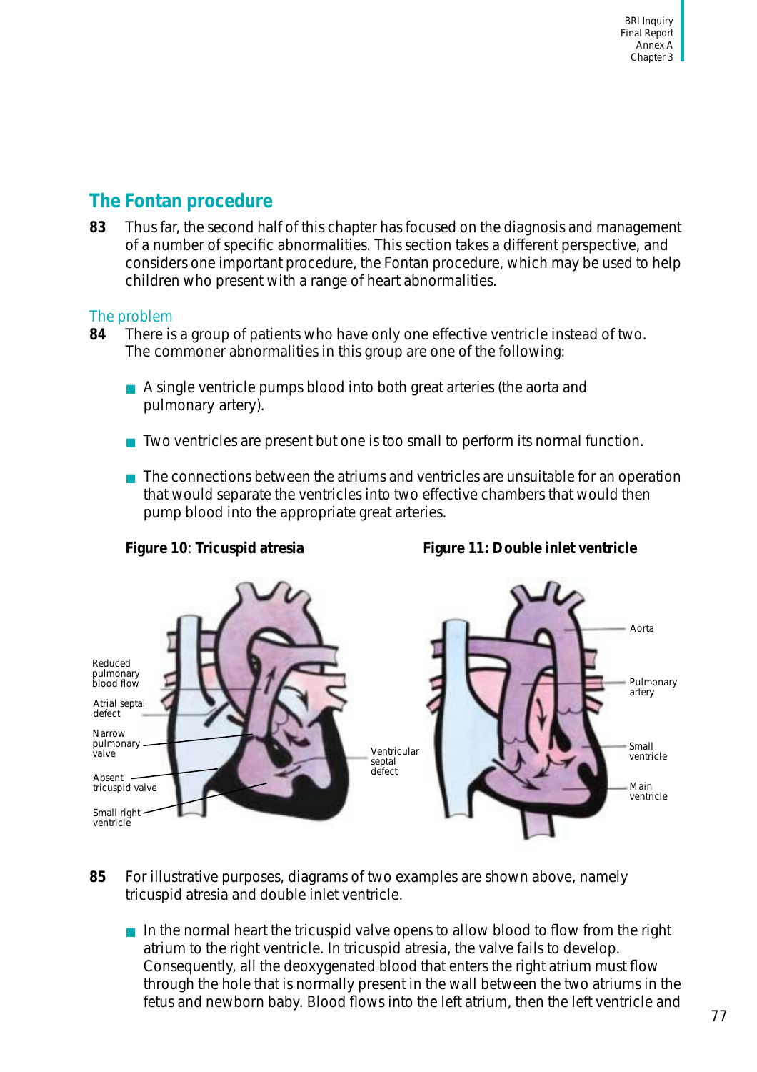## The Fontan procedure

**83** Thus far, the second half of this chapter has focused on the diagnosis and management of a number of specific abnormalities. This section takes a different perspective, and considers one important procedure, the Fontan procedure, which may be used to help children who present with a range of heart abnormalities.

### The problem

**84** There is a group of patients who have only one effective ventricle instead of two. The commoner abnormalities in this group are one of the following:

- A single ventricle pumps blood into both great arteries (the aorta and pulmonary artery).
- Two ventricles are present but one is too small to perform its normal function.
- The connections between the atriums and ventricles are unsuitable for an operation that would separate the ventricles into two effective chambers that would then pump blood into the appropriate great arteries.

**Figure 10**: **Tricuspid atresia**

**Figure 11: Double inlet ventricle**

**85** For illustrative purposes, diagrams of two examples are shown above, namely tricuspid atresia and double inlet ventricle.

- In the normal heart the tricuspid valve opens to allow blood to flow from the right atrium to the right ventricle. In tricuspid atresia, the valve fails to develop. Consequently, all the deoxygenated blood that enters the right atrium must flow through the hole that is normally present in the wall between the two atriums in the fetus and newborn baby. Blood flows into the left atrium, then the left ventricle and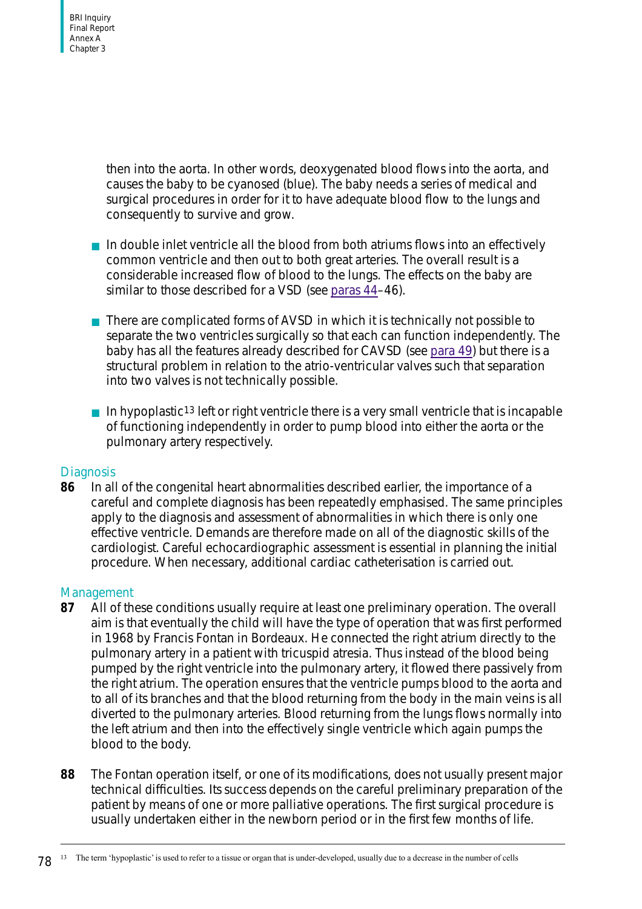then into the aorta. In other words, deoxygenated blood flows into the aorta, and causes the baby to be cyanosed (blue). The baby needs a series of medical and surgical procedures in order for it to have adequate blood flow to the lungs and consequently to survive and grow.

- In double inlet ventricle all the blood from both atriums flows into an effectively common ventricle and then out to both great arteries. The overall result is a considerable increased flow of blood to the lungs. The effects on the baby are similar to those described for a VSD (see paras 44–46).

- There are complicated forms of AVSD in which it is technically not possible to separate the two ventricles surgically so that each can function independently. The baby has all the features already described for CAVSD (see para 49) but there is a structural problem in relation to the atrio-ventricular valves such that separation into two valves is not technically possible.

- In hypoplastic[13] left or right ventricle there is a very small ventricle that is incapable of functioning independently in order to pump blood into either the aorta or the pulmonary artery respectively.

### Diagnosis

**86** In all of the congenital heart abnormalities described earlier, the importance of a careful and complete diagnosis has been repeatedly emphasised. The same principles apply to the diagnosis and assessment of abnormalities in which there is only one effective ventricle. Demands are therefore made on all of the diagnostic skills of the cardiologist. Careful echocardiographic assessment is essential in planning the initial procedure. When necessary, additional cardiac catheterisation is carried out.

### Management

**87** All of these conditions usually require at least one preliminary operation. The overall aim is that eventually the child will have the type of operation that was first performed in 1968 by Francis Fontan in Bordeaux. He connected the right atrium directly to the pulmonary artery in a patient with tricuspid atresia. Thus instead of the blood being pumped by the right ventricle into the pulmonary artery, it flowed there passively from the right atrium. The operation ensures that the ventricle pumps blood to the aorta and to all of its branches and that the blood returning from the body in the main veins is all diverted to the pulmonary arteries. Blood returning from the lungs flows normally into the left atrium and then into the effectively single ventricle which again pumps the blood to the body.

**88** The Fontan operation itself, or one of its modifications, does not usually present major technical difficulties. Its success depends on the careful preliminary preparation of the patient by means of one or more palliative operations. The first surgical procedure is usually undertaken either in the newborn period or in the first few months of life.

---

[13] The term 'hypoplastic' is used to refer to a tissue or organ that is under-developed, usually due to a decrease in the number of cells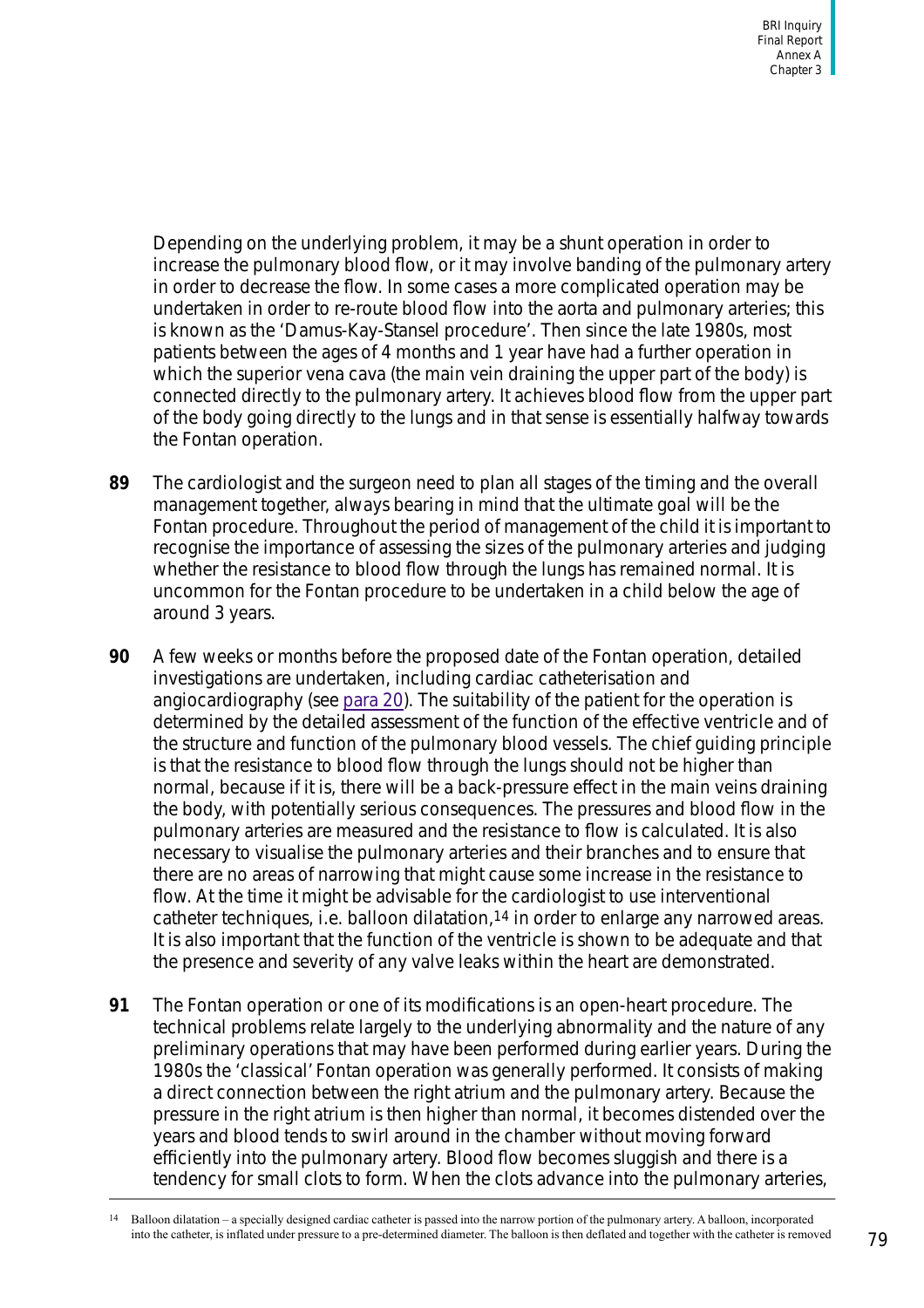Depending on the underlying problem, it may be a shunt operation in order to increase the pulmonary blood flow, or it may involve banding of the pulmonary artery in order to decrease the flow. In some cases a more complicated operation may be undertaken in order to re-route blood flow into the aorta and pulmonary arteries; this is known as the 'Damus-Kay-Stansel procedure'. Then since the late 1980s, most patients between the ages of 4 months and 1 year have had a further operation in which the superior vena cava (the main vein draining the upper part of the body) is connected directly to the pulmonary artery. It achieves blood flow from the upper part of the body going directly to the lungs and in that sense is essentially halfway towards the Fontan operation.

**89** The cardiologist and the surgeon need to plan all stages of the timing and the overall management together, always bearing in mind that the ultimate goal will be the Fontan procedure. Throughout the period of management of the child it is important to recognise the importance of assessing the sizes of the pulmonary arteries and judging whether the resistance to blood flow through the lungs has remained normal. It is uncommon for the Fontan procedure to be undertaken in a child below the age of around 3 years.

**90** A few weeks or months before the proposed date of the Fontan operation, detailed investigations are undertaken, including cardiac catheterisation and angiocardiography (see para 20). The suitability of the patient for the operation is determined by the detailed assessment of the function of the effective ventricle and of the structure and function of the pulmonary blood vessels. The chief guiding principle is that the resistance to blood flow through the lungs should not be higher than normal, because if it is, there will be a back-pressure effect in the main veins draining the body, with potentially serious consequences. The pressures and blood flow in the pulmonary arteries are measured and the resistance to flow is calculated. It is also necessary to visualise the pulmonary arteries and their branches and to ensure that there are no areas of narrowing that might cause some increase in the resistance to flow. At the time it might be advisable for the cardiologist to use interventional catheter techniques, i.e. balloon dilatation,[14] in order to enlarge any narrowed areas. It is also important that the function of the ventricle is shown to be adequate and that the presence and severity of any valve leaks within the heart are demonstrated.

**91** The Fontan operation or one of its modifications is an open-heart procedure. The technical problems relate largely to the underlying abnormality and the nature of any preliminary operations that may have been performed during earlier years. During the 1980s the 'classical' Fontan operation was generally performed. It consists of making a direct connection between the right atrium and the pulmonary artery. Because the pressure in the right atrium is then higher than normal, it becomes distended over the years and blood tends to swirl around in the chamber without moving forward efficiently into the pulmonary artery. Blood flow becomes sluggish and there is a tendency for small clots to form. When the clots advance into the pulmonary arteries,

[14] Balloon dilatation – a specially designed cardiac catheter is passed into the narrow portion of the pulmonary artery. A balloon, incorporated into the catheter, is inflated under pressure to a pre-determined diameter. The balloon is then deflated and together with the catheter is removed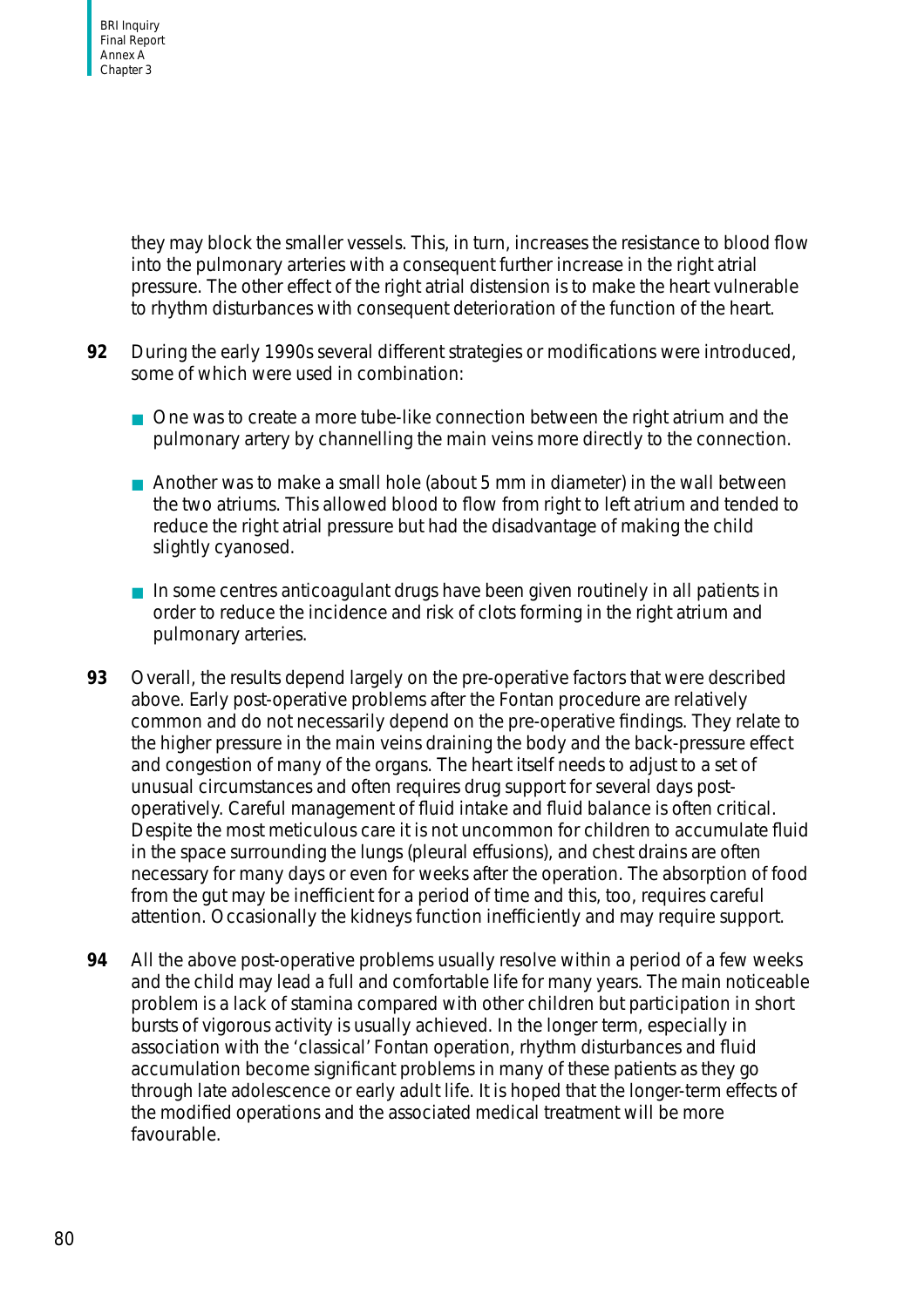they may block the smaller vessels. This, in turn, increases the resistance to blood flow into the pulmonary arteries with a consequent further increase in the right atrial pressure. The other effect of the right atrial distension is to make the heart vulnerable to rhythm disturbances with consequent deterioration of the function of the heart.

**92** During the early 1990s several different strategies or modifications were introduced, some of which were used in combination:

- One was to create a more tube-like connection between the right atrium and the pulmonary artery by channelling the main veins more directly to the connection.
- Another was to make a small hole (about 5 mm in diameter) in the wall between the two atriums. This allowed blood to flow from right to left atrium and tended to reduce the right atrial pressure but had the disadvantage of making the child slightly cyanosed.
- In some centres anticoagulant drugs have been given routinely in all patients in order to reduce the incidence and risk of clots forming in the right atrium and pulmonary arteries.

**93** Overall, the results depend largely on the pre-operative factors that were described above. Early post-operative problems after the Fontan procedure are relatively common and do not necessarily depend on the pre-operative findings. They relate to the higher pressure in the main veins draining the body and the back-pressure effect and congestion of many of the organs. The heart itself needs to adjust to a set of unusual circumstances and often requires drug support for several days post-operatively. Careful management of fluid intake and fluid balance is often critical. Despite the most meticulous care it is not uncommon for children to accumulate fluid in the space surrounding the lungs (pleural effusions), and chest drains are often necessary for many days or even for weeks after the operation. The absorption of food from the gut may be inefficient for a period of time and this, too, requires careful attention. Occasionally the kidneys function inefficiently and may require support.

**94** All the above post-operative problems usually resolve within a period of a few weeks and the child may lead a full and comfortable life for many years. The main noticeable problem is a lack of stamina compared with other children but participation in short bursts of vigorous activity is usually achieved. In the longer term, especially in association with the 'classical' Fontan operation, rhythm disturbances and fluid accumulation become significant problems in many of these patients as they go through late adolescence or early adult life. It is hoped that the longer-term effects of the modified operations and the associated medical treatment will be more favourable.